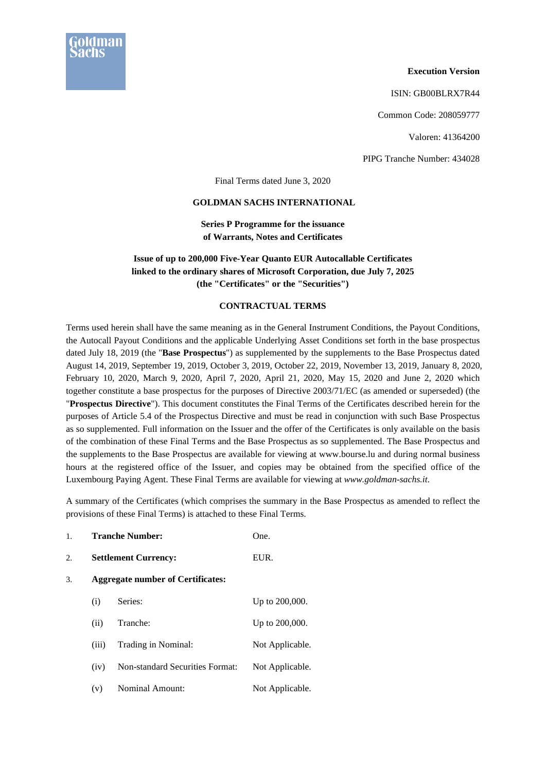**Execution Version**

ISIN: GB00BLRX7R44

Common Code: 208059777

Valoren: 41364200

PIPG Tranche Number: 434028

Final Terms dated June 3, 2020

**GOLDMAN SACHS INTERNATIONAL**

**Series P Programme for the issuance of Warrants, Notes and Certificates**

**Issue of up to 200,000 Five-Year Quanto EUR Autocallable Certificates linked to the ordinary shares of Microsoft Corporation, due July 7, 2025 (the "Certificates" or the "Securities")**

**CONTRACTUAL TERMS**

Terms used herein shall have the same meaning as in the General Instrument Conditions, the Payout Conditions, the Autocall Payout Conditions and the applicable Underlying Asset Conditions set forth in the base prospectus dated July 18, 2019 (the "**Base Prospectus**") as supplemented by the supplements to the Base Prospectus dated August 14, 2019, September 19, 2019, October 3, 2019, October 22, 2019, November 13, 2019, January 8, 2020, February 10, 2020, March 9, 2020, April 7, 2020, April 21, 2020, May 15, 2020 and June 2, 2020 which together constitute a base prospectus for the purposes of Directive 2003/71/EC (as amended or superseded) (the "**Prospectus Directive**"). This document constitutes the Final Terms of the Certificates described herein for the purposes of Article 5.4 of the Prospectus Directive and must be read in conjunction with such Base Prospectus as so supplemented. Full information on the Issuer and the offer of the Certificates is only available on the basis of the combination of these Final Terms and the Base Prospectus as so supplemented. The Base Prospectus and the supplements to the Base Prospectus are available for viewing at www.bourse.lu and during normal business hours at the registered office of the Issuer, and copies may be obtained from the specified office of the Luxembourg Paying Agent. These Final Terms are available for viewing at *www.goldman-sachs.it.*

A summary of the Certificates (which comprises the summary in the Base Prospectus as amended to reflect the provisions of these Final Terms) is attached to these Final Terms.

1. **Tranche Number:** One.

2. **Settlement Currency:** EUR.

3. **Aggregate number of Certificates:**

   (i) Series: Up to 200,000.

   (ii) Tranche: Up to 200,000.

   (iii) Trading in Nominal: Not Applicable.

   (iv) Non-standard Securities Format: Not Applicable.

   (v) Nominal Amount: Not Applicable.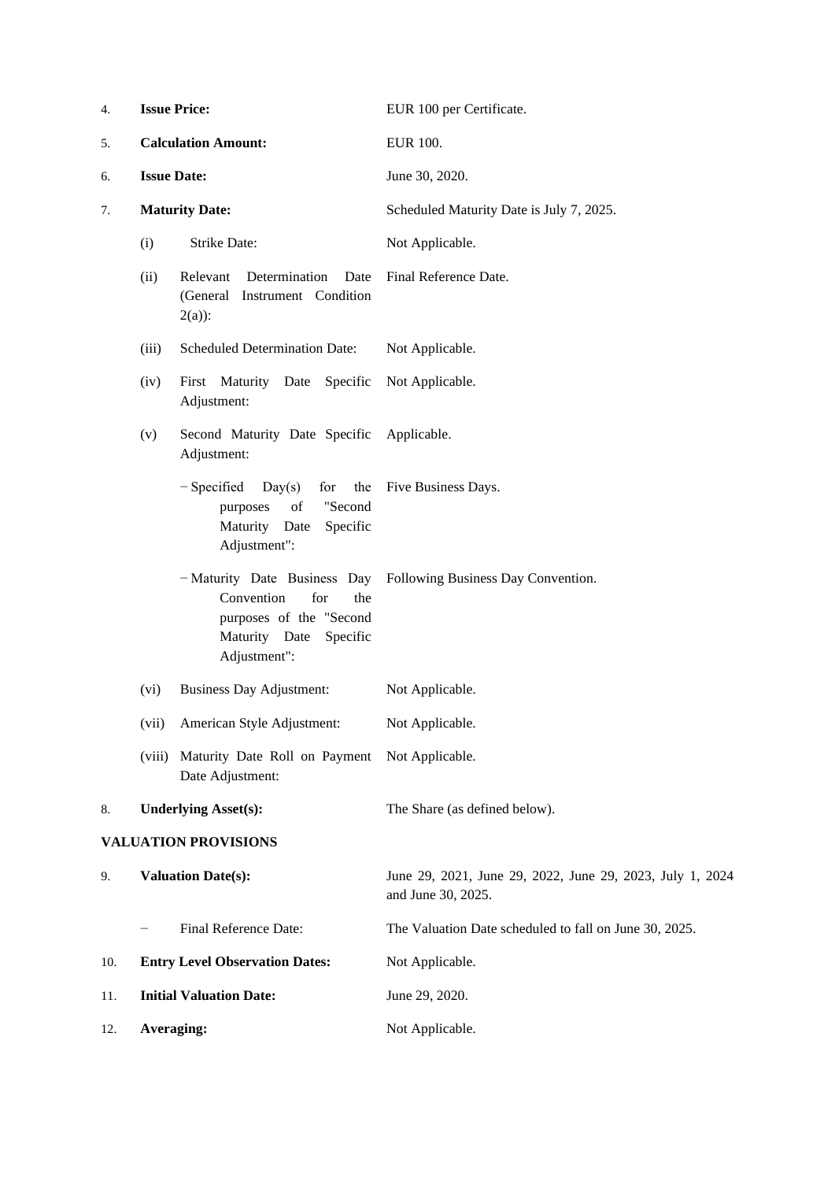| | | |
|---|---|---|
| 4. | **Issue Price:** | EUR 100 per Certificate. |
| 5. | **Calculation Amount:** | EUR 100. |
| 6. | **Issue Date:** | June 30, 2020. |
| 7. | **Maturity Date:** | Scheduled Maturity Date is July 7, 2025. |
| | (i) Strike Date: | Not Applicable. |
| | (ii) Relevant Determination Date (General Instrument Condition 2(a)): | Final Reference Date. |
| | (iii) Scheduled Determination Date: | Not Applicable. |
| | (iv) First Maturity Date Specific Adjustment: | Not Applicable. |
| | (v) Second Maturity Date Specific Adjustment: | Applicable. |
| | − Specified Day(s) for the purposes of "Second Maturity Date Specific Adjustment": | Five Business Days. |
| | − Maturity Date Business Day Convention for the purposes of the "Second Maturity Date Specific Adjustment": | Following Business Day Convention. |
| | (vi) Business Day Adjustment: | Not Applicable. |
| | (vii) American Style Adjustment: | Not Applicable. |
| | (viii) Maturity Date Roll on Payment Date Adjustment: | Not Applicable. |
| 8. | **Underlying Asset(s):** | The Share (as defined below). |

**VALUATION PROVISIONS**

| | | |
|---|---|---|
| 9. | **Valuation Date(s):** | June 29, 2021, June 29, 2022, June 29, 2023, July 1, 2024 and June 30, 2025. |
| | − Final Reference Date: | The Valuation Date scheduled to fall on June 30, 2025. |
| 10. | **Entry Level Observation Dates:** | Not Applicable. |
| 11. | **Initial Valuation Date:** | June 29, 2020. |
| 12. | **Averaging:** | Not Applicable. |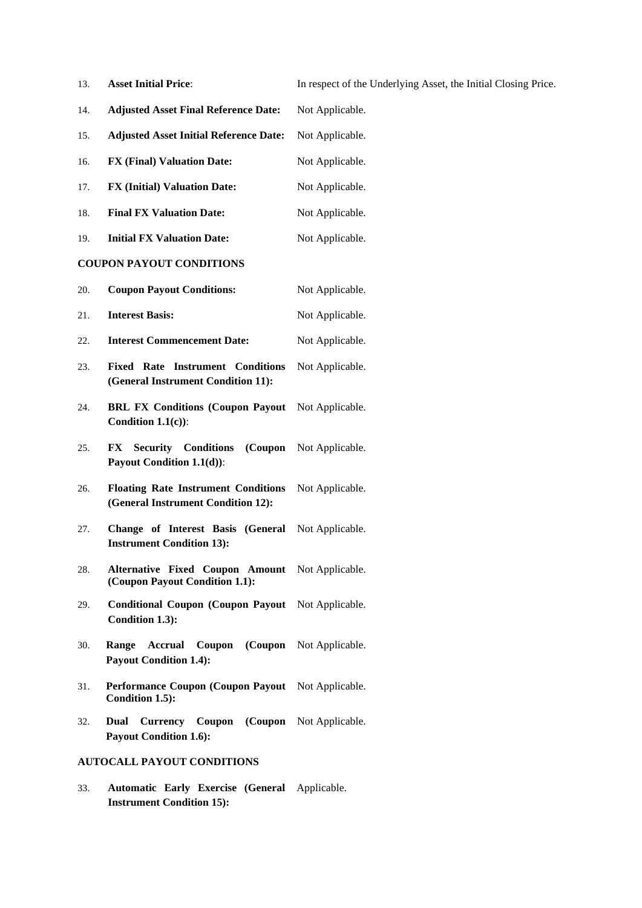13. **Asset Initial Price**: In respect of the Underlying Asset, the Initial Closing Price.

14. **Adjusted Asset Final Reference Date:** Not Applicable.

15. **Adjusted Asset Initial Reference Date:** Not Applicable.

16. **FX (Final) Valuation Date:** Not Applicable.

17. **FX (Initial) Valuation Date:** Not Applicable.

18. **Final FX Valuation Date:** Not Applicable.

19. **Initial FX Valuation Date:** Not Applicable.

**COUPON PAYOUT CONDITIONS**

20. **Coupon Payout Conditions:** Not Applicable.

21. **Interest Basis:** Not Applicable.

22. **Interest Commencement Date:** Not Applicable.

23. **Fixed Rate Instrument Conditions (General Instrument Condition 11):** Not Applicable.

24. **BRL FX Conditions (Coupon Payout Condition 1.1(c))**: Not Applicable.

25. **FX Security Conditions (Coupon Payout Condition 1.1(d))**: Not Applicable.

26. **Floating Rate Instrument Conditions (General Instrument Condition 12):** Not Applicable.

27. **Change of Interest Basis (General Instrument Condition 13):** Not Applicable.

28. **Alternative Fixed Coupon Amount (Coupon Payout Condition 1.1):** Not Applicable.

29. **Conditional Coupon (Coupon Payout Condition 1.3):** Not Applicable.

30. **Range Accrual Coupon (Coupon Payout Condition 1.4):** Not Applicable.

31. **Performance Coupon (Coupon Payout Condition 1.5):** Not Applicable.

32. **Dual Currency Coupon (Coupon Payout Condition 1.6):** Not Applicable.

**AUTOCALL PAYOUT CONDITIONS**

33. **Automatic Early Exercise (General Instrument Condition 15):** Applicable.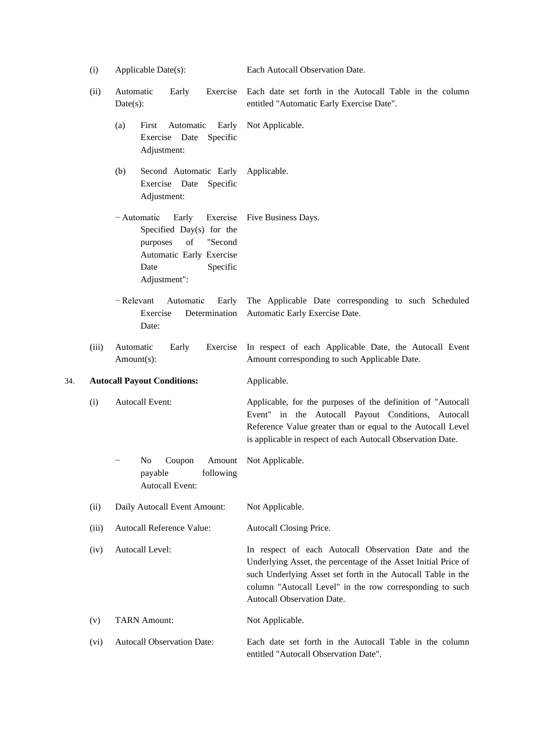| | | |
|---|---|---|
| (i) | Applicable Date(s): | Each Autocall Observation Date. |
| (ii) | Automatic Early Exercise Date(s): | Each date set forth in the Autocall Table in the column entitled "Automatic Early Exercise Date". |
| | (a) First Automatic Early Exercise Date Specific Adjustment: | Not Applicable. |
| | (b) Second Automatic Early Exercise Date Specific Adjustment: | Applicable. |
| | − Automatic Early Exercise Specified Day(s) for the purposes of "Second Automatic Early Exercise Date Specific Adjustment": | Five Business Days. |
| | − Relevant Automatic Early Exercise Determination Date: | The Applicable Date corresponding to such Scheduled Automatic Early Exercise Date. |
| (iii) | Automatic Early Exercise Amount(s): | In respect of each Applicable Date, the Autocall Event Amount corresponding to such Applicable Date. |

| | | |
|---|---|---|
| 34. | **Autocall Payout Conditions:** | Applicable. |
| (i) | Autocall Event: | Applicable, for the purposes of the definition of "Autocall Event" in the Autocall Payout Conditions, Autocall Reference Value greater than or equal to the Autocall Level is applicable in respect of each Autocall Observation Date. |
| | − No Coupon Amount payable following Autocall Event: | Not Applicable. |
| (ii) | Daily Autocall Event Amount: | Not Applicable. |
| (iii) | Autocall Reference Value: | Autocall Closing Price. |
| (iv) | Autocall Level: | In respect of each Autocall Observation Date and the Underlying Asset, the percentage of the Asset Initial Price of such Underlying Asset set forth in the Autocall Table in the column "Autocall Level" in the row corresponding to such Autocall Observation Date. |
| (v) | TARN Amount: | Not Applicable. |
| (vi) | Autocall Observation Date: | Each date set forth in the Autocall Table in the column entitled "Autocall Observation Date". |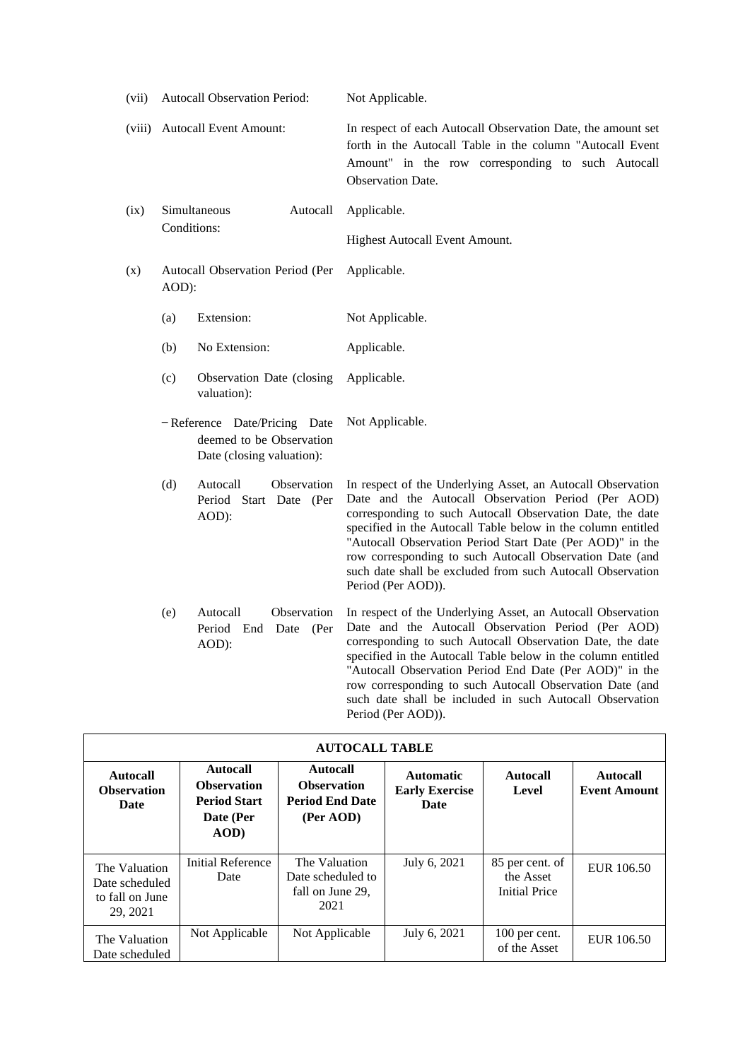(vii) Autocall Observation Period: Not Applicable.

(viii) Autocall Event Amount: In respect of each Autocall Observation Date, the amount set forth in the Autocall Table in the column "Autocall Event Amount" in the row corresponding to such Autocall Observation Date.

(ix) Simultaneous Autocall Conditions: Applicable.

Highest Autocall Event Amount.

(x) Autocall Observation Period (Per AOD): Applicable.

(a) Extension: Not Applicable.

(b) No Extension: Applicable.

(c) Observation Date (closing valuation): Applicable.

− Reference Date/Pricing Date deemed to be Observation Date (closing valuation): Not Applicable.

(d) Autocall Observation Period Start Date (Per AOD): In respect of the Underlying Asset, an Autocall Observation Date and the Autocall Observation Period (Per AOD) corresponding to such Autocall Observation Date, the date specified in the Autocall Table below in the column entitled "Autocall Observation Period Start Date (Per AOD)" in the row corresponding to such Autocall Observation Date (and such date shall be excluded from such Autocall Observation Period (Per AOD)).

(e) Autocall Observation Period End Date (Per AOD): In respect of the Underlying Asset, an Autocall Observation Date and the Autocall Observation Period (Per AOD) corresponding to such Autocall Observation Date, the date specified in the Autocall Table below in the column entitled "Autocall Observation Period End Date (Per AOD)" in the row corresponding to such Autocall Observation Date (and such date shall be included in such Autocall Observation Period (Per AOD)).

| AUTOCALL TABLE | | | | | |
|---|---|---|---|---|---|
| **Autocall Observation Date** | **Autocall Observation Period Start Date (Per AOD)** | **Autocall Observation Period End Date (Per AOD)** | **Automatic Early Exercise Date** | **Autocall Level** | **Autocall Event Amount** |
| The Valuation Date scheduled to fall on June 29, 2021 | Initial Reference Date | The Valuation Date scheduled to fall on June 29, 2021 | July 6, 2021 | 85 per cent. of the Asset Initial Price | EUR 106.50 |
| The Valuation Date scheduled | Not Applicable | Not Applicable | July 6, 2021 | 100 per cent. of the Asset | EUR 106.50 |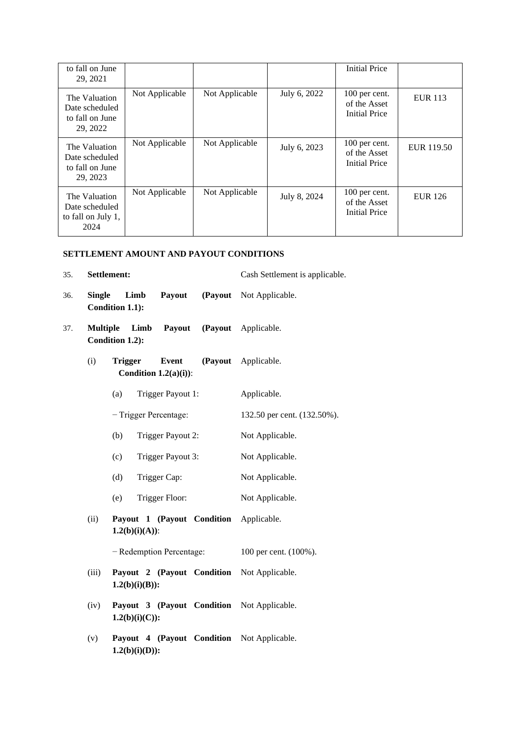| to fall on June 29, 2021 | | | | Initial Price | |
|---|---|---|---|---|---|
| The Valuation Date scheduled to fall on June 29, 2022 | Not Applicable | Not Applicable | July 6, 2022 | 100 per cent. of the Asset Initial Price | EUR 113 |
| The Valuation Date scheduled to fall on June 29, 2023 | Not Applicable | Not Applicable | July 6, 2023 | 100 per cent. of the Asset Initial Price | EUR 119.50 |
| The Valuation Date scheduled to fall on July 1, 2024 | Not Applicable | Not Applicable | July 8, 2024 | 100 per cent. of the Asset Initial Price | EUR 126 |

**SETTLEMENT AMOUNT AND PAYOUT CONDITIONS**

35. **Settlement:** Cash Settlement is applicable.

36. **Single Limb Payout (Payout Condition 1.1):** Not Applicable.

37. **Multiple Limb Payout (Payout Condition 1.2):** Applicable.

    (i) **Trigger Event (Payout Condition 1.2(a)(i))**: Applicable.

    (a) Trigger Payout 1: Applicable.

    − Trigger Percentage: 132.50 per cent. (132.50%).

    (b) Trigger Payout 2: Not Applicable.

    (c) Trigger Payout 3: Not Applicable.

    (d) Trigger Cap: Not Applicable.

    (e) Trigger Floor: Not Applicable.

    (ii) **Payout 1 (Payout Condition 1.2(b)(i)(A))**: Applicable.

    − Redemption Percentage: 100 per cent. (100%).

    (iii) **Payout 2 (Payout Condition 1.2(b)(i)(B)):** Not Applicable.

    (iv) **Payout 3 (Payout Condition 1.2(b)(i)(C)):** Not Applicable.

    (v) **Payout 4 (Payout Condition 1.2(b)(i)(D)):** Not Applicable.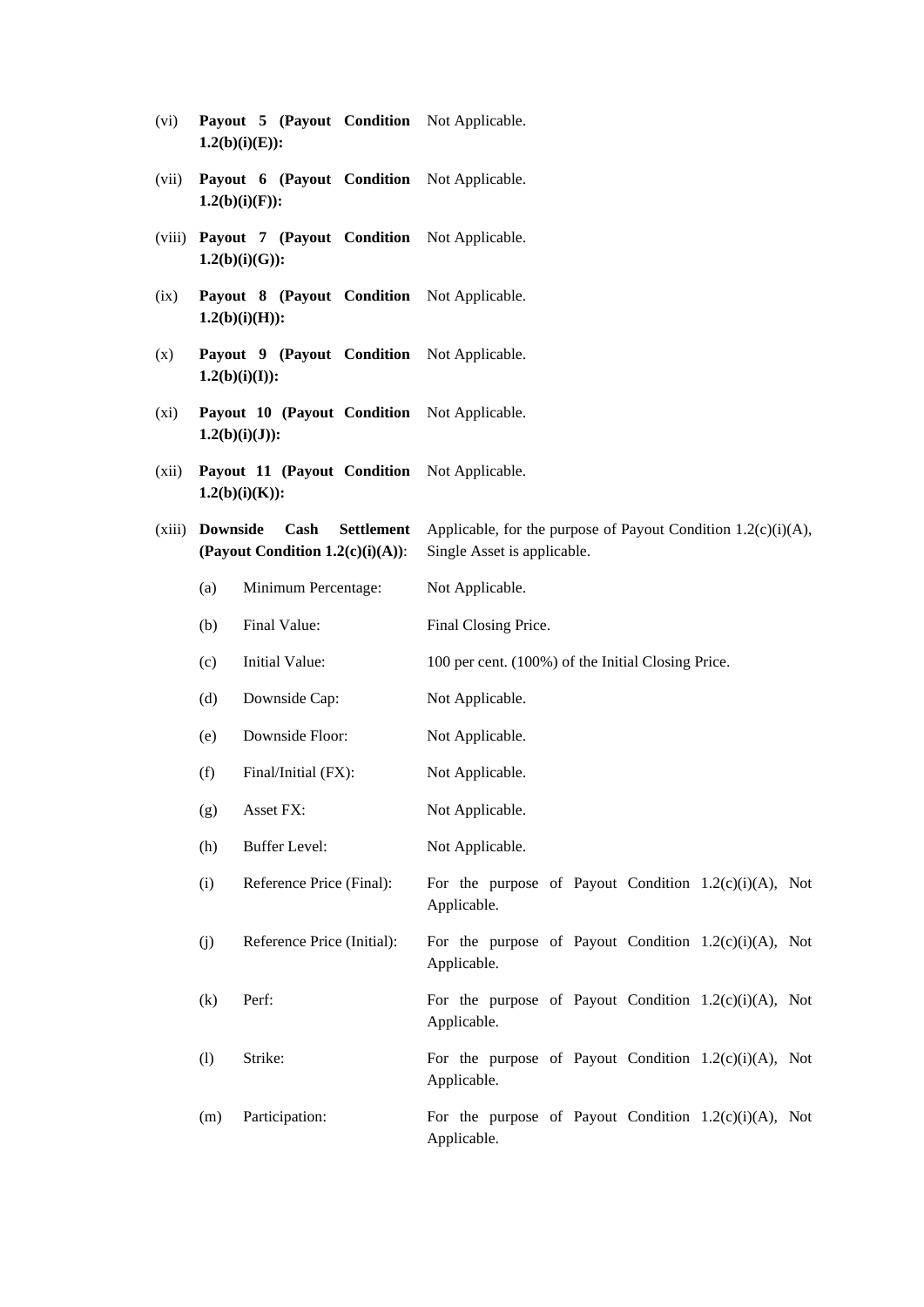(vi) **Payout 5 (Payout Condition 1.2(b)(i)(E)):** Not Applicable.

(vii) **Payout 6 (Payout Condition 1.2(b)(i)(F)):** Not Applicable.

(viii) **Payout 7 (Payout Condition 1.2(b)(i)(G)):** Not Applicable.

(ix) **Payout 8 (Payout Condition 1.2(b)(i)(H)):** Not Applicable.

(x) **Payout 9 (Payout Condition 1.2(b)(i)(I)):** Not Applicable.

(xi) **Payout 10 (Payout Condition 1.2(b)(i)(J)):** Not Applicable.

(xii) **Payout 11 (Payout Condition 1.2(b)(i)(K)):** Not Applicable.

(xiii) **Downside Cash Settlement (Payout Condition 1.2(c)(i)(A))**: Applicable, for the purpose of Payout Condition 1.2(c)(i)(A), Single Asset is applicable.

(a) Minimum Percentage: Not Applicable.

(b) Final Value: Final Closing Price.

(c) Initial Value: 100 per cent. (100%) of the Initial Closing Price.

(d) Downside Cap: Not Applicable.

(e) Downside Floor: Not Applicable.

(f) Final/Initial (FX): Not Applicable.

(g) Asset FX: Not Applicable.

(h) Buffer Level: Not Applicable.

(i) Reference Price (Final): For the purpose of Payout Condition 1.2(c)(i)(A), Not Applicable.

(j) Reference Price (Initial): For the purpose of Payout Condition 1.2(c)(i)(A), Not Applicable.

(k) Perf: For the purpose of Payout Condition 1.2(c)(i)(A), Not Applicable.

(l) Strike: For the purpose of Payout Condition 1.2(c)(i)(A), Not Applicable.

(m) Participation: For the purpose of Payout Condition 1.2(c)(i)(A), Not Applicable.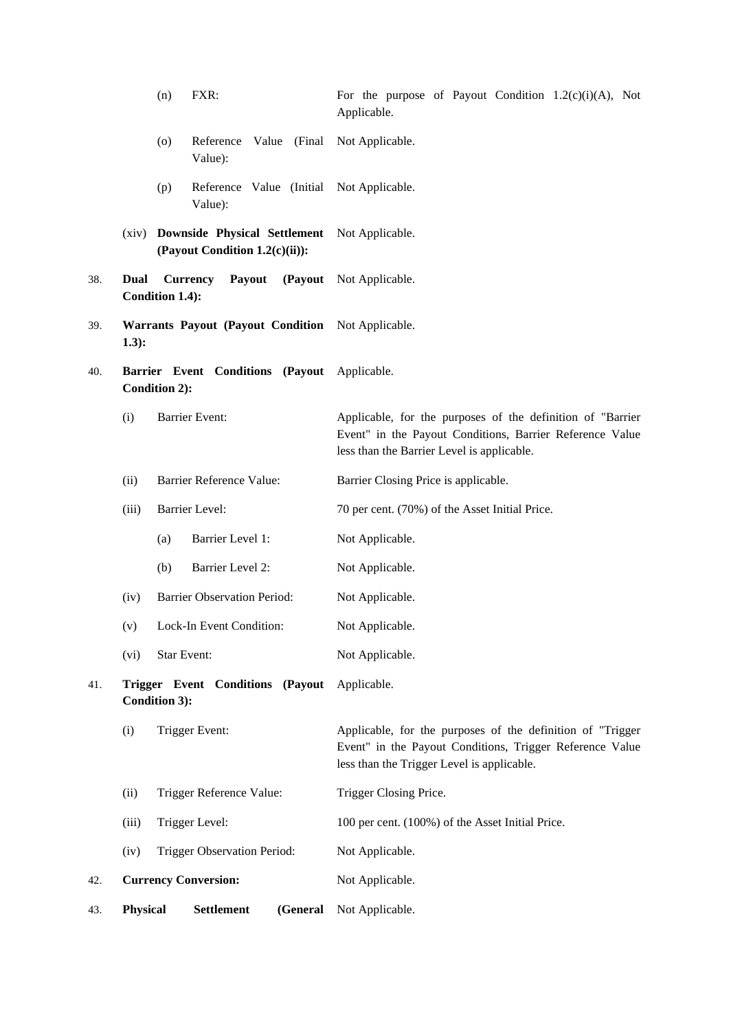| | | |
|---|---|---|
| | (n) FXR: | For the purpose of Payout Condition 1.2(c)(i)(A), Not Applicable. |
| | (o) Reference Value (Final Value): | Not Applicable. |
| | (p) Reference Value (Initial Value): | Not Applicable. |
| | (xiv) **Downside Physical Settlement (Payout Condition 1.2(c)(ii)):** | Not Applicable. |
| 38. | **Dual Currency Payout (Payout Condition 1.4):** | Not Applicable. |
| 39. | **Warrants Payout (Payout Condition 1.3):** | Not Applicable. |
| 40. | **Barrier Event Conditions (Payout Condition 2):** | Applicable. |
| | (i) Barrier Event: | Applicable, for the purposes of the definition of "Barrier Event" in the Payout Conditions, Barrier Reference Value less than the Barrier Level is applicable. |
| | (ii) Barrier Reference Value: | Barrier Closing Price is applicable. |
| | (iii) Barrier Level: | 70 per cent. (70%) of the Asset Initial Price. |
| | (a) Barrier Level 1: | Not Applicable. |
| | (b) Barrier Level 2: | Not Applicable. |
| | (iv) Barrier Observation Period: | Not Applicable. |
| | (v) Lock-In Event Condition: | Not Applicable. |
| | (vi) Star Event: | Not Applicable. |
| 41. | **Trigger Event Conditions (Payout Condition 3):** | Applicable. |
| | (i) Trigger Event: | Applicable, for the purposes of the definition of "Trigger Event" in the Payout Conditions, Trigger Reference Value less than the Trigger Level is applicable. |
| | (ii) Trigger Reference Value: | Trigger Closing Price. |
| | (iii) Trigger Level: | 100 per cent. (100%) of the Asset Initial Price. |
| | (iv) Trigger Observation Period: | Not Applicable. |
| 42. | **Currency Conversion:** | Not Applicable. |
| 43. | **Physical Settlement (General** | Not Applicable. |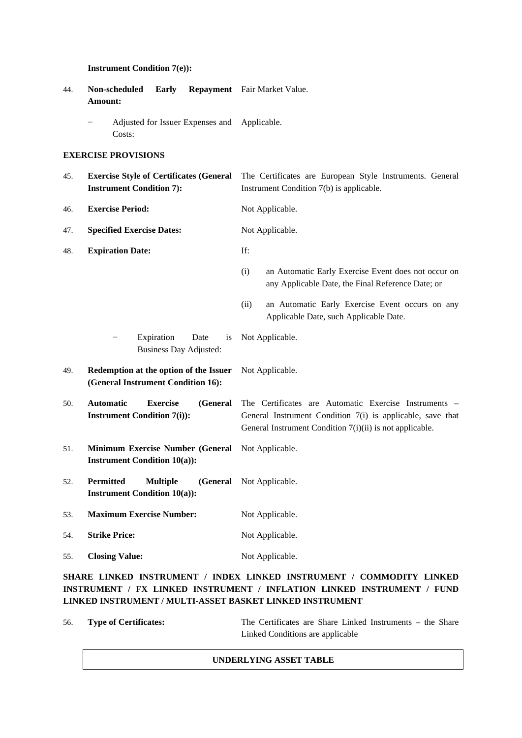**Instrument Condition 7(e)):**

| | | |
|---|---|---|
| 44. | **Non-scheduled Early Repayment Amount:** | Fair Market Value. |
| | − Adjusted for Issuer Expenses and Costs: | Applicable. |

**EXERCISE PROVISIONS**

| | | |
|---|---|---|
| 45. | **Exercise Style of Certificates (General Instrument Condition 7):** | The Certificates are European Style Instruments. General Instrument Condition 7(b) is applicable. |
| 46. | **Exercise Period:** | Not Applicable. |
| 47. | **Specified Exercise Dates:** | Not Applicable. |
| 48. | **Expiration Date:** | If:<br>(i) an Automatic Early Exercise Event does not occur on any Applicable Date, the Final Reference Date; or<br>(ii) an Automatic Early Exercise Event occurs on any Applicable Date, such Applicable Date. |
| | − Expiration Date is Business Day Adjusted: | Not Applicable. |
| 49. | **Redemption at the option of the Issuer (General Instrument Condition 16):** | Not Applicable. |
| 50. | **Automatic Exercise (General Instrument Condition 7(i)):** | The Certificates are Automatic Exercise Instruments – General Instrument Condition 7(i) is applicable, save that General Instrument Condition 7(i)(ii) is not applicable. |
| 51. | **Minimum Exercise Number (General Instrument Condition 10(a)):** | Not Applicable. |
| 52. | **Permitted Multiple (General Instrument Condition 10(a)):** | Not Applicable. |
| 53. | **Maximum Exercise Number:** | Not Applicable. |
| 54. | **Strike Price:** | Not Applicable. |
| 55. | **Closing Value:** | Not Applicable. |

**SHARE LINKED INSTRUMENT / INDEX LINKED INSTRUMENT / COMMODITY LINKED INSTRUMENT / FX LINKED INSTRUMENT / INFLATION LINKED INSTRUMENT / FUND LINKED INSTRUMENT / MULTI-ASSET BASKET LINKED INSTRUMENT**

| | | |
|---|---|---|
| 56. | **Type of Certificates:** | The Certificates are Share Linked Instruments – the Share Linked Conditions are applicable |

| **UNDERLYING ASSET TABLE** |
|---|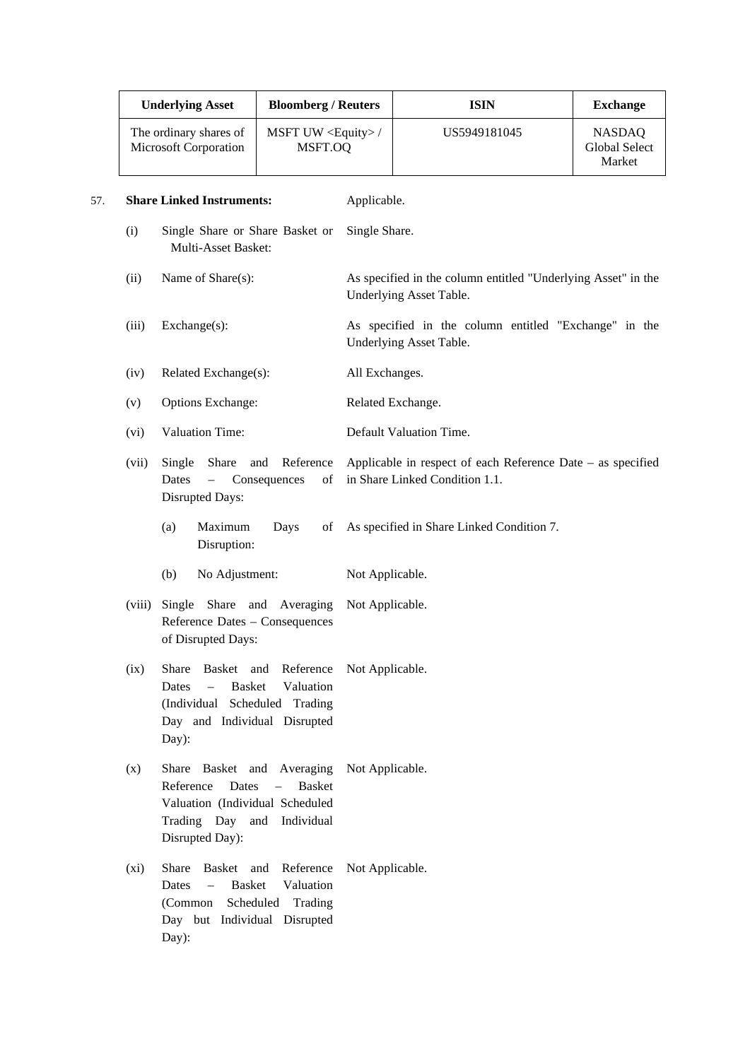| Underlying Asset | Bloomberg / Reuters | ISIN | Exchange |
| --- | --- | --- | --- |
| The ordinary shares of Microsoft Corporation | MSFT UW <Equity> / MSFT.OQ | US5949181045 | NASDAQ Global Select Market |

57. **Share Linked Instruments:** Applicable.

(i) Single Share or Share Basket or Multi-Asset Basket: Single Share.

(ii) Name of Share(s): As specified in the column entitled "Underlying Asset" in the Underlying Asset Table.

(iii) Exchange(s): As specified in the column entitled "Exchange" in the Underlying Asset Table.

(iv) Related Exchange(s): All Exchanges.

(v) Options Exchange: Related Exchange.

(vi) Valuation Time: Default Valuation Time.

(vii) Single Share and Reference Dates – Consequences of Disrupted Days: Applicable in respect of each Reference Date – as specified in Share Linked Condition 1.1.

(a) Maximum Days of Disruption: As specified in Share Linked Condition 7.

(b) No Adjustment: Not Applicable.

(viii) Single Share and Averaging Reference Dates – Consequences of Disrupted Days: Not Applicable.

(ix) Share Basket and Reference Dates – Basket Valuation (Individual Scheduled Trading Day and Individual Disrupted Day): Not Applicable.

(x) Share Basket and Averaging Reference Dates – Basket Valuation (Individual Scheduled Trading Day and Individual Disrupted Day): Not Applicable.

(xi) Share Basket and Reference Dates – Basket Valuation (Common Scheduled Trading Day but Individual Disrupted Day): Not Applicable.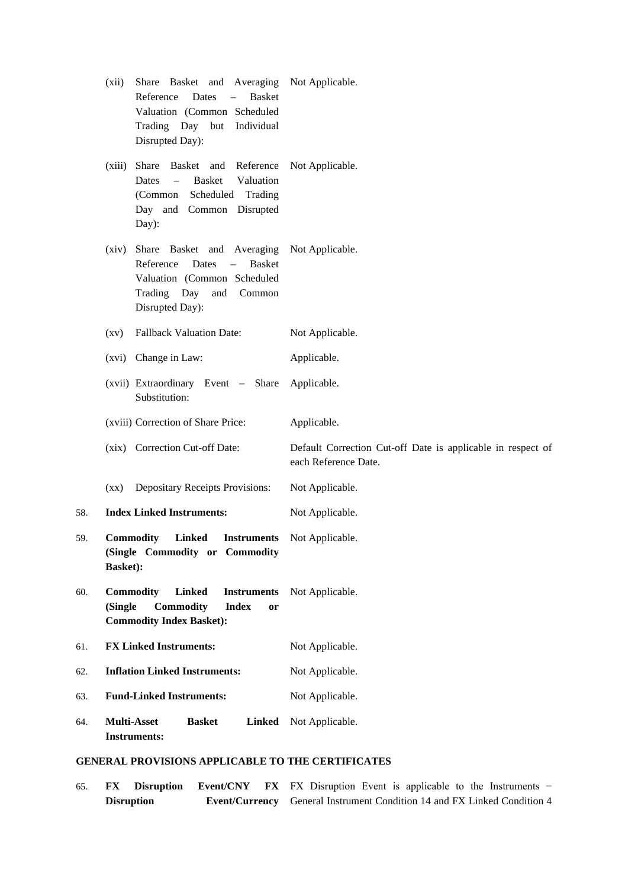| | | |
|---|---|---|
| | (xii) Share Basket and Averaging Reference Dates – Basket Valuation (Common Scheduled Trading Day but Individual Disrupted Day): | Not Applicable. |
| | (xiii) Share Basket and Reference Dates – Basket Valuation (Common Scheduled Trading Day and Common Disrupted Day): | Not Applicable. |
| | (xiv) Share Basket and Averaging Reference Dates – Basket Valuation (Common Scheduled Trading Day and Common Disrupted Day): | Not Applicable. |
| | (xv) Fallback Valuation Date: | Not Applicable. |
| | (xvi) Change in Law: | Applicable. |
| | (xvii) Extraordinary Event – Share Substitution: | Applicable. |
| | (xviii) Correction of Share Price: | Applicable. |
| | (xix) Correction Cut-off Date: | Default Correction Cut-off Date is applicable in respect of each Reference Date. |
| | (xx) Depositary Receipts Provisions: | Not Applicable. |
| 58. | **Index Linked Instruments:** | Not Applicable. |
| 59. | **Commodity Linked Instruments (Single Commodity or Commodity Basket):** | Not Applicable. |
| 60. | **Commodity Linked Instruments (Single Commodity Index or Commodity Index Basket):** | Not Applicable. |
| 61. | **FX Linked Instruments:** | Not Applicable. |
| 62. | **Inflation Linked Instruments:** | Not Applicable. |
| 63. | **Fund-Linked Instruments:** | Not Applicable. |
| 64. | **Multi-Asset Basket Linked Instruments:** | Not Applicable. |

**GENERAL PROVISIONS APPLICABLE TO THE CERTIFICATES**

| | | |
|---|---|---|
| 65. | **FX Disruption Event/CNY FX Disruption Event/Currency** | FX Disruption Event is applicable to the Instruments − General Instrument Condition 14 and FX Linked Condition 4 |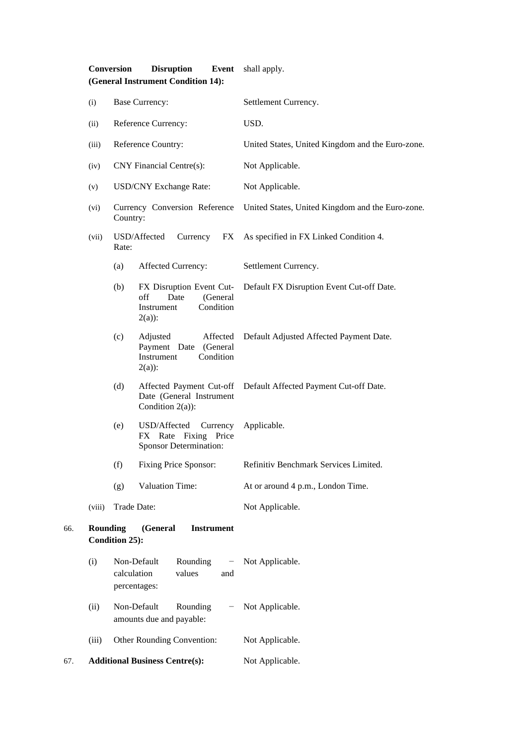**Conversion Disruption Event (General Instrument Condition 14):** shall apply.

| | | |
|---|---|---|
| (i) | Base Currency: | Settlement Currency. |
| (ii) | Reference Currency: | USD. |
| (iii) | Reference Country: | United States, United Kingdom and the Euro-zone. |
| (iv) | CNY Financial Centre(s): | Not Applicable. |
| (v) | USD/CNY Exchange Rate: | Not Applicable. |
| (vi) | Currency Conversion Reference Country: | United States, United Kingdom and the Euro-zone. |
| (vii) | USD/Affected Currency FX Rate: | As specified in FX Linked Condition 4. |
| | (a) Affected Currency: | Settlement Currency. |
| | (b) FX Disruption Event Cut-off Date (General Instrument Condition 2(a)): | Default FX Disruption Event Cut-off Date. |
| | (c) Adjusted Affected Payment Date (General Instrument Condition 2(a)): | Default Adjusted Affected Payment Date. |
| | (d) Affected Payment Cut-off Date (General Instrument Condition 2(a)): | Default Affected Payment Cut-off Date. |
| | (e) USD/Affected Currency FX Rate Fixing Price Sponsor Determination: | Applicable. |
| | (f) Fixing Price Sponsor: | Refinitiv Benchmark Services Limited. |
| | (g) Valuation Time: | At or around 4 p.m., London Time. |
| (viii) | Trade Date: | Not Applicable. |

66. **Rounding (General Instrument Condition 25):**

| | | |
|---|---|---|
| (i) | Non-Default Rounding − calculation values and percentages: | Not Applicable. |
| (ii) | Non-Default Rounding − amounts due and payable: | Not Applicable. |
| (iii) | Other Rounding Convention: | Not Applicable. |

67. **Additional Business Centre(s):** Not Applicable.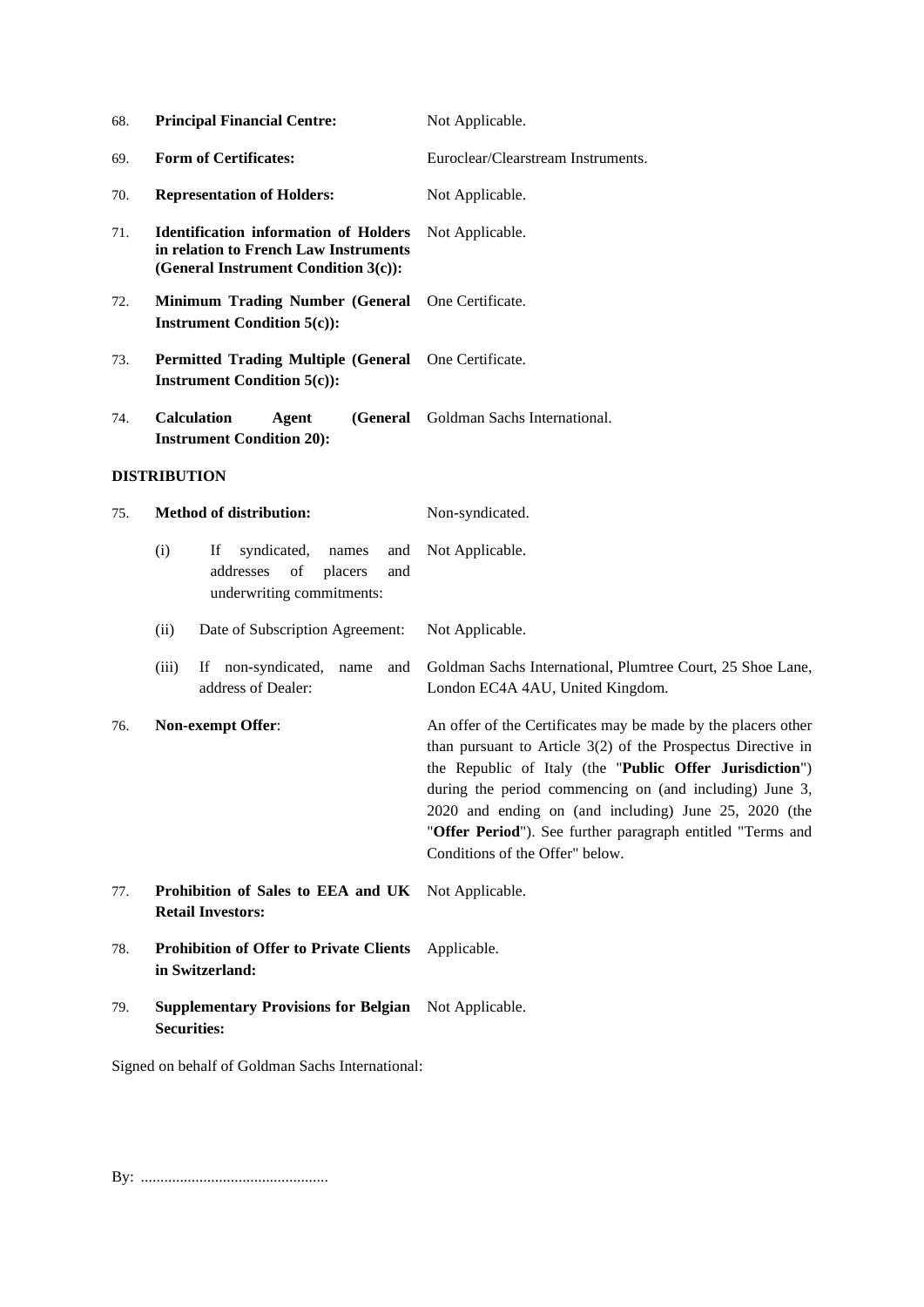| | | |
|---|---|---|
| 68. | **Principal Financial Centre:** | Not Applicable. |
| 69. | **Form of Certificates:** | Euroclear/Clearstream Instruments. |
| 70. | **Representation of Holders:** | Not Applicable. |
| 71. | **Identification information of Holders in relation to French Law Instruments (General Instrument Condition 3(c)):** | Not Applicable. |
| 72. | **Minimum Trading Number (General Instrument Condition 5(c)):** | One Certificate. |
| 73. | **Permitted Trading Multiple (General Instrument Condition 5(c)):** | One Certificate. |
| 74. | **Calculation Agent (General Instrument Condition 20):** | Goldman Sachs International. |

**DISTRIBUTION**

| | | |
|---|---|---|
| 75. | **Method of distribution:** | Non-syndicated. |
| | (i) If syndicated, names and addresses of placers and underwriting commitments: | Not Applicable. |
| | (ii) Date of Subscription Agreement: | Not Applicable. |
| | (iii) If non-syndicated, name and address of Dealer: | Goldman Sachs International, Plumtree Court, 25 Shoe Lane, London EC4A 4AU, United Kingdom. |
| 76. | **Non-exempt Offer**: | An offer of the Certificates may be made by the placers other than pursuant to Article 3(2) of the Prospectus Directive in the Republic of Italy (the "**Public Offer Jurisdiction**") during the period commencing on (and including) June 3, 2020 and ending on (and including) June 25, 2020 (the "**Offer Period**"). See further paragraph entitled "Terms and Conditions of the Offer" below. |
| 77. | **Prohibition of Sales to EEA and UK Retail Investors:** | Not Applicable. |
| 78. | **Prohibition of Offer to Private Clients in Switzerland:** | Applicable. |
| 79. | **Supplementary Provisions for Belgian Securities:** | Not Applicable. |

Signed on behalf of Goldman Sachs International:

By: ................................................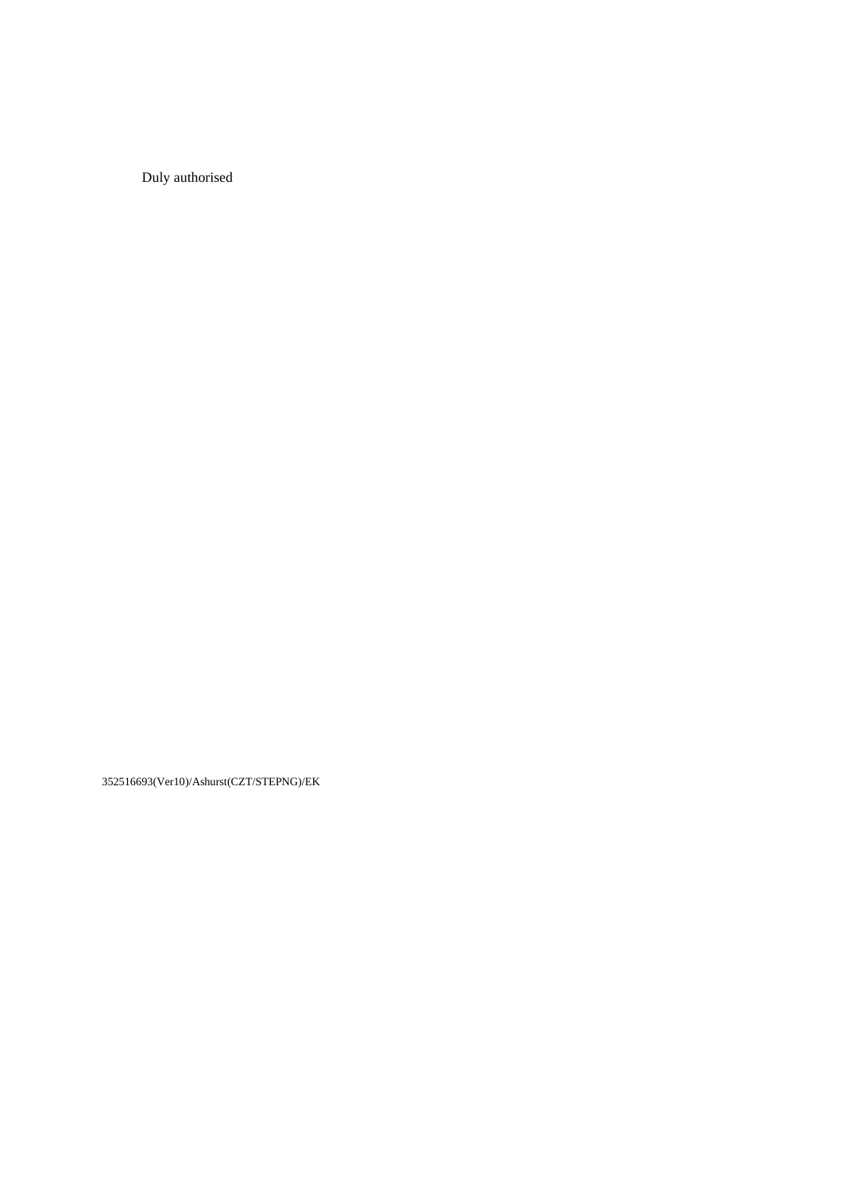Duly authorised

352516693(Ver10)/Ashurst(CZT/STEPNG)/EK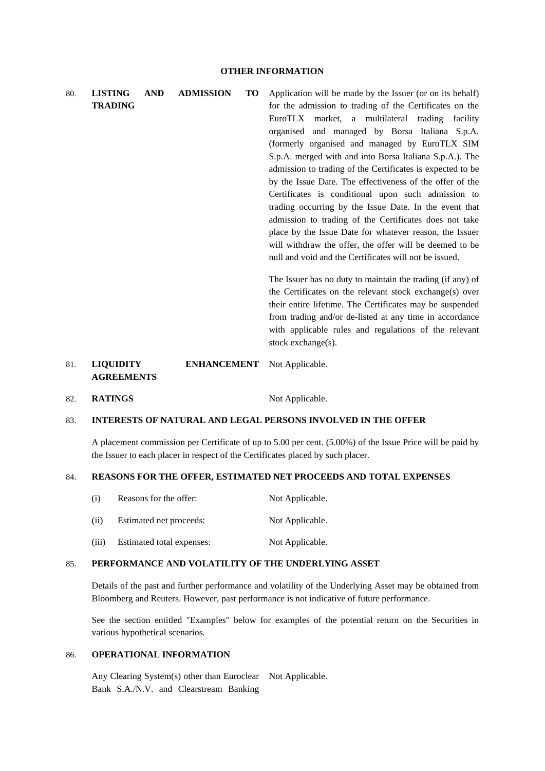## OTHER INFORMATION

80. **LISTING AND ADMISSION TO TRADING**

Application will be made by the Issuer (or on its behalf) for the admission to trading of the Certificates on the EuroTLX market, a multilateral trading facility organised and managed by Borsa Italiana S.p.A. (formerly organised and managed by EuroTLX SIM S.p.A. merged with and into Borsa Italiana S.p.A.). The admission to trading of the Certificates is expected to be by the Issue Date. The effectiveness of the offer of the Certificates is conditional upon such admission to trading occurring by the Issue Date. In the event that admission to trading of the Certificates does not take place by the Issue Date for whatever reason, the Issuer will withdraw the offer, the offer will be deemed to be null and void and the Certificates will not be issued.

The Issuer has no duty to maintain the trading (if any) of the Certificates on the relevant stock exchange(s) over their entire lifetime. The Certificates may be suspended from trading and/or de-listed at any time in accordance with applicable rules and regulations of the relevant stock exchange(s).

81. **LIQUIDITY ENHANCEMENT AGREEMENTS** Not Applicable.

82. **RATINGS** Not Applicable.

83. **INTERESTS OF NATURAL AND LEGAL PERSONS INVOLVED IN THE OFFER**

A placement commission per Certificate of up to 5.00 per cent. (5.00%) of the Issue Price will be paid by the Issuer to each placer in respect of the Certificates placed by such placer.

84. **REASONS FOR THE OFFER, ESTIMATED NET PROCEEDS AND TOTAL EXPENSES**

| | | |
|---|---|---|
| (i) | Reasons for the offer: | Not Applicable. |
| (ii) | Estimated net proceeds: | Not Applicable. |
| (iii) | Estimated total expenses: | Not Applicable. |

85. **PERFORMANCE AND VOLATILITY OF THE UNDERLYING ASSET**

Details of the past and further performance and volatility of the Underlying Asset may be obtained from Bloomberg and Reuters. However, past performance is not indicative of future performance.

See the section entitled "Examples" below for examples of the potential return on the Securities in various hypothetical scenarios.

86. **OPERATIONAL INFORMATION**

Any Clearing System(s) other than Euroclear Bank S.A./N.V. and Clearstream Banking Not Applicable.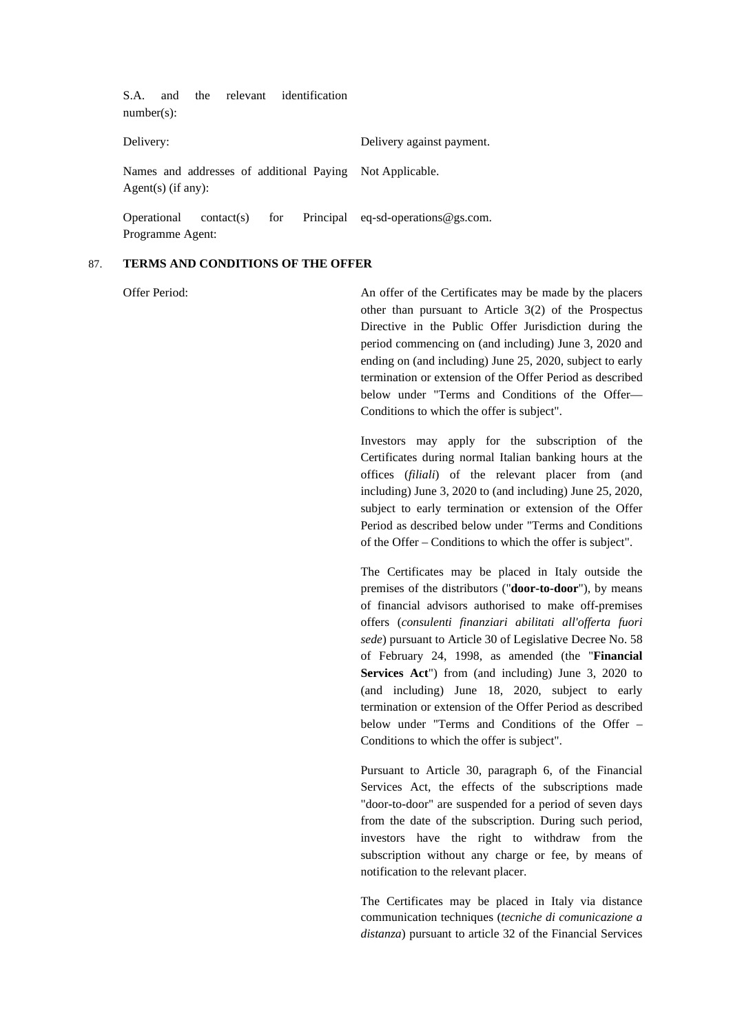S.A. and the relevant identification number(s):

| | |
|---|---|
| Delivery: | Delivery against payment. |
| Names and addresses of additional Paying Agent(s) (if any): | Not Applicable. |
| Operational contact(s) for Principal Programme Agent: | eq-sd-operations@gs.com. |

87. **TERMS AND CONDITIONS OF THE OFFER**

Offer Period:

An offer of the Certificates may be made by the placers other than pursuant to Article 3(2) of the Prospectus Directive in the Public Offer Jurisdiction during the period commencing on (and including) June 3, 2020 and ending on (and including) June 25, 2020, subject to early termination or extension of the Offer Period as described below under "Terms and Conditions of the Offer—Conditions to which the offer is subject".

Investors may apply for the subscription of the Certificates during normal Italian banking hours at the offices (*filiali*) of the relevant placer from (and including) June 3, 2020 to (and including) June 25, 2020, subject to early termination or extension of the Offer Period as described below under "Terms and Conditions of the Offer – Conditions to which the offer is subject".

The Certificates may be placed in Italy outside the premises of the distributors ("**door-to-door**"), by means of financial advisors authorised to make off-premises offers (*consulenti finanziari abilitati all'offerta fuori sede*) pursuant to Article 30 of Legislative Decree No. 58 of February 24, 1998, as amended (the "**Financial Services Act**") from (and including) June 3, 2020 to (and including) June 18, 2020, subject to early termination or extension of the Offer Period as described below under "Terms and Conditions of the Offer – Conditions to which the offer is subject".

Pursuant to Article 30, paragraph 6, of the Financial Services Act, the effects of the subscriptions made "door-to-door" are suspended for a period of seven days from the date of the subscription. During such period, investors have the right to withdraw from the subscription without any charge or fee, by means of notification to the relevant placer.

The Certificates may be placed in Italy via distance communication techniques (*tecniche di comunicazione a distanza*) pursuant to article 32 of the Financial Services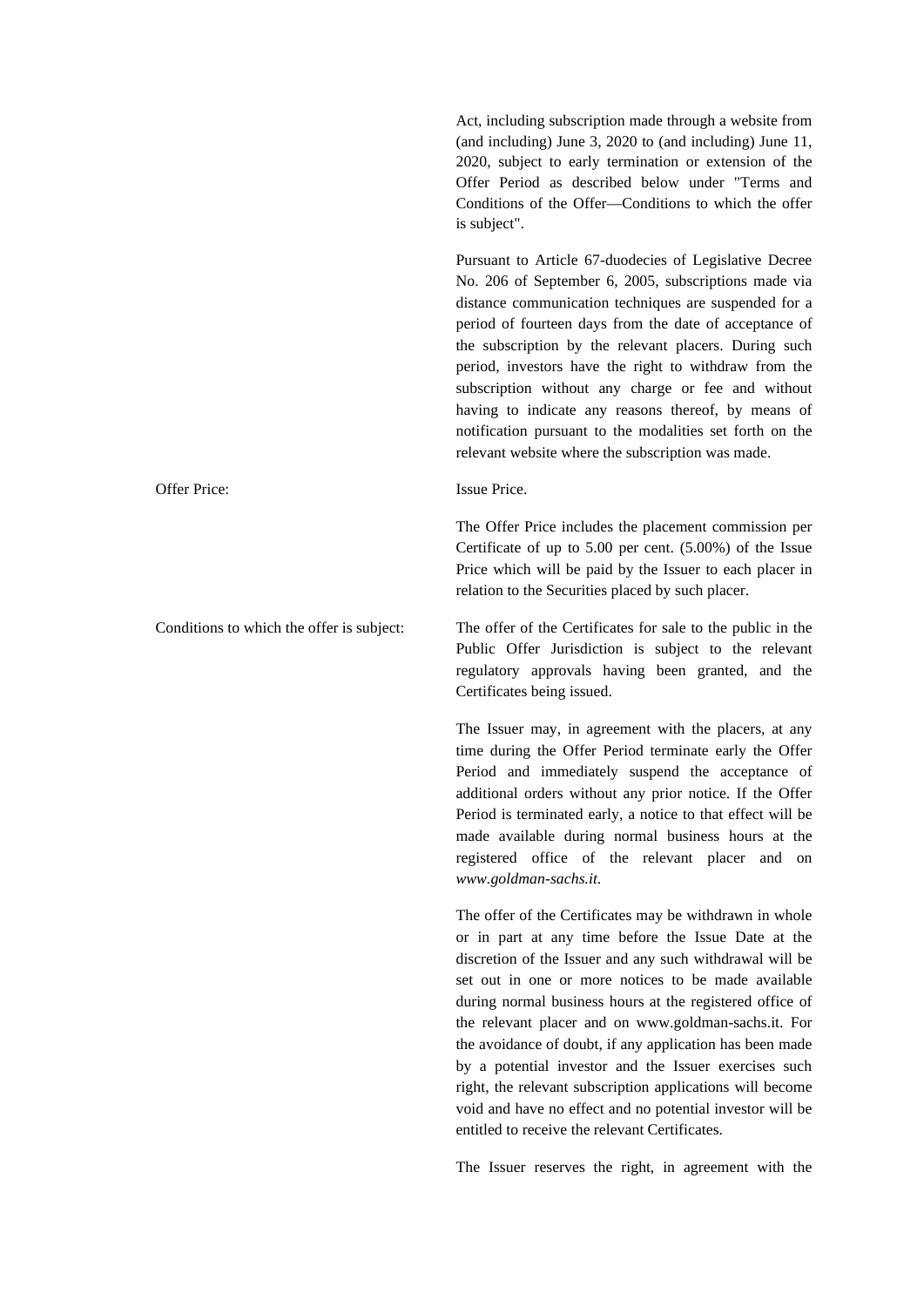Act, including subscription made through a website from (and including) June 3, 2020 to (and including) June 11, 2020, subject to early termination or extension of the Offer Period as described below under "Terms and Conditions of the Offer—Conditions to which the offer is subject".

Pursuant to Article 67-duodecies of Legislative Decree No. 206 of September 6, 2005, subscriptions made via distance communication techniques are suspended for a period of fourteen days from the date of acceptance of the subscription by the relevant placers. During such period, investors have the right to withdraw from the subscription without any charge or fee and without having to indicate any reasons thereof, by means of notification pursuant to the modalities set forth on the relevant website where the subscription was made.

Offer Price: Issue Price.

The Offer Price includes the placement commission per Certificate of up to 5.00 per cent. (5.00%) of the Issue Price which will be paid by the Issuer to each placer in relation to the Securities placed by such placer.

Conditions to which the offer is subject: The offer of the Certificates for sale to the public in the Public Offer Jurisdiction is subject to the relevant regulatory approvals having been granted, and the Certificates being issued.

The Issuer may, in agreement with the placers, at any time during the Offer Period terminate early the Offer Period and immediately suspend the acceptance of additional orders without any prior notice. If the Offer Period is terminated early, a notice to that effect will be made available during normal business hours at the registered office of the relevant placer and on *www.goldman-sachs.it*.

The offer of the Certificates may be withdrawn in whole or in part at any time before the Issue Date at the discretion of the Issuer and any such withdrawal will be set out in one or more notices to be made available during normal business hours at the registered office of the relevant placer and on www.goldman-sachs.it. For the avoidance of doubt, if any application has been made by a potential investor and the Issuer exercises such right, the relevant subscription applications will become void and have no effect and no potential investor will be entitled to receive the relevant Certificates.

The Issuer reserves the right, in agreement with the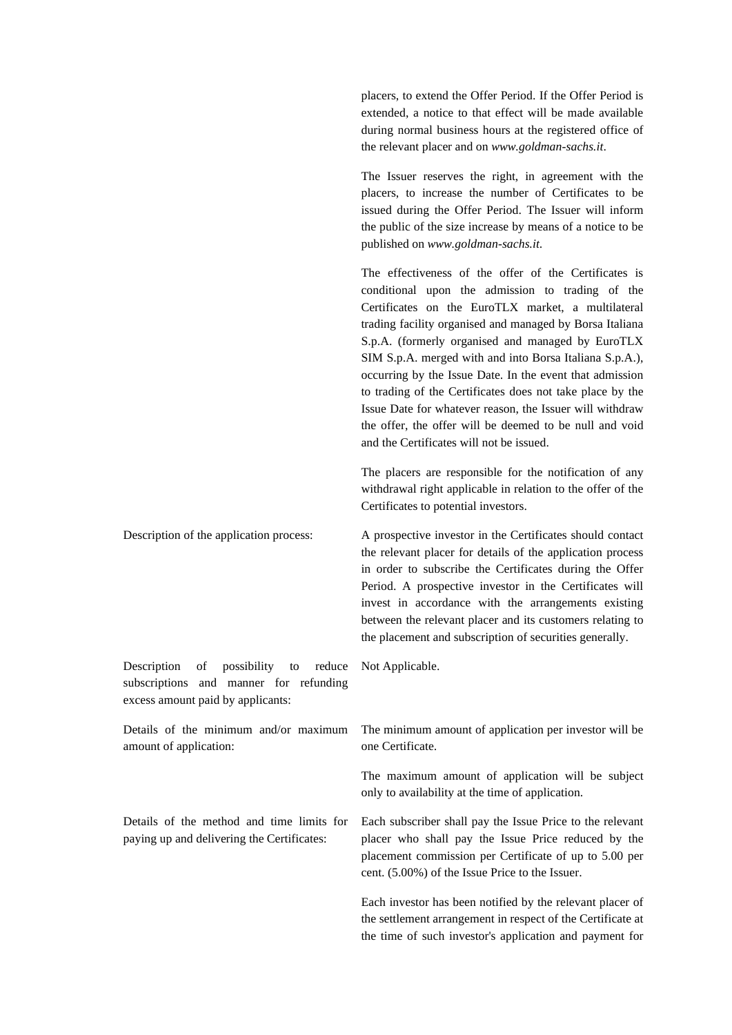| | |
|---|---|
| | placers, to extend the Offer Period. If the Offer Period is extended, a notice to that effect will be made available during normal business hours at the registered office of the relevant placer and on *www.goldman-sachs.it*. |
| | The Issuer reserves the right, in agreement with the placers, to increase the number of Certificates to be issued during the Offer Period. The Issuer will inform the public of the size increase by means of a notice to be published on *www.goldman-sachs.it*. |
| | The effectiveness of the offer of the Certificates is conditional upon the admission to trading of the Certificates on the EuroTLX market, a multilateral trading facility organised and managed by Borsa Italiana S.p.A. (formerly organised and managed by EuroTLX SIM S.p.A. merged with and into Borsa Italiana S.p.A.), occurring by the Issue Date. In the event that admission to trading of the Certificates does not take place by the Issue Date for whatever reason, the Issuer will withdraw the offer, the offer will be deemed to be null and void and the Certificates will not be issued. |
| | The placers are responsible for the notification of any withdrawal right applicable in relation to the offer of the Certificates to potential investors. |
| Description of the application process: | A prospective investor in the Certificates should contact the relevant placer for details of the application process in order to subscribe the Certificates during the Offer Period. A prospective investor in the Certificates will invest in accordance with the arrangements existing between the relevant placer and its customers relating to the placement and subscription of securities generally. |
| Description of possibility to reduce subscriptions and manner for refunding excess amount paid by applicants: | Not Applicable. |
| Details of the minimum and/or maximum amount of application: | The minimum amount of application per investor will be one Certificate. |
| | The maximum amount of application will be subject only to availability at the time of application. |
| Details of the method and time limits for paying up and delivering the Certificates: | Each subscriber shall pay the Issue Price to the relevant placer who shall pay the Issue Price reduced by the placement commission per Certificate of up to 5.00 per cent. (5.00%) of the Issue Price to the Issuer. |
| | Each investor has been notified by the relevant placer of the settlement arrangement in respect of the Certificate at the time of such investor's application and payment for |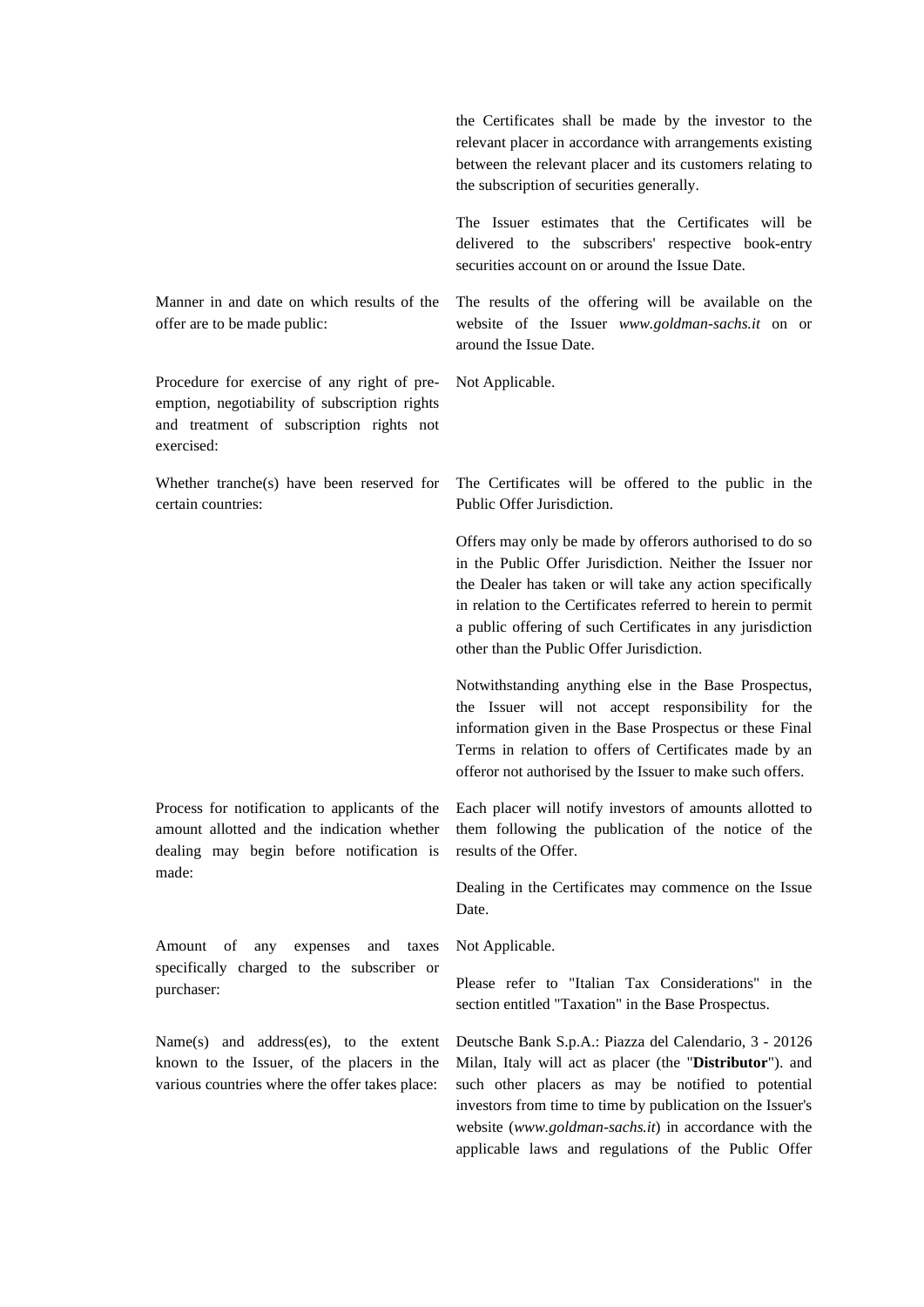| | |
|---|---|
| | the Certificates shall be made by the investor to the relevant placer in accordance with arrangements existing between the relevant placer and its customers relating to the subscription of securities generally.<br><br>The Issuer estimates that the Certificates will be delivered to the subscribers' respective book-entry securities account on or around the Issue Date. |
| Manner in and date on which results of the offer are to be made public: | The results of the offering will be available on the website of the Issuer *www.goldman-sachs.it* on or around the Issue Date. |
| Procedure for exercise of any right of pre-emption, negotiability of subscription rights and treatment of subscription rights not exercised: | Not Applicable. |
| Whether tranche(s) have been reserved for certain countries: | The Certificates will be offered to the public in the Public Offer Jurisdiction.<br><br>Offers may only be made by offerors authorised to do so in the Public Offer Jurisdiction. Neither the Issuer nor the Dealer has taken or will take any action specifically in relation to the Certificates referred to herein to permit a public offering of such Certificates in any jurisdiction other than the Public Offer Jurisdiction.<br><br>Notwithstanding anything else in the Base Prospectus, the Issuer will not accept responsibility for the information given in the Base Prospectus or these Final Terms in relation to offers of Certificates made by an offeror not authorised by the Issuer to make such offers. |
| Process for notification to applicants of the amount allotted and the indication whether dealing may begin before notification is made: | Each placer will notify investors of amounts allotted to them following the publication of the notice of the results of the Offer.<br><br>Dealing in the Certificates may commence on the Issue Date. |
| Amount of any expenses and taxes specifically charged to the subscriber or purchaser: | Not Applicable.<br><br>Please refer to "Italian Tax Considerations" in the section entitled "Taxation" in the Base Prospectus. |
| Name(s) and address(es), to the extent known to the Issuer, of the placers in the various countries where the offer takes place: | Deutsche Bank S.p.A.: Piazza del Calendario, 3 - 20126 Milan, Italy will act as placer (the "**Distributor**"). and such other placers as may be notified to potential investors from time to time by publication on the Issuer's website (*www.goldman-sachs.it*) in accordance with the applicable laws and regulations of the Public Offer |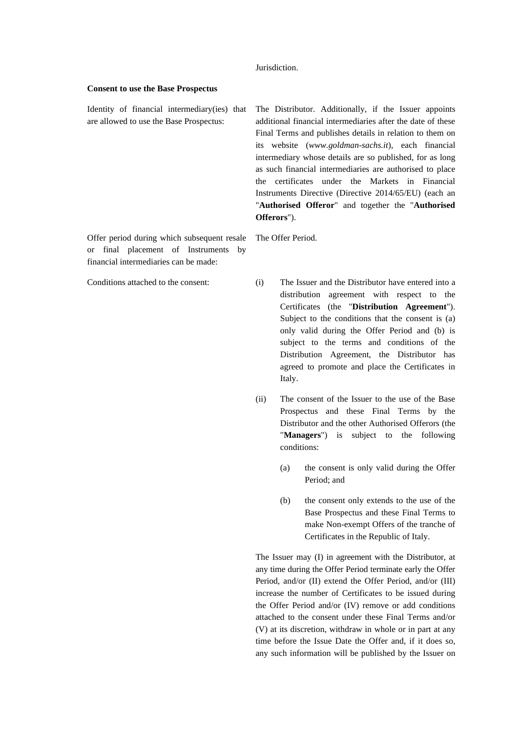Jurisdiction.

**Consent to use the Base Prospectus**

| | |
|---|---|
| Identity of financial intermediary(ies) that are allowed to use the Base Prospectus: | The Distributor. Additionally, if the Issuer appoints additional financial intermediaries after the date of these Final Terms and publishes details in relation to them on its website (*www.goldman-sachs.it*), each financial intermediary whose details are so published, for as long as such financial intermediaries are authorised to place the certificates under the Markets in Financial Instruments Directive (Directive 2014/65/EU) (each an "**Authorised Offeror**" and together the "**Authorised Offerors**"). |
| Offer period during which subsequent resale or final placement of Instruments by financial intermediaries can be made: | The Offer Period. |
| Conditions attached to the consent: | (i) The Issuer and the Distributor have entered into a distribution agreement with respect to the Certificates (the "**Distribution Agreement**"). Subject to the conditions that the consent is (a) only valid during the Offer Period and (b) is subject to the terms and conditions of the Distribution Agreement, the Distributor has agreed to promote and place the Certificates in Italy.<br><br>(ii) The consent of the Issuer to the use of the Base Prospectus and these Final Terms by the Distributor and the other Authorised Offerors (the "**Managers**") is subject to the following conditions:<br><br>(a) the consent is only valid during the Offer Period; and<br><br>(b) the consent only extends to the use of the Base Prospectus and these Final Terms to make Non-exempt Offers of the tranche of Certificates in the Republic of Italy.<br><br>The Issuer may (I) in agreement with the Distributor, at any time during the Offer Period terminate early the Offer Period, and/or (II) extend the Offer Period, and/or (III) increase the number of Certificates to be issued during the Offer Period and/or (IV) remove or add conditions attached to the consent under these Final Terms and/or (V) at its discretion, withdraw in whole or in part at any time before the Issue Date the Offer and, if it does so, any such information will be published by the Issuer on |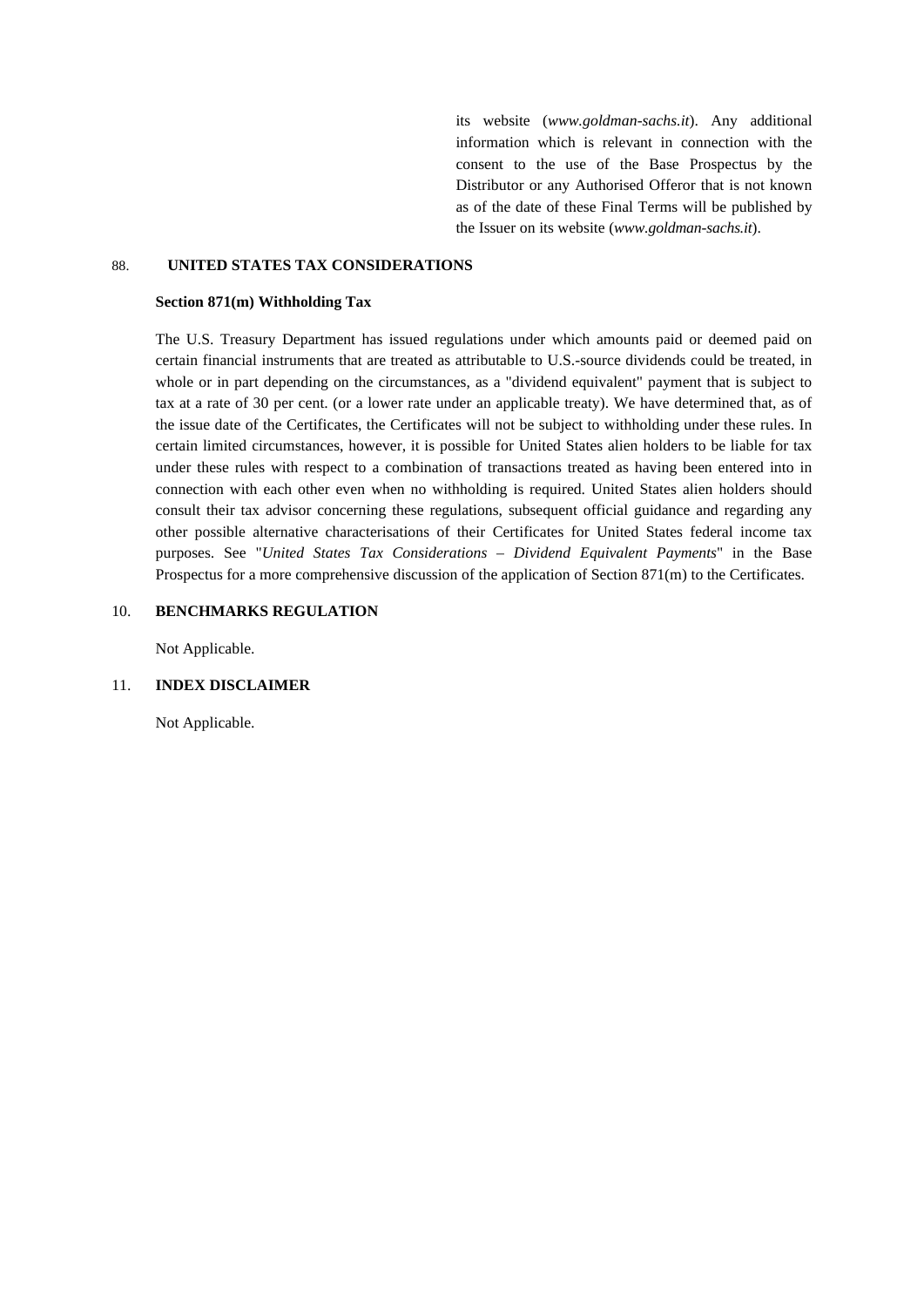its website (*www.goldman-sachs.it*). Any additional information which is relevant in connection with the consent to the use of the Base Prospectus by the Distributor or any Authorised Offeror that is not known as of the date of these Final Terms will be published by the Issuer on its website (*www.goldman-sachs.it*).

88. **UNITED STATES TAX CONSIDERATIONS**

**Section 871(m) Withholding Tax**

The U.S. Treasury Department has issued regulations under which amounts paid or deemed paid on certain financial instruments that are treated as attributable to U.S.-source dividends could be treated, in whole or in part depending on the circumstances, as a "dividend equivalent" payment that is subject to tax at a rate of 30 per cent. (or a lower rate under an applicable treaty). We have determined that, as of the issue date of the Certificates, the Certificates will not be subject to withholding under these rules. In certain limited circumstances, however, it is possible for United States alien holders to be liable for tax under these rules with respect to a combination of transactions treated as having been entered into in connection with each other even when no withholding is required. United States alien holders should consult their tax advisor concerning these regulations, subsequent official guidance and regarding any other possible alternative characterisations of their Certificates for United States federal income tax purposes. See "*United States Tax Considerations – Dividend Equivalent Payments*" in the Base Prospectus for a more comprehensive discussion of the application of Section 871(m) to the Certificates.

10. **BENCHMARKS REGULATION**

Not Applicable.

11. **INDEX DISCLAIMER**

Not Applicable.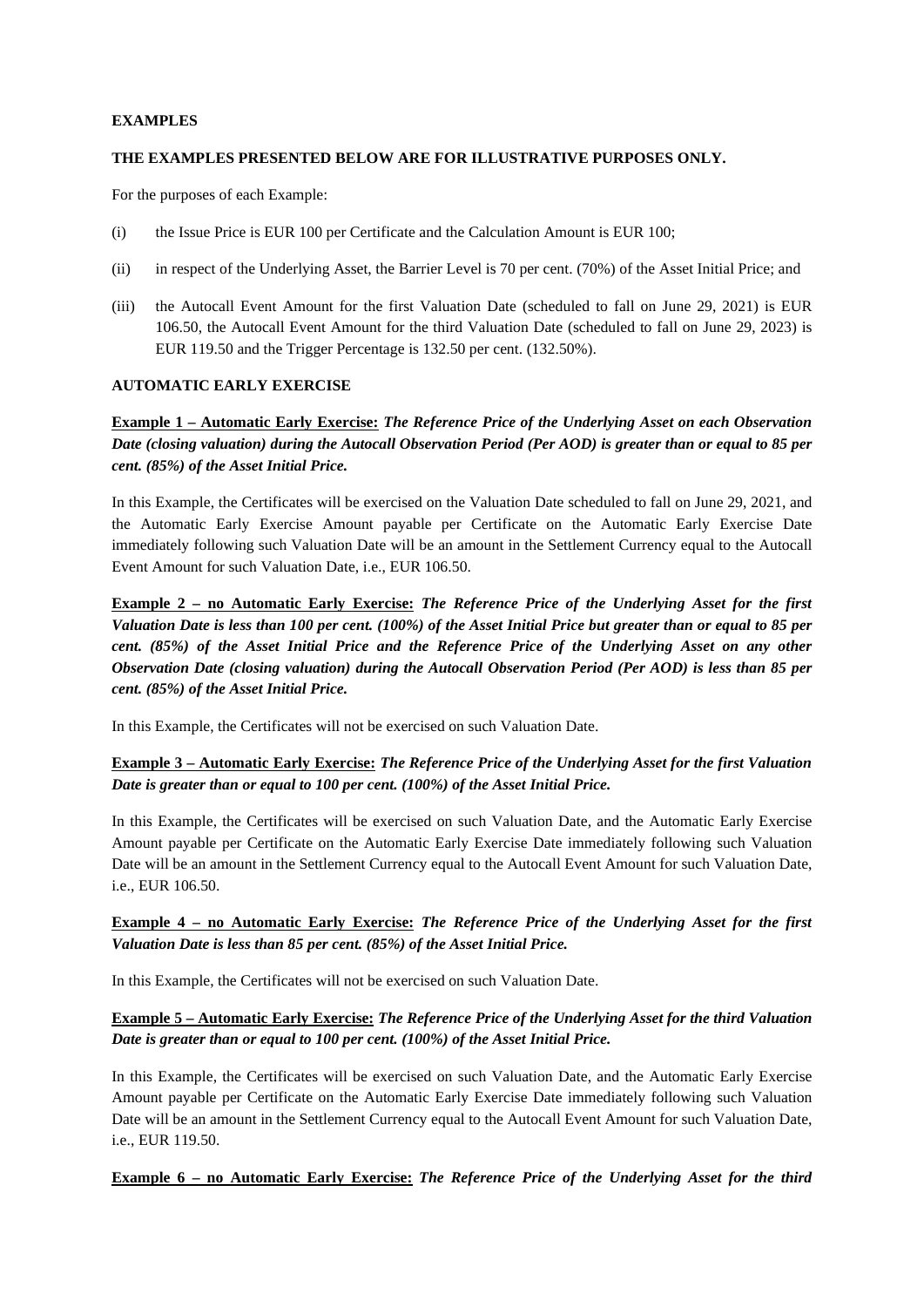**EXAMPLES**

**THE EXAMPLES PRESENTED BELOW ARE FOR ILLUSTRATIVE PURPOSES ONLY.**

For the purposes of each Example:

(i) the Issue Price is EUR 100 per Certificate and the Calculation Amount is EUR 100;

(ii) in respect of the Underlying Asset, the Barrier Level is 70 per cent. (70%) of the Asset Initial Price; and

(iii) the Autocall Event Amount for the first Valuation Date (scheduled to fall on June 29, 2021) is EUR 106.50, the Autocall Event Amount for the third Valuation Date (scheduled to fall on June 29, 2023) is EUR 119.50 and the Trigger Percentage is 132.50 per cent. (132.50%).

**AUTOMATIC EARLY EXERCISE**

**Example 1 – Automatic Early Exercise:** ***The Reference Price of the Underlying Asset on each Observation Date (closing valuation) during the Autocall Observation Period (Per AOD) is greater than or equal to 85 per cent. (85%) of the Asset Initial Price.***

In this Example, the Certificates will be exercised on the Valuation Date scheduled to fall on June 29, 2021, and the Automatic Early Exercise Amount payable per Certificate on the Automatic Early Exercise Date immediately following such Valuation Date will be an amount in the Settlement Currency equal to the Autocall Event Amount for such Valuation Date, i.e., EUR 106.50.

**Example 2 – no Automatic Early Exercise:** ***The Reference Price of the Underlying Asset for the first Valuation Date is less than 100 per cent. (100%) of the Asset Initial Price but greater than or equal to 85 per cent. (85%) of the Asset Initial Price and the Reference Price of the Underlying Asset on any other Observation Date (closing valuation) during the Autocall Observation Period (Per AOD) is less than 85 per cent. (85%) of the Asset Initial Price.***

In this Example, the Certificates will not be exercised on such Valuation Date.

**Example 3 – Automatic Early Exercise:** ***The Reference Price of the Underlying Asset for the first Valuation Date is greater than or equal to 100 per cent. (100%) of the Asset Initial Price.***

In this Example, the Certificates will be exercised on such Valuation Date, and the Automatic Early Exercise Amount payable per Certificate on the Automatic Early Exercise Date immediately following such Valuation Date will be an amount in the Settlement Currency equal to the Autocall Event Amount for such Valuation Date, i.e., EUR 106.50.

**Example 4 – no Automatic Early Exercise:** ***The Reference Price of the Underlying Asset for the first Valuation Date is less than 85 per cent. (85%) of the Asset Initial Price.***

In this Example, the Certificates will not be exercised on such Valuation Date.

**Example 5 – Automatic Early Exercise:** ***The Reference Price of the Underlying Asset for the third Valuation Date is greater than or equal to 100 per cent. (100%) of the Asset Initial Price.***

In this Example, the Certificates will be exercised on such Valuation Date, and the Automatic Early Exercise Amount payable per Certificate on the Automatic Early Exercise Date immediately following such Valuation Date will be an amount in the Settlement Currency equal to the Autocall Event Amount for such Valuation Date, i.e., EUR 119.50.

**Example 6 – no Automatic Early Exercise:** ***The Reference Price of the Underlying Asset for the third***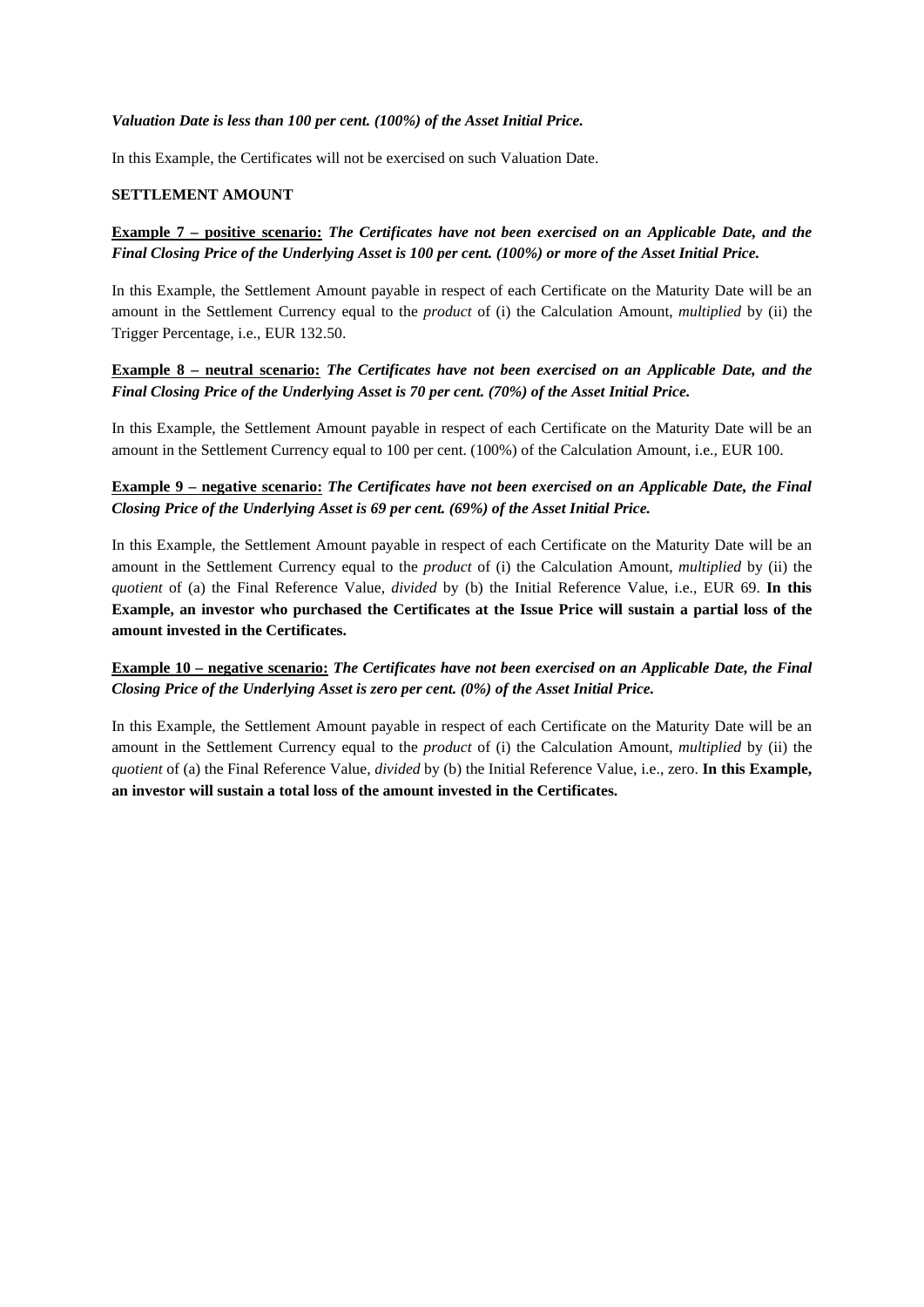***Valuation Date is less than 100 per cent. (100%) of the Asset Initial Price.***

In this Example, the Certificates will not be exercised on such Valuation Date.

**SETTLEMENT AMOUNT**

**Example 7 – positive scenario:** ***The Certificates have not been exercised on an Applicable Date, and the Final Closing Price of the Underlying Asset is 100 per cent. (100%) or more of the Asset Initial Price.***

In this Example, the Settlement Amount payable in respect of each Certificate on the Maturity Date will be an amount in the Settlement Currency equal to the *product* of (i) the Calculation Amount, *multiplied* by (ii) the Trigger Percentage, i.e., EUR 132.50.

**Example 8 – neutral scenario:** ***The Certificates have not been exercised on an Applicable Date, and the Final Closing Price of the Underlying Asset is 70 per cent. (70%) of the Asset Initial Price.***

In this Example, the Settlement Amount payable in respect of each Certificate on the Maturity Date will be an amount in the Settlement Currency equal to 100 per cent. (100%) of the Calculation Amount, i.e., EUR 100.

**Example 9 – negative scenario:** ***The Certificates have not been exercised on an Applicable Date, the Final Closing Price of the Underlying Asset is 69 per cent. (69%) of the Asset Initial Price.***

In this Example, the Settlement Amount payable in respect of each Certificate on the Maturity Date will be an amount in the Settlement Currency equal to the *product* of (i) the Calculation Amount, *multiplied* by (ii) the *quotient* of (a) the Final Reference Value, *divided* by (b) the Initial Reference Value, i.e., EUR 69. **In this Example, an investor who purchased the Certificates at the Issue Price will sustain a partial loss of the amount invested in the Certificates.**

**Example 10 – negative scenario:** ***The Certificates have not been exercised on an Applicable Date, the Final Closing Price of the Underlying Asset is zero per cent. (0%) of the Asset Initial Price.***

In this Example, the Settlement Amount payable in respect of each Certificate on the Maturity Date will be an amount in the Settlement Currency equal to the *product* of (i) the Calculation Amount, *multiplied* by (ii) the *quotient* of (a) the Final Reference Value, *divided* by (b) the Initial Reference Value, i.e., zero. **In this Example, an investor will sustain a total loss of the amount invested in the Certificates.**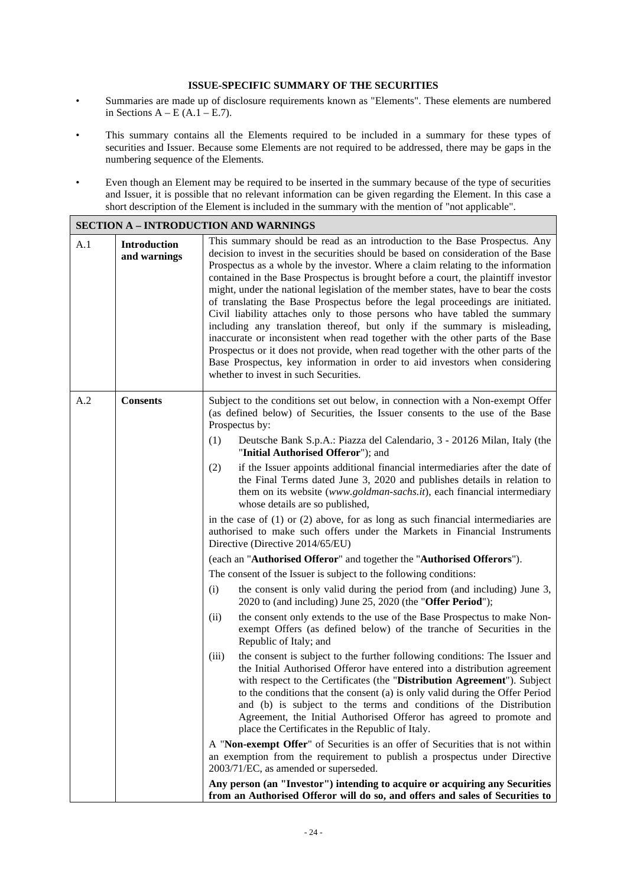**ISSUE-SPECIFIC SUMMARY OF THE SECURITIES**

- Summaries are made up of disclosure requirements known as "Elements". These elements are numbered in Sections A – E (A.1 – E.7).
- This summary contains all the Elements required to be included in a summary for these types of securities and Issuer. Because some Elements are not required to be addressed, there may be gaps in the numbering sequence of the Elements.
- Even though an Element may be required to be inserted in the summary because of the type of securities and Issuer, it is possible that no relevant information can be given regarding the Element. In this case a short description of the Element is included in the summary with the mention of "not applicable".

| **SECTION A – INTRODUCTION AND WARNINGS** | | |
|---|---|---|
| A.1 | **Introduction and warnings** | This summary should be read as an introduction to the Base Prospectus. Any decision to invest in the securities should be based on consideration of the Base Prospectus as a whole by the investor. Where a claim relating to the information contained in the Base Prospectus is brought before a court, the plaintiff investor might, under the national legislation of the member states, have to bear the costs of translating the Base Prospectus before the legal proceedings are initiated. Civil liability attaches only to those persons who have tabled the summary including any translation thereof, but only if the summary is misleading, inaccurate or inconsistent when read together with the other parts of the Base Prospectus or it does not provide, when read together with the other parts of the Base Prospectus, key information in order to aid investors when considering whether to invest in such Securities. |
| A.2 | **Consents** | Subject to the conditions set out below, in connection with a Non-exempt Offer (as defined below) of Securities, the Issuer consents to the use of the Base Prospectus by:<br>(1) Deutsche Bank S.p.A.: Piazza del Calendario, 3 - 20126 Milan, Italy (the "**Initial Authorised Offeror**"); and<br>(2) if the Issuer appoints additional financial intermediaries after the date of the Final Terms dated June 3, 2020 and publishes details in relation to them on its website (*www.goldman-sachs.it*), each financial intermediary whose details are so published,<br>in the case of (1) or (2) above, for as long as such financial intermediaries are authorised to make such offers under the Markets in Financial Instruments Directive (Directive 2014/65/EU)<br>(each an "**Authorised Offeror**" and together the "**Authorised Offerors**").<br>The consent of the Issuer is subject to the following conditions:<br>(i) the consent is only valid during the period from (and including) June 3, 2020 to (and including) June 25, 2020 (the "**Offer Period**");<br>(ii) the consent only extends to the use of the Base Prospectus to make Non-exempt Offers (as defined below) of the tranche of Securities in the Republic of Italy; and<br>(iii) the consent is subject to the further following conditions: The Issuer and the Initial Authorised Offeror have entered into a distribution agreement with respect to the Certificates (the "**Distribution Agreement**"). Subject to the conditions that the consent (a) is only valid during the Offer Period and (b) is subject to the terms and conditions of the Distribution Agreement, the Initial Authorised Offeror has agreed to promote and place the Certificates in the Republic of Italy.<br>A "**Non-exempt Offer**" of Securities is an offer of Securities that is not within an exemption from the requirement to publish a prospectus under Directive 2003/71/EC, as amended or superseded.<br>**Any person (an "Investor") intending to acquire or acquiring any Securities from an Authorised Offeror will do so, and offers and sales of Securities to** |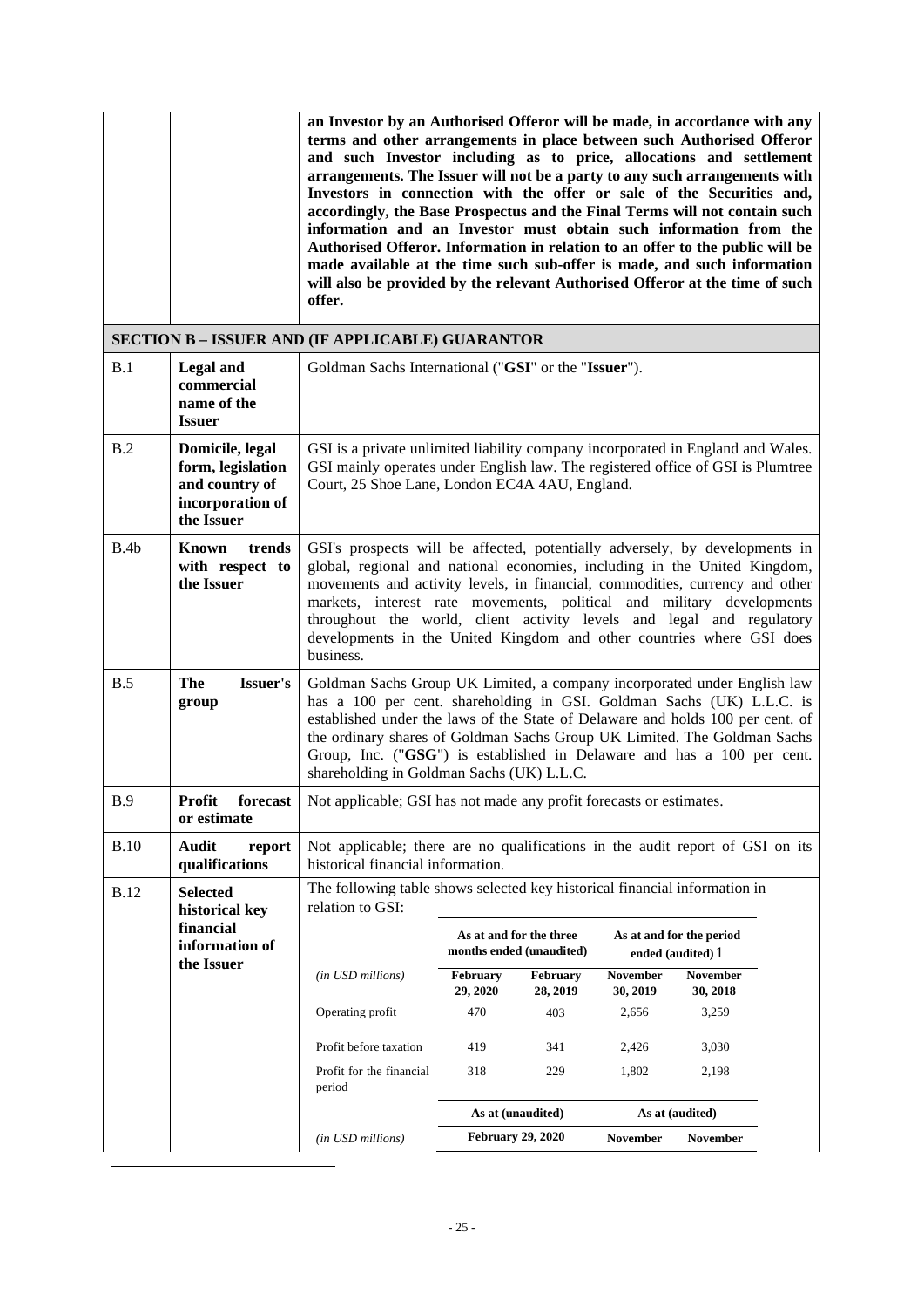| | | **an Investor by an Authorised Offeror will be made, in accordance with any terms and other arrangements in place between such Authorised Offeror and such Investor including as to price, allocations and settlement arrangements. The Issuer will not be a party to any such arrangements with Investors in connection with the offer or sale of the Securities and, accordingly, the Base Prospectus and the Final Terms will not contain such information and an Investor must obtain such information from the Authorised Offeror. Information in relation to an offer to the public will be made available at the time such sub-offer is made, and such information will also be provided by the relevant Authorised Offeror at the time of such offer.** |
|---|---|---|
| **SECTION B – ISSUER AND (IF APPLICABLE) GUARANTOR** | | |
| B.1 | **Legal and commercial name of the Issuer** | Goldman Sachs International ("**GSI**" or the "**Issuer**"). |
| B.2 | **Domicile, legal form, legislation and country of incorporation of the Issuer** | GSI is a private unlimited liability company incorporated in England and Wales. GSI mainly operates under English law. The registered office of GSI is Plumtree Court, 25 Shoe Lane, London EC4A 4AU, England. |
| B.4b | **Known trends with respect to the Issuer** | GSI's prospects will be affected, potentially adversely, by developments in global, regional and national economies, including in the United Kingdom, movements and activity levels, in financial, commodities, currency and other markets, interest rate movements, political and military developments throughout the world, client activity levels and legal and regulatory developments in the United Kingdom and other countries where GSI does business. |
| B.5 | **The Issuer's group** | Goldman Sachs Group UK Limited, a company incorporated under English law has a 100 per cent. shareholding in GSI. Goldman Sachs (UK) L.L.C. is established under the laws of the State of Delaware and holds 100 per cent. of the ordinary shares of Goldman Sachs Group UK Limited. The Goldman Sachs Group, Inc. ("**GSG**") is established in Delaware and has a 100 per cent. shareholding in Goldman Sachs (UK) L.L.C. |
| B.9 | **Profit forecast or estimate** | Not applicable; GSI has not made any profit forecasts or estimates. |
| B.10 | **Audit report qualifications** | Not applicable; there are no qualifications in the audit report of GSI on its historical financial information. |
| B.12 | **Selected historical key financial information of the Issuer** | The following table shows selected key historical financial information in relation to GSI: |

| | As at and for the three months ended (unaudited) | | As at and for the period ended (audited) 1 | |
|---|---|---|---|---|
| *(in USD millions)* | **February 29, 2020** | **February 28, 2019** | **November 30, 2019** | **November 30, 2018** |
| Operating profit | 470 | 403 | 2,656 | 3,259 |
| Profit before taxation | 419 | 341 | 2,426 | 3,030 |
| Profit for the financial period | 318 | 229 | 1,802 | 2,198 |
| | **As at (unaudited)** | | **As at (audited)** | |
| *(in USD millions)* | **February 29, 2020** | | **November** | **November** |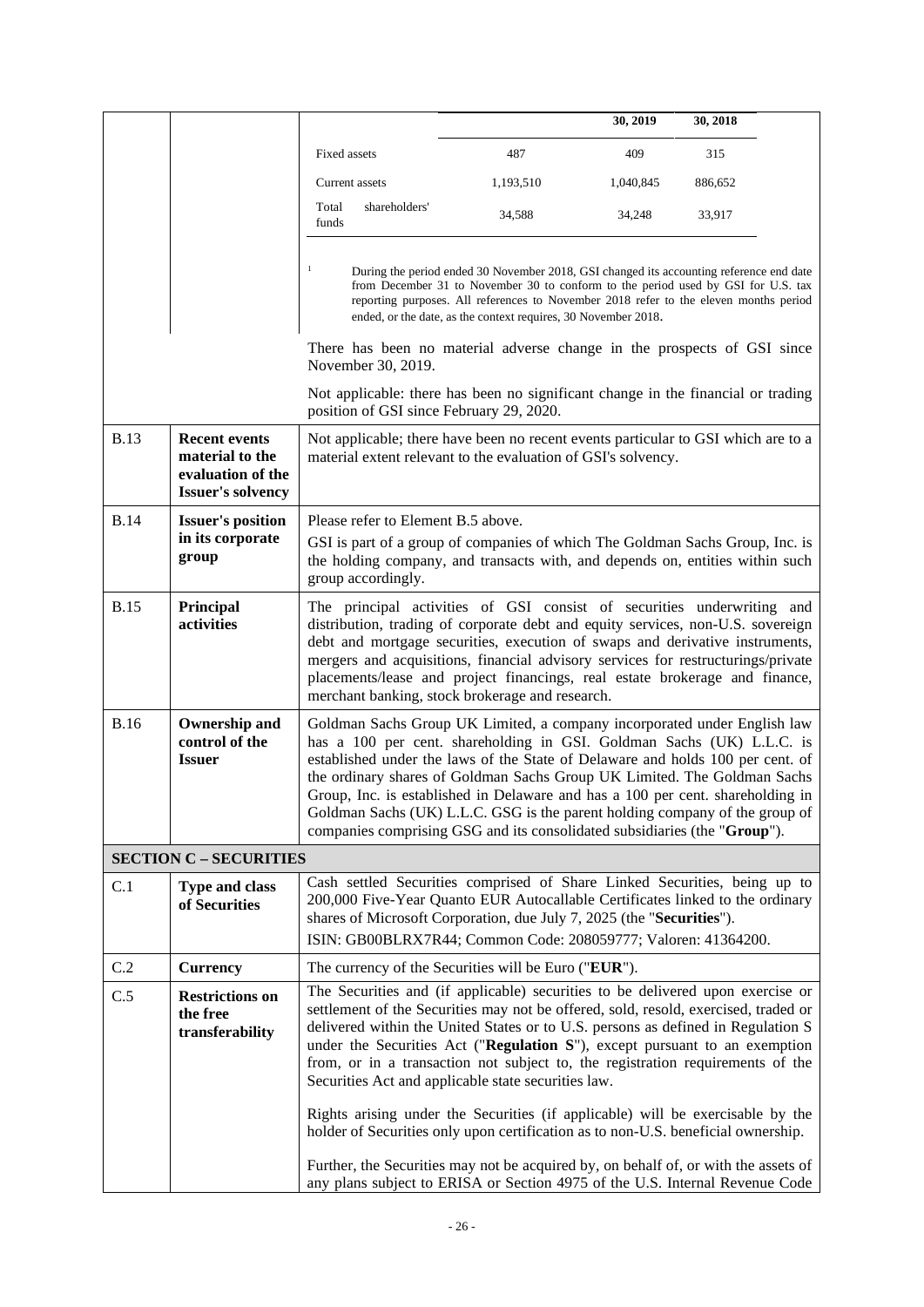| | | | 30, 2019 | 30, 2018 |
|---|---|---|---|---|
| Fixed assets | 487 | 409 | 315 |
| Current assets | 1,193,510 | 1,040,845 | 886,652 |
| Total shareholders' funds | 34,588 | 34,248 | 33,917 |

[1] During the period ended 30 November 2018, GSI changed its accounting reference end date from December 31 to November 30 to conform to the period used by GSI for U.S. tax reporting purposes. All references to November 2018 refer to the eleven months period ended, or the date, as the context requires, 30 November 2018.

There has been no material adverse change in the prospects of GSI since November 30, 2019.

Not applicable: there has been no significant change in the financial or trading position of GSI since February 29, 2020.

| | | |
|---|---|---|
| B.13 | **Recent events material to the evaluation of the Issuer's solvency** | Not applicable; there have been no recent events particular to GSI which are to a material extent relevant to the evaluation of GSI's solvency. |
| B.14 | **Issuer's position in its corporate group** | Please refer to Element B.5 above.<br><br>GSI is part of a group of companies of which The Goldman Sachs Group, Inc. is the holding company, and transacts with, and depends on, entities within such group accordingly. |
| B.15 | **Principal activities** | The principal activities of GSI consist of securities underwriting and distribution, trading of corporate debt and equity services, non-U.S. sovereign debt and mortgage securities, execution of swaps and derivative instruments, mergers and acquisitions, financial advisory services for restructurings/private placements/lease and project financings, real estate brokerage and finance, merchant banking, stock brokerage and research. |
| B.16 | **Ownership and control of the Issuer** | Goldman Sachs Group UK Limited, a company incorporated under English law has a 100 per cent. shareholding in GSI. Goldman Sachs (UK) L.L.C. is established under the laws of the State of Delaware and holds 100 per cent. of the ordinary shares of Goldman Sachs Group UK Limited. The Goldman Sachs Group, Inc. is established in Delaware and has a 100 per cent. shareholding in Goldman Sachs (UK) L.L.C. GSG is the parent holding company of the group of companies comprising GSG and its consolidated subsidiaries (the "**Group**"). |
| **SECTION C – SECURITIES** | | |
| C.1 | **Type and class of Securities** | Cash settled Securities comprised of Share Linked Securities, being up to 200,000 Five-Year Quanto EUR Autocallable Certificates linked to the ordinary shares of Microsoft Corporation, due July 7, 2025 (the "**Securities**").<br><br>ISIN: GB00BLRX7R44; Common Code: 208059777; Valoren: 41364200. |
| C.2 | **Currency** | The currency of the Securities will be Euro ("**EUR**"). |
| C.5 | **Restrictions on the free transferability** | The Securities and (if applicable) securities to be delivered upon exercise or settlement of the Securities may not be offered, sold, resold, exercised, traded or delivered within the United States or to U.S. persons as defined in Regulation S under the Securities Act ("**Regulation S**"), except pursuant to an exemption from, or in a transaction not subject to, the registration requirements of the Securities Act and applicable state securities law.<br><br>Rights arising under the Securities (if applicable) will be exercisable by the holder of Securities only upon certification as to non-U.S. beneficial ownership.<br><br>Further, the Securities may not be acquired by, on behalf of, or with the assets of any plans subject to ERISA or Section 4975 of the U.S. Internal Revenue Code |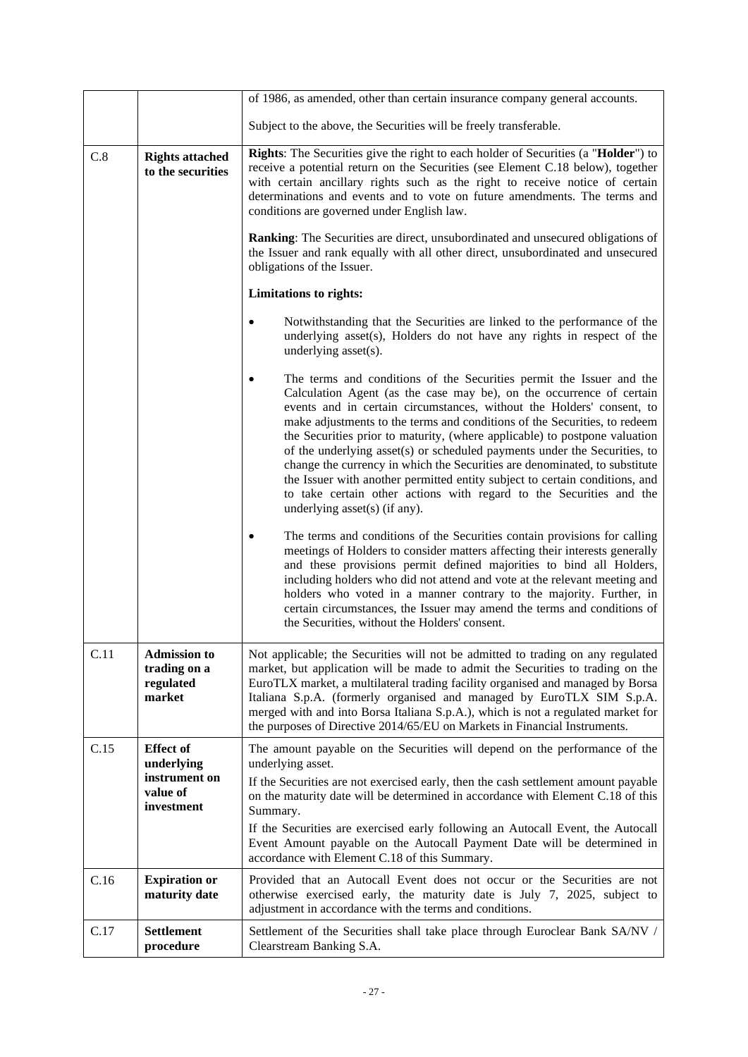| | | |
|---|---|---|
| | | of 1986, as amended, other than certain insurance company general accounts.<br><br>Subject to the above, the Securities will be freely transferable. |
| C.8 | **Rights attached to the securities** | **Rights**: The Securities give the right to each holder of Securities (a "**Holder**") to receive a potential return on the Securities (see Element C.18 below), together with certain ancillary rights such as the right to receive notice of certain determinations and events and to vote on future amendments. The terms and conditions are governed under English law.<br><br>**Ranking**: The Securities are direct, unsubordinated and unsecured obligations of the Issuer and rank equally with all other direct, unsubordinated and unsecured obligations of the Issuer.<br><br>**Limitations to rights:**<br><br>• Notwithstanding that the Securities are linked to the performance of the underlying asset(s), Holders do not have any rights in respect of the underlying asset(s).<br><br>• The terms and conditions of the Securities permit the Issuer and the Calculation Agent (as the case may be), on the occurrence of certain events and in certain circumstances, without the Holders' consent, to make adjustments to the terms and conditions of the Securities, to redeem the Securities prior to maturity, (where applicable) to postpone valuation of the underlying asset(s) or scheduled payments under the Securities, to change the currency in which the Securities are denominated, to substitute the Issuer with another permitted entity subject to certain conditions, and to take certain other actions with regard to the Securities and the underlying asset(s) (if any).<br><br>• The terms and conditions of the Securities contain provisions for calling meetings of Holders to consider matters affecting their interests generally and these provisions permit defined majorities to bind all Holders, including holders who did not attend and vote at the relevant meeting and holders who voted in a manner contrary to the majority. Further, in certain circumstances, the Issuer may amend the terms and conditions of the Securities, without the Holders' consent. |
| C.11 | **Admission to trading on a regulated market** | Not applicable; the Securities will not be admitted to trading on any regulated market, but application will be made to admit the Securities to trading on the EuroTLX market, a multilateral trading facility organised and managed by Borsa Italiana S.p.A. (formerly organised and managed by EuroTLX SIM S.p.A. merged with and into Borsa Italiana S.p.A.), which is not a regulated market for the purposes of Directive 2014/65/EU on Markets in Financial Instruments. |
| C.15 | **Effect of underlying instrument on value of investment** | The amount payable on the Securities will depend on the performance of the underlying asset.<br><br>If the Securities are not exercised early, then the cash settlement amount payable on the maturity date will be determined in accordance with Element C.18 of this Summary.<br><br>If the Securities are exercised early following an Autocall Event, the Autocall Event Amount payable on the Autocall Payment Date will be determined in accordance with Element C.18 of this Summary. |
| C.16 | **Expiration or maturity date** | Provided that an Autocall Event does not occur or the Securities are not otherwise exercised early, the maturity date is July 7, 2025, subject to adjustment in accordance with the terms and conditions. |
| C.17 | **Settlement procedure** | Settlement of the Securities shall take place through Euroclear Bank SA/NV / Clearstream Banking S.A. |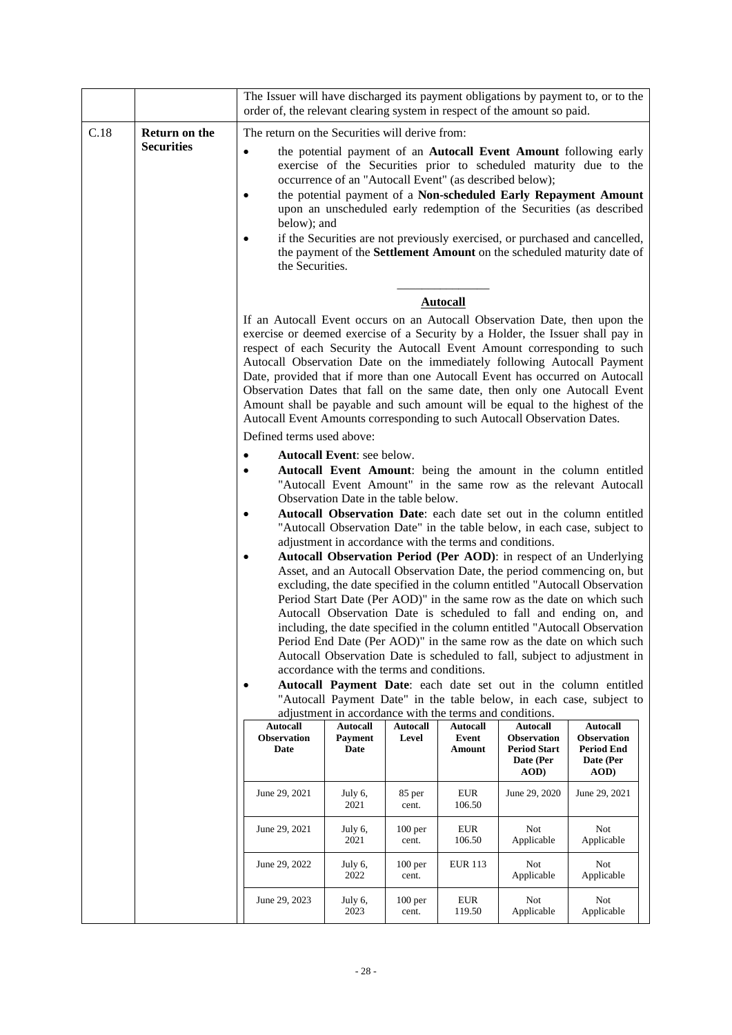The Issuer will have discharged its payment obligations by payment to, or to the order of, the relevant clearing system in respect of the amount so paid.

**C.18 Return on the Securities**

The return on the Securities will derive from:

- the potential payment of an **Autocall Event Amount** following early exercise of the Securities prior to scheduled maturity due to the occurrence of an "Autocall Event" (as described below);
- the potential payment of a **Non-scheduled Early Repayment Amount** upon an unscheduled early redemption of the Securities (as described below); and
- if the Securities are not previously exercised, or purchased and cancelled, the payment of the **Settlement Amount** on the scheduled maturity date of the Securities.

---

**Autocall**

If an Autocall Event occurs on an Autocall Observation Date, then upon the exercise or deemed exercise of a Security by a Holder, the Issuer shall pay in respect of each Security the Autocall Event Amount corresponding to such Autocall Observation Date on the immediately following Autocall Payment Date, provided that if more than one Autocall Event has occurred on Autocall Observation Dates that fall on the same date, then only one Autocall Event Amount shall be payable and such amount will be equal to the highest of the Autocall Event Amounts corresponding to such Autocall Observation Dates.

Defined terms used above:

- **Autocall Event**: see below.
- **Autocall Event Amount**: being the amount in the column entitled "Autocall Event Amount" in the same row as the relevant Autocall Observation Date in the table below.
- **Autocall Observation Date**: each date set out in the column entitled "Autocall Observation Date" in the table below, in each case, subject to adjustment in accordance with the terms and conditions.
- **Autocall Observation Period (Per AOD)**: in respect of an Underlying Asset, and an Autocall Observation Date, the period commencing on, but excluding, the date specified in the column entitled "Autocall Observation Period Start Date (Per AOD)" in the same row as the date on which such Autocall Observation Date is scheduled to fall and ending on, and including, the date specified in the column entitled "Autocall Observation Period End Date (Per AOD)" in the same row as the date on which such Autocall Observation Date is scheduled to fall, subject to adjustment in accordance with the terms and conditions.
- **Autocall Payment Date**: each date set out in the column entitled "Autocall Payment Date" in the table below, in each case, subject to adjustment in accordance with the terms and conditions.

| Autocall Observation Date | Autocall Payment Date | Autocall Level | Autocall Event Amount | Autocall Observation Period Start Date (Per AOD) | Autocall Observation Period End Date (Per AOD) |
|---|---|---|---|---|---|
| June 29, 2021 | July 6, 2021 | 85 per cent. | EUR 106.50 | June 29, 2020 | June 29, 2021 |
| June 29, 2021 | July 6, 2021 | 100 per cent. | EUR 106.50 | Not Applicable | Not Applicable |
| June 29, 2022 | July 6, 2022 | 100 per cent. | EUR 113 | Not Applicable | Not Applicable |
| June 29, 2023 | July 6, 2023 | 100 per cent. | EUR 119.50 | Not Applicable | Not Applicable |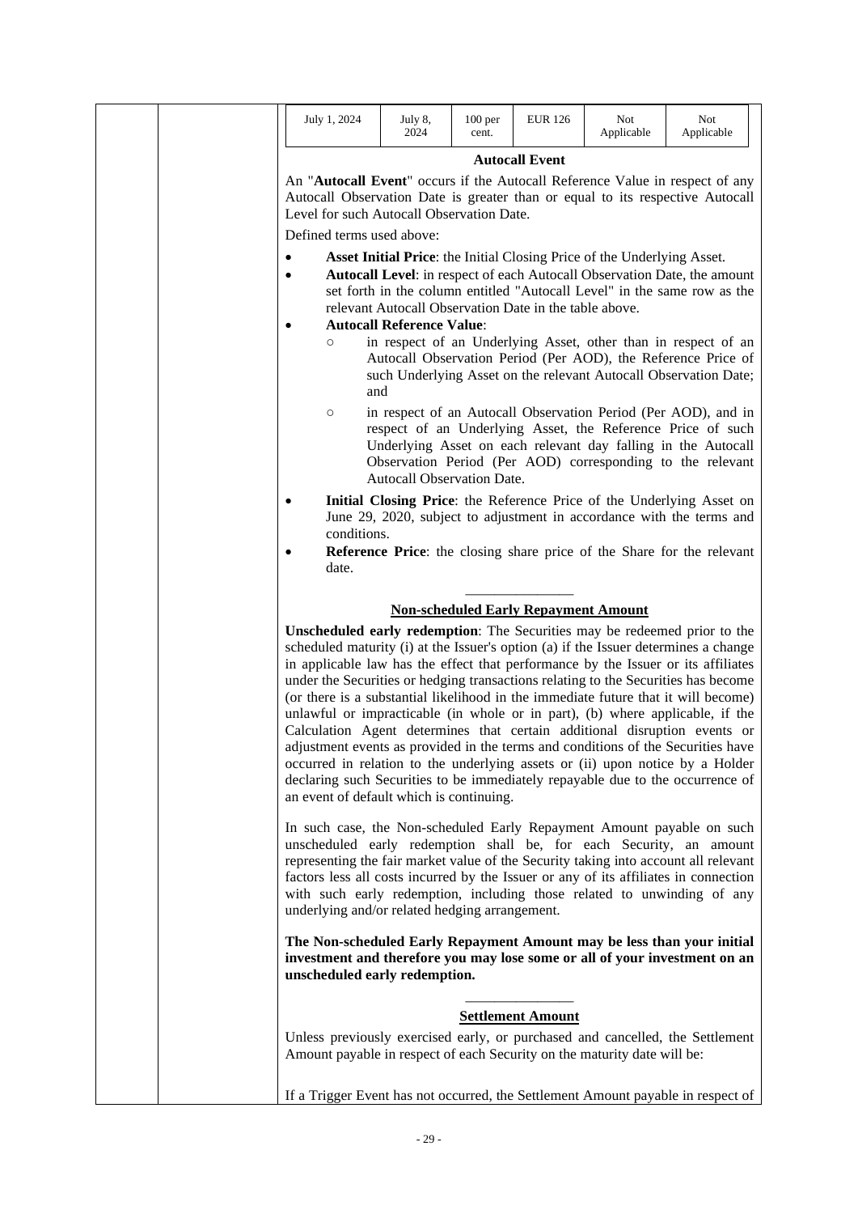| July 1, 2024 | July 8, 2024 | 100 per cent. | EUR 126 | Not Applicable | Not Applicable |
|---|---|---|---|---|---|

**Autocall Event**

An "**Autocall Event**" occurs if the Autocall Reference Value in respect of any Autocall Observation Date is greater than or equal to its respective Autocall Level for such Autocall Observation Date.

Defined terms used above:

- **Asset Initial Price**: the Initial Closing Price of the Underlying Asset.
- **Autocall Level**: in respect of each Autocall Observation Date, the amount set forth in the column entitled "Autocall Level" in the same row as the relevant Autocall Observation Date in the table above.
- **Autocall Reference Value**:
  - in respect of an Underlying Asset, other than in respect of an Autocall Observation Period (Per AOD), the Reference Price of such Underlying Asset on the relevant Autocall Observation Date; and
  - in respect of an Autocall Observation Period (Per AOD), and in respect of an Underlying Asset, the Reference Price of such Underlying Asset on each relevant day falling in the Autocall Observation Period (Per AOD) corresponding to the relevant Autocall Observation Date.
- **Initial Closing Price**: the Reference Price of the Underlying Asset on June 29, 2020, subject to adjustment in accordance with the terms and conditions.
- **Reference Price**: the closing share price of the Share for the relevant date.

---

**Non-scheduled Early Repayment Amount**

**Unscheduled early redemption**: The Securities may be redeemed prior to the scheduled maturity (i) at the Issuer's option (a) if the Issuer determines a change in applicable law has the effect that performance by the Issuer or its affiliates under the Securities or hedging transactions relating to the Securities has become (or there is a substantial likelihood in the immediate future that it will become) unlawful or impracticable (in whole or in part), (b) where applicable, if the Calculation Agent determines that certain additional disruption events or adjustment events as provided in the terms and conditions of the Securities have occurred in relation to the underlying assets or (ii) upon notice by a Holder declaring such Securities to be immediately repayable due to the occurrence of an event of default which is continuing.

In such case, the Non-scheduled Early Repayment Amount payable on such unscheduled early redemption shall be, for each Security, an amount representing the fair market value of the Security taking into account all relevant factors less all costs incurred by the Issuer or any of its affiliates in connection with such early redemption, including those related to unwinding of any underlying and/or related hedging arrangement.

**The Non-scheduled Early Repayment Amount may be less than your initial investment and therefore you may lose some or all of your investment on an unscheduled early redemption.**

---

**Settlement Amount**

Unless previously exercised early, or purchased and cancelled, the Settlement Amount payable in respect of each Security on the maturity date will be:

If a Trigger Event has not occurred, the Settlement Amount payable in respect of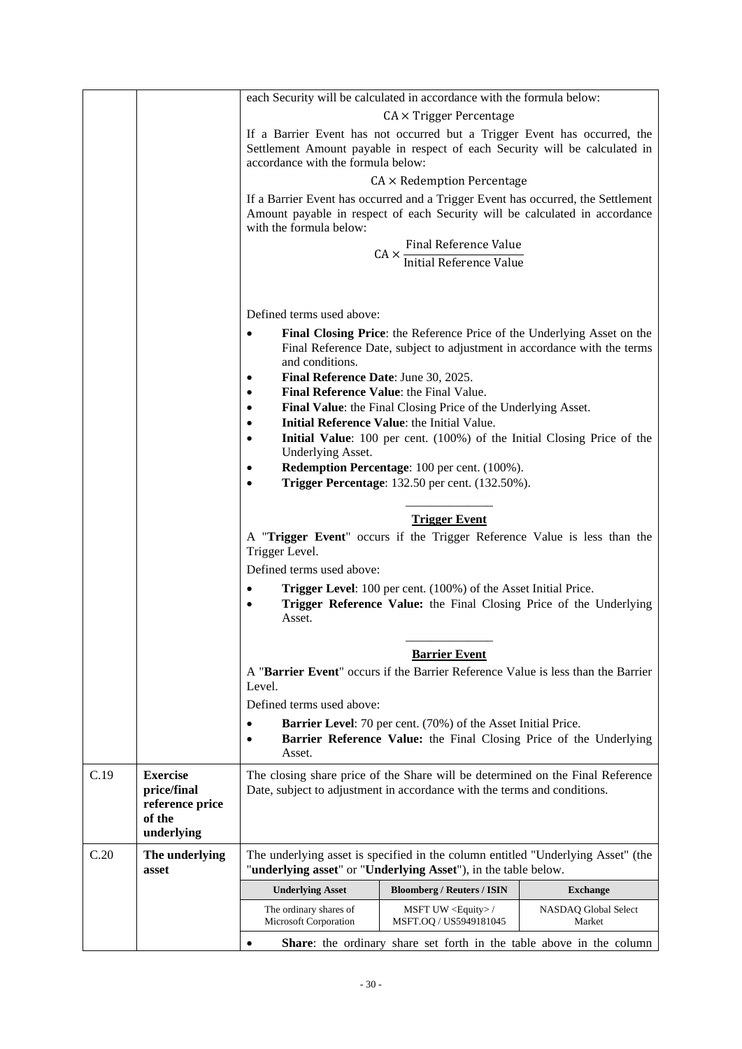| | | each Security will be calculated in accordance with the formula below:<br><br>$$CA \times \text{Trigger Percentage}$$<br><br>If a Barrier Event has not occurred but a Trigger Event has occurred, the Settlement Amount payable in respect of each Security will be calculated in accordance with the formula below:<br><br>$$CA \times \text{Redemption Percentage}$$<br><br>If a Barrier Event has occurred and a Trigger Event has occurred, the Settlement Amount payable in respect of each Security will be calculated in accordance with the formula below:<br><br>$$CA \times \frac{\text{Final Reference Value}}{\text{Initial Reference Value}}$$<br><br>Defined terms used above:<br>• **Final Closing Price**: the Reference Price of the Underlying Asset on the Final Reference Date, subject to adjustment in accordance with the terms and conditions.<br>• **Final Reference Date**: June 30, 2025.<br>• **Final Reference Value**: the Final Value.<br>• **Final Value**: the Final Closing Price of the Underlying Asset.<br>• **Initial Reference Value**: the Initial Value.<br>• **Initial Value**: 100 per cent. (100%) of the Initial Closing Price of the Underlying Asset.<br>• **Redemption Percentage**: 100 per cent. (100%).<br>• **Trigger Percentage**: 132.50 per cent. (132.50%).<br><br>**Trigger Event**<br><br>A "**Trigger Event**" occurs if the Trigger Reference Value is less than the Trigger Level.<br><br>Defined terms used above:<br>• **Trigger Level**: 100 per cent. (100%) of the Asset Initial Price.<br>• **Trigger Reference Value:** the Final Closing Price of the Underlying Asset.<br><br>**Barrier Event**<br><br>A "**Barrier Event**" occurs if the Barrier Reference Value is less than the Barrier Level.<br><br>Defined terms used above:<br>• **Barrier Level**: 70 per cent. (70%) of the Asset Initial Price.<br>• **Barrier Reference Value:** the Final Closing Price of the Underlying Asset. |
|---|---|---|
| C.19 | **Exercise price/final reference price of the underlying** | The closing share price of the Share will be determined on the Final Reference Date, subject to adjustment in accordance with the terms and conditions. |
| C.20 | **The underlying asset** | The underlying asset is specified in the column entitled "Underlying Asset" (the "**underlying asset**" or "**Underlying Asset**"), in the table below.<br><br>**Underlying Asset** / **Bloomberg / Reuters / ISIN** / **Exchange**<br>The ordinary shares of Microsoft Corporation / MSFT UW <Equity> / MSFT.OQ / US5949181045 / NASDAQ Global Select Market<br><br>• **Share**: the ordinary share set forth in the table above in the column |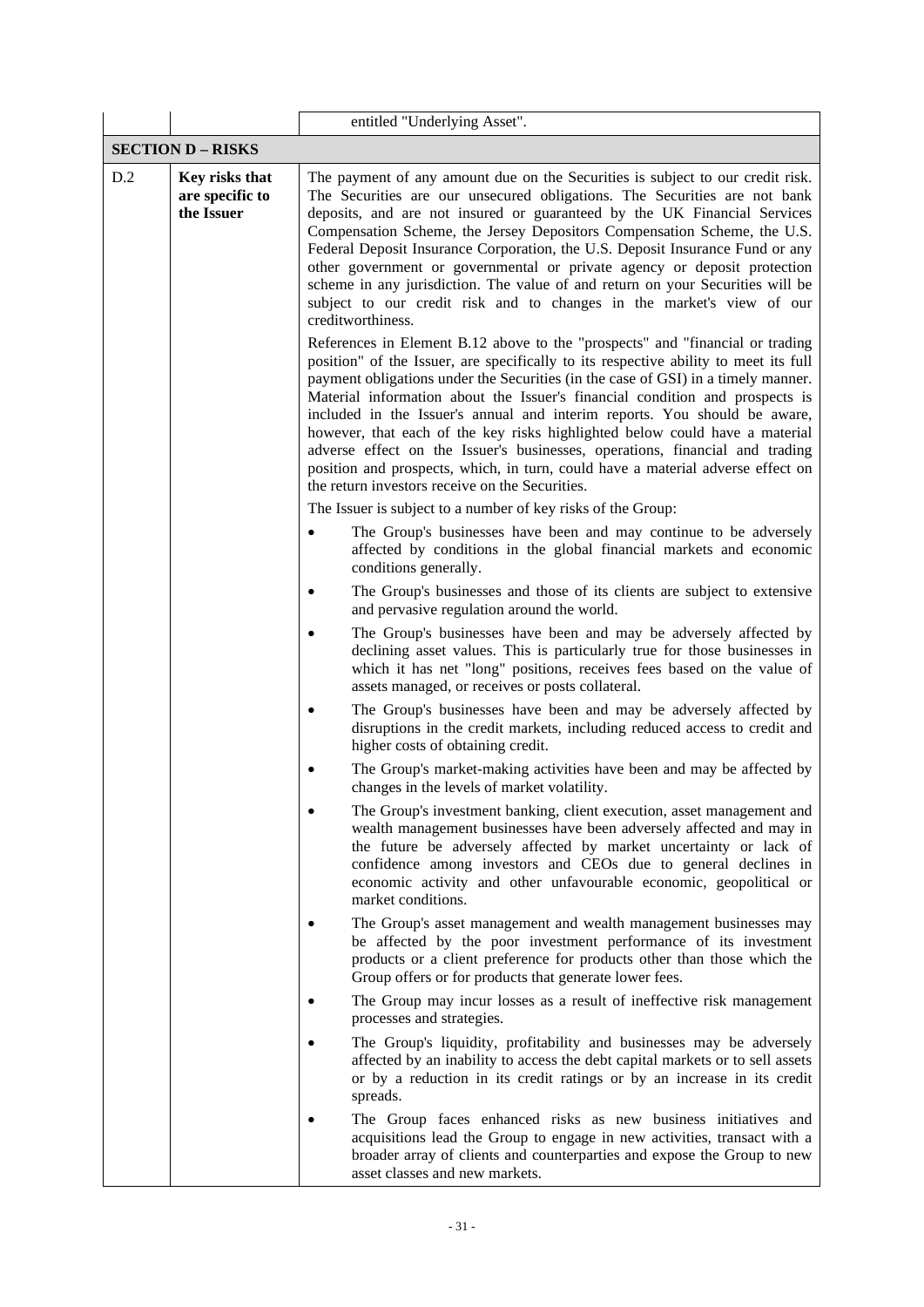| | | entitled "Underlying Asset". |
|---|---|---|
| **SECTION D – RISKS** | | |
| D.2 | **Key risks that are specific to the Issuer** | The payment of any amount due on the Securities is subject to our credit risk. The Securities are our unsecured obligations. The Securities are not bank deposits, and are not insured or guaranteed by the UK Financial Services Compensation Scheme, the Jersey Depositors Compensation Scheme, the U.S. Federal Deposit Insurance Corporation, the U.S. Deposit Insurance Fund or any other government or governmental or private agency or deposit protection scheme in any jurisdiction. The value of and return on your Securities will be subject to our credit risk and to changes in the market's view of our creditworthiness.<br><br>References in Element B.12 above to the "prospects" and "financial or trading position" of the Issuer, are specifically to its respective ability to meet its full payment obligations under the Securities (in the case of GSI) in a timely manner. Material information about the Issuer's financial condition and prospects is included in the Issuer's annual and interim reports. You should be aware, however, that each of the key risks highlighted below could have a material adverse effect on the Issuer's businesses, operations, financial and trading position and prospects, which, in turn, could have a material adverse effect on the return investors receive on the Securities.<br><br>The Issuer is subject to a number of key risks of the Group:<br><br>• The Group's businesses have been and may continue to be adversely affected by conditions in the global financial markets and economic conditions generally.<br><br>• The Group's businesses and those of its clients are subject to extensive and pervasive regulation around the world.<br><br>• The Group's businesses have been and may be adversely affected by declining asset values. This is particularly true for those businesses in which it has net "long" positions, receives fees based on the value of assets managed, or receives or posts collateral.<br><br>• The Group's businesses have been and may be adversely affected by disruptions in the credit markets, including reduced access to credit and higher costs of obtaining credit.<br><br>• The Group's market-making activities have been and may be affected by changes in the levels of market volatility.<br><br>• The Group's investment banking, client execution, asset management and wealth management businesses have been adversely affected and may in the future be adversely affected by market uncertainty or lack of confidence among investors and CEOs due to general declines in economic activity and other unfavourable economic, geopolitical or market conditions.<br><br>• The Group's asset management and wealth management businesses may be affected by the poor investment performance of its investment products or a client preference for products other than those which the Group offers or for products that generate lower fees.<br><br>• The Group may incur losses as a result of ineffective risk management processes and strategies.<br><br>• The Group's liquidity, profitability and businesses may be adversely affected by an inability to access the debt capital markets or to sell assets or by a reduction in its credit ratings or by an increase in its credit spreads.<br><br>• The Group faces enhanced risks as new business initiatives and acquisitions lead the Group to engage in new activities, transact with a broader array of clients and counterparties and expose the Group to new asset classes and new markets. |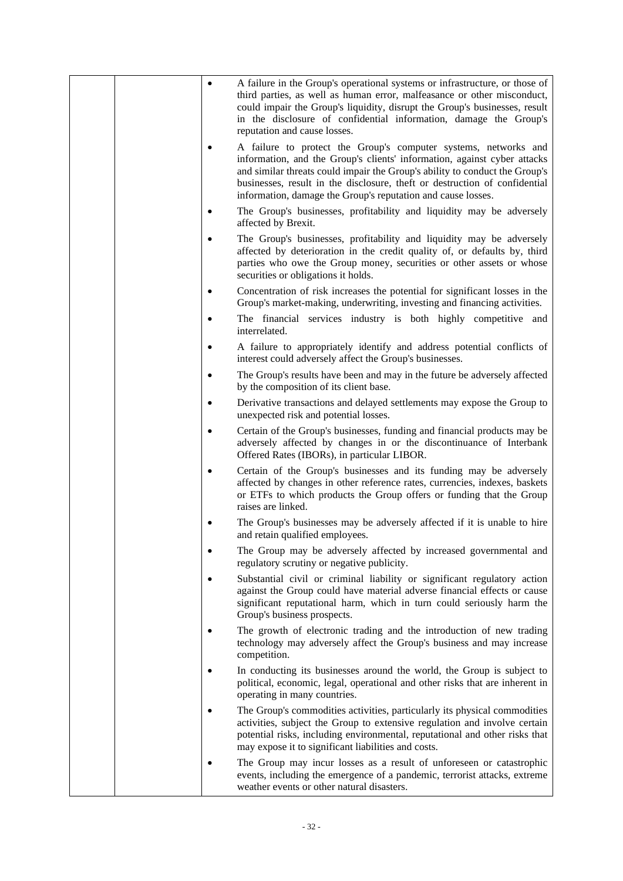| | | |
|---|---|---|
| | | • A failure in the Group's operational systems or infrastructure, or those of third parties, as well as human error, malfeasance or other misconduct, could impair the Group's liquidity, disrupt the Group's businesses, result in the disclosure of confidential information, damage the Group's reputation and cause losses.<br>• A failure to protect the Group's computer systems, networks and information, and the Group's clients' information, against cyber attacks and similar threats could impair the Group's ability to conduct the Group's businesses, result in the disclosure, theft or destruction of confidential information, damage the Group's reputation and cause losses.<br>• The Group's businesses, profitability and liquidity may be adversely affected by Brexit.<br>• The Group's businesses, profitability and liquidity may be adversely affected by deterioration in the credit quality of, or defaults by, third parties who owe the Group money, securities or other assets or whose securities or obligations it holds.<br>• Concentration of risk increases the potential for significant losses in the Group's market-making, underwriting, investing and financing activities.<br>• The financial services industry is both highly competitive and interrelated.<br>• A failure to appropriately identify and address potential conflicts of interest could adversely affect the Group's businesses.<br>• The Group's results have been and may in the future be adversely affected by the composition of its client base.<br>• Derivative transactions and delayed settlements may expose the Group to unexpected risk and potential losses.<br>• Certain of the Group's businesses, funding and financial products may be adversely affected by changes in or the discontinuance of Interbank Offered Rates (IBORs), in particular LIBOR.<br>• Certain of the Group's businesses and its funding may be adversely affected by changes in other reference rates, currencies, indexes, baskets or ETFs to which products the Group offers or funding that the Group raises are linked.<br>• The Group's businesses may be adversely affected if it is unable to hire and retain qualified employees.<br>• The Group may be adversely affected by increased governmental and regulatory scrutiny or negative publicity.<br>• Substantial civil or criminal liability or significant regulatory action against the Group could have material adverse financial effects or cause significant reputational harm, which in turn could seriously harm the Group's business prospects.<br>• The growth of electronic trading and the introduction of new trading technology may adversely affect the Group's business and may increase competition.<br>• In conducting its businesses around the world, the Group is subject to political, economic, legal, operational and other risks that are inherent in operating in many countries.<br>• The Group's commodities activities, particularly its physical commodities activities, subject the Group to extensive regulation and involve certain potential risks, including environmental, reputational and other risks that may expose it to significant liabilities and costs.<br>• The Group may incur losses as a result of unforeseen or catastrophic events, including the emergence of a pandemic, terrorist attacks, extreme weather events or other natural disasters. |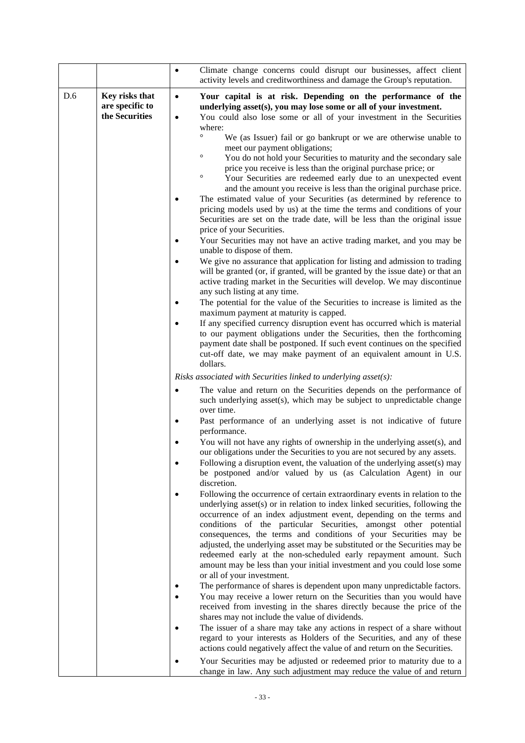| | | |
|---|---|---|
| | | • Climate change concerns could disrupt our businesses, affect client activity levels and creditworthiness and damage the Group's reputation. |
| D.6 | **Key risks that are specific to the Securities** | • **Your capital is at risk. Depending on the performance of the underlying asset(s), you may lose some or all of your investment.**<br>• You could also lose some or all of your investment in the Securities where:<br>  ° We (as Issuer) fail or go bankrupt or we are otherwise unable to meet our payment obligations;<br>  ° You do not hold your Securities to maturity and the secondary sale price you receive is less than the original purchase price; or<br>  ° Your Securities are redeemed early due to an unexpected event and the amount you receive is less than the original purchase price.<br>• The estimated value of your Securities (as determined by reference to pricing models used by us) at the time the terms and conditions of your Securities are set on the trade date, will be less than the original issue price of your Securities.<br>• Your Securities may not have an active trading market, and you may be unable to dispose of them.<br>• We give no assurance that application for listing and admission to trading will be granted (or, if granted, will be granted by the issue date) or that an active trading market in the Securities will develop. We may discontinue any such listing at any time.<br>• The potential for the value of the Securities to increase is limited as the maximum payment at maturity is capped.<br>• If any specified currency disruption event has occurred which is material to our payment obligations under the Securities, then the forthcoming payment date shall be postponed. If such event continues on the specified cut-off date, we may make payment of an equivalent amount in U.S. dollars.<br><br>*Risks associated with Securities linked to underlying asset(s):*<br><br>• The value and return on the Securities depends on the performance of such underlying asset(s), which may be subject to unpredictable change over time.<br>• Past performance of an underlying asset is not indicative of future performance.<br>• You will not have any rights of ownership in the underlying asset(s), and our obligations under the Securities to you are not secured by any assets.<br>• Following a disruption event, the valuation of the underlying asset(s) may be postponed and/or valued by us (as Calculation Agent) in our discretion.<br>• Following the occurrence of certain extraordinary events in relation to the underlying asset(s) or in relation to index linked securities, following the occurrence of an index adjustment event, depending on the terms and conditions of the particular Securities, amongst other potential consequences, the terms and conditions of your Securities may be adjusted, the underlying asset may be substituted or the Securities may be redeemed early at the non-scheduled early repayment amount. Such amount may be less than your initial investment and you could lose some or all of your investment.<br>• The performance of shares is dependent upon many unpredictable factors.<br>• You may receive a lower return on the Securities than you would have received from investing in the shares directly because the price of the shares may not include the value of dividends.<br>• The issuer of a share may take any actions in respect of a share without regard to your interests as Holders of the Securities, and any of these actions could negatively affect the value of and return on the Securities.<br>• Your Securities may be adjusted or redeemed prior to maturity due to a change in law. Any such adjustment may reduce the value of and return |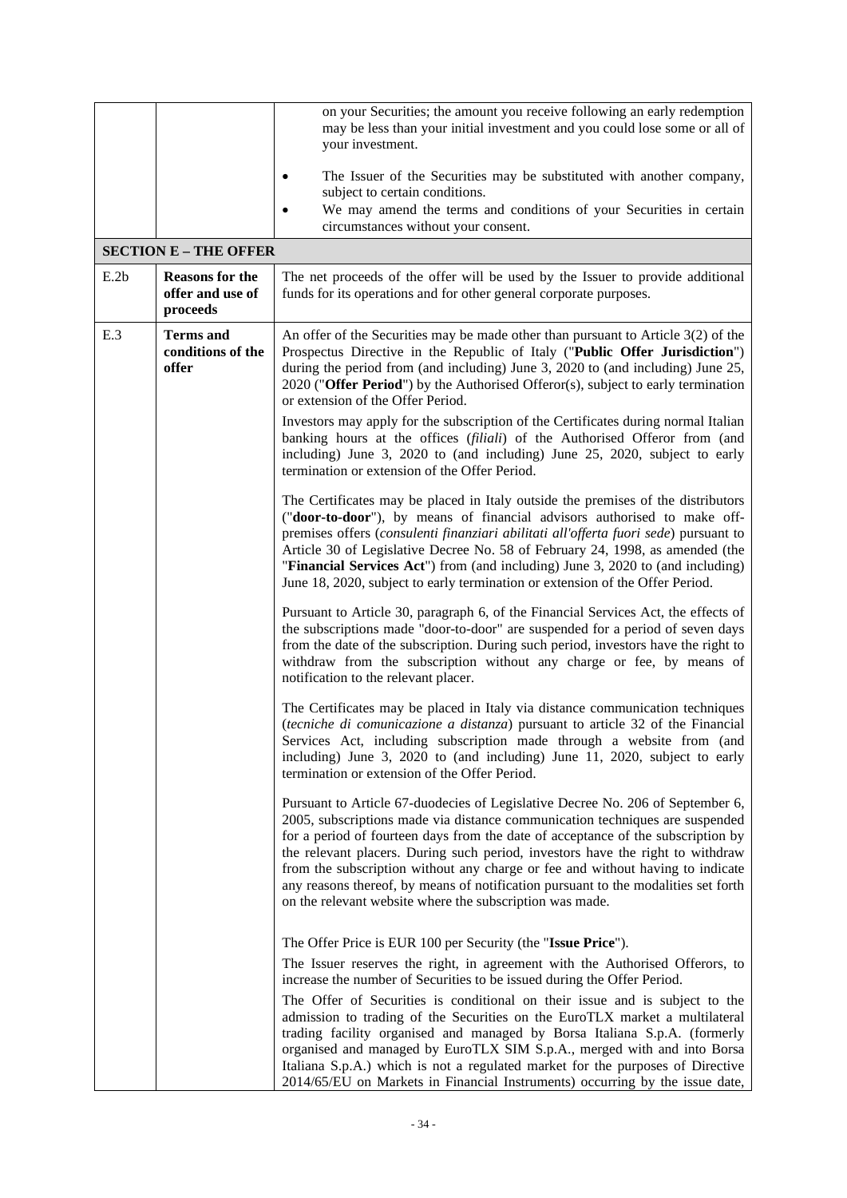| | | |
|---|---|---|
| | | on your Securities; the amount you receive following an early redemption may be less than your initial investment and you could lose some or all of your investment.<br><br>• The Issuer of the Securities may be substituted with another company, subject to certain conditions.<br>• We may amend the terms and conditions of your Securities in certain circumstances without your consent. |
| **SECTION E – THE OFFER** | | |
| E.2b | **Reasons for the offer and use of proceeds** | The net proceeds of the offer will be used by the Issuer to provide additional funds for its operations and for other general corporate purposes. |
| E.3 | **Terms and conditions of the offer** | An offer of the Securities may be made other than pursuant to Article 3(2) of the Prospectus Directive in the Republic of Italy ("**Public Offer Jurisdiction**") during the period from (and including) June 3, 2020 to (and including) June 25, 2020 ("**Offer Period**") by the Authorised Offeror(s), subject to early termination or extension of the Offer Period.<br><br>Investors may apply for the subscription of the Certificates during normal Italian banking hours at the offices (*filiali*) of the Authorised Offeror from (and including) June 3, 2020 to (and including) June 25, 2020, subject to early termination or extension of the Offer Period.<br><br>The Certificates may be placed in Italy outside the premises of the distributors ("**door-to-door**"), by means of financial advisors authorised to make off-premises offers (*consulenti finanziari abilitati all'offerta fuori sede*) pursuant to Article 30 of Legislative Decree No. 58 of February 24, 1998, as amended (the "**Financial Services Act**") from (and including) June 3, 2020 to (and including) June 18, 2020, subject to early termination or extension of the Offer Period.<br><br>Pursuant to Article 30, paragraph 6, of the Financial Services Act, the effects of the subscriptions made "door-to-door" are suspended for a period of seven days from the date of the subscription. During such period, investors have the right to withdraw from the subscription without any charge or fee, by means of notification to the relevant placer.<br><br>The Certificates may be placed in Italy via distance communication techniques (*tecniche di comunicazione a distanza*) pursuant to article 32 of the Financial Services Act, including subscription made through a website from (and including) June 3, 2020 to (and including) June 11, 2020, subject to early termination or extension of the Offer Period.<br><br>Pursuant to Article 67-duodecies of Legislative Decree No. 206 of September 6, 2005, subscriptions made via distance communication techniques are suspended for a period of fourteen days from the date of acceptance of the subscription by the relevant placers. During such period, investors have the right to withdraw from the subscription without any charge or fee and without having to indicate any reasons thereof, by means of notification pursuant to the modalities set forth on the relevant website where the subscription was made.<br><br>The Offer Price is EUR 100 per Security (the "**Issue Price**").<br><br>The Issuer reserves the right, in agreement with the Authorised Offerors, to increase the number of Securities to be issued during the Offer Period.<br><br>The Offer of Securities is conditional on their issue and is subject to the admission to trading of the Securities on the EuroTLX market a multilateral trading facility organised and managed by Borsa Italiana S.p.A. (formerly organised and managed by EuroTLX SIM S.p.A., merged with and into Borsa Italiana S.p.A.) which is not a regulated market for the purposes of Directive 2014/65/EU on Markets in Financial Instruments) occurring by the issue date, |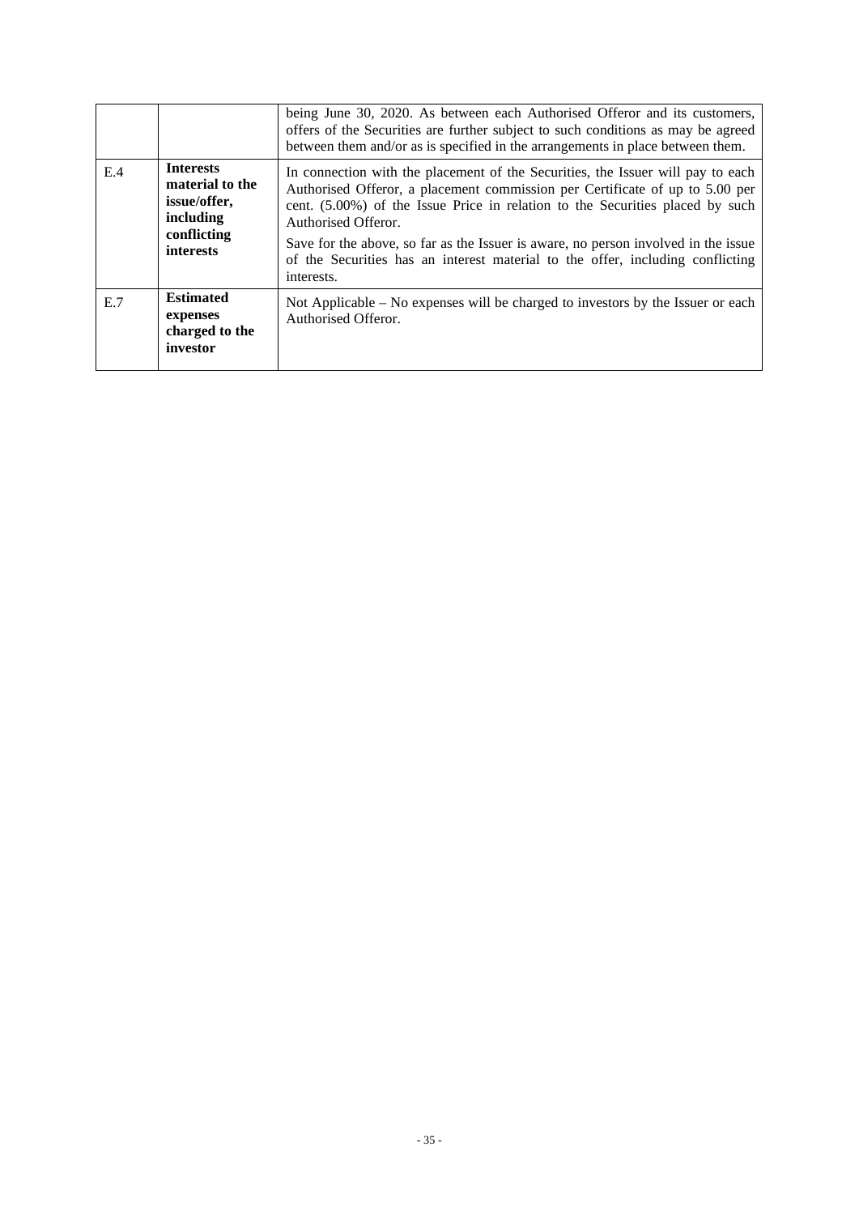| | | |
|---|---|---|
| | | being June 30, 2020. As between each Authorised Offeror and its customers, offers of the Securities are further subject to such conditions as may be agreed between them and/or as is specified in the arrangements in place between them. |
| E.4 | **Interests material to the issue/offer, including conflicting interests** | In connection with the placement of the Securities, the Issuer will pay to each Authorised Offeror, a placement commission per Certificate of up to 5.00 per cent. (5.00%) of the Issue Price in relation to the Securities placed by such Authorised Offeror.<br><br>Save for the above, so far as the Issuer is aware, no person involved in the issue of the Securities has an interest material to the offer, including conflicting interests. |
| E.7 | **Estimated expenses charged to the investor** | Not Applicable – No expenses will be charged to investors by the Issuer or each Authorised Offeror. |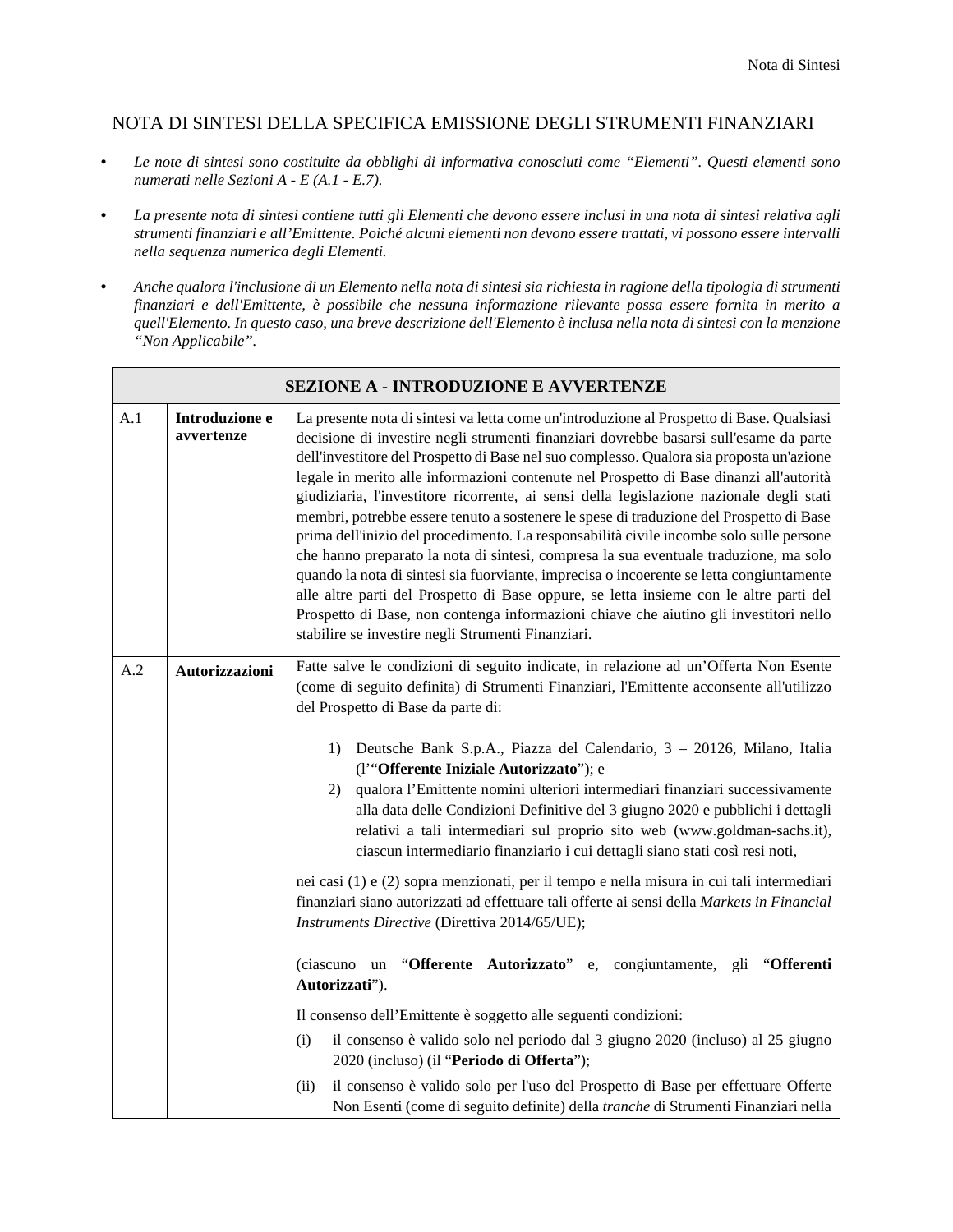## NOTA DI SINTESI DELLA SPECIFICA EMISSIONE DEGLI STRUMENTI FINANZIARI

- *Le note di sintesi sono costituite da obblighi di informativa conosciuti come "Elementi". Questi elementi sono numerati nelle Sezioni A - E (A.1 - E.7).*
- *La presente nota di sintesi contiene tutti gli Elementi che devono essere inclusi in una nota di sintesi relativa agli strumenti finanziari e all'Emittente. Poiché alcuni elementi non devono essere trattati, vi possono essere intervalli nella sequenza numerica degli Elementi.*
- *Anche qualora l'inclusione di un Elemento nella nota di sintesi sia richiesta in ragione della tipologia di strumenti finanziari e dell'Emittente, è possibile che nessuna informazione rilevante possa essere fornita in merito a quell'Elemento. In questo caso, una breve descrizione dell'Elemento è inclusa nella nota di sintesi con la menzione "Non Applicabile".*

| **SEZIONE A - INTRODUZIONE E AVVERTENZE** | | |
|---|---|---|
| A.1 | **Introduzione e avvertenze** | La presente nota di sintesi va letta come un'introduzione al Prospetto di Base. Qualsiasi decisione di investire negli strumenti finanziari dovrebbe basarsi sull'esame da parte dell'investitore del Prospetto di Base nel suo complesso. Qualora sia proposta un'azione legale in merito alle informazioni contenute nel Prospetto di Base dinanzi all'autorità giudiziaria, l'investitore ricorrente, ai sensi della legislazione nazionale degli stati membri, potrebbe essere tenuto a sostenere le spese di traduzione del Prospetto di Base prima dell'inizio del procedimento. La responsabilità civile incombe solo sulle persone che hanno preparato la nota di sintesi, compresa la sua eventuale traduzione, ma solo quando la nota di sintesi sia fuorviante, imprecisa o incoerente se letta congiuntamente alle altre parti del Prospetto di Base oppure, se letta insieme con le altre parti del Prospetto di Base, non contenga informazioni chiave che aiutino gli investitori nello stabilire se investire negli Strumenti Finanziari. |
| A.2 | **Autorizzazioni** | Fatte salve le condizioni di seguito indicate, in relazione ad un'Offerta Non Esente (come di seguito definita) di Strumenti Finanziari, l'Emittente acconsente all'utilizzo del Prospetto di Base da parte di:<br><br>1) Deutsche Bank S.p.A., Piazza del Calendario, 3 – 20126, Milano, Italia (l'"**Offerente Iniziale Autorizzato**"); e<br>2) qualora l'Emittente nomini ulteriori intermediari finanziari successivamente alla data delle Condizioni Definitive del 3 giugno 2020 e pubblichi i dettagli relativi a tali intermediari sul proprio sito web (www.goldman-sachs.it), ciascun intermediario finanziario i cui dettagli siano stati così resi noti,<br><br>nei casi (1) e (2) sopra menzionati, per il tempo e nella misura in cui tali intermediari finanziari siano autorizzati ad effettuare tali offerte ai sensi della *Markets in Financial Instruments Directive* (Direttiva 2014/65/UE);<br><br>(ciascuno un "**Offerente Autorizzato**" e, congiuntamente, gli "**Offerenti Autorizzati**").<br><br>Il consenso dell'Emittente è soggetto alle seguenti condizioni:<br>(i) il consenso è valido solo nel periodo dal 3 giugno 2020 (incluso) al 25 giugno 2020 (incluso) (il "**Periodo di Offerta**");<br>(ii) il consenso è valido solo per l'uso del Prospetto di Base per effettuare Offerte Non Esenti (come di seguito definite) della *tranche* di Strumenti Finanziari nella |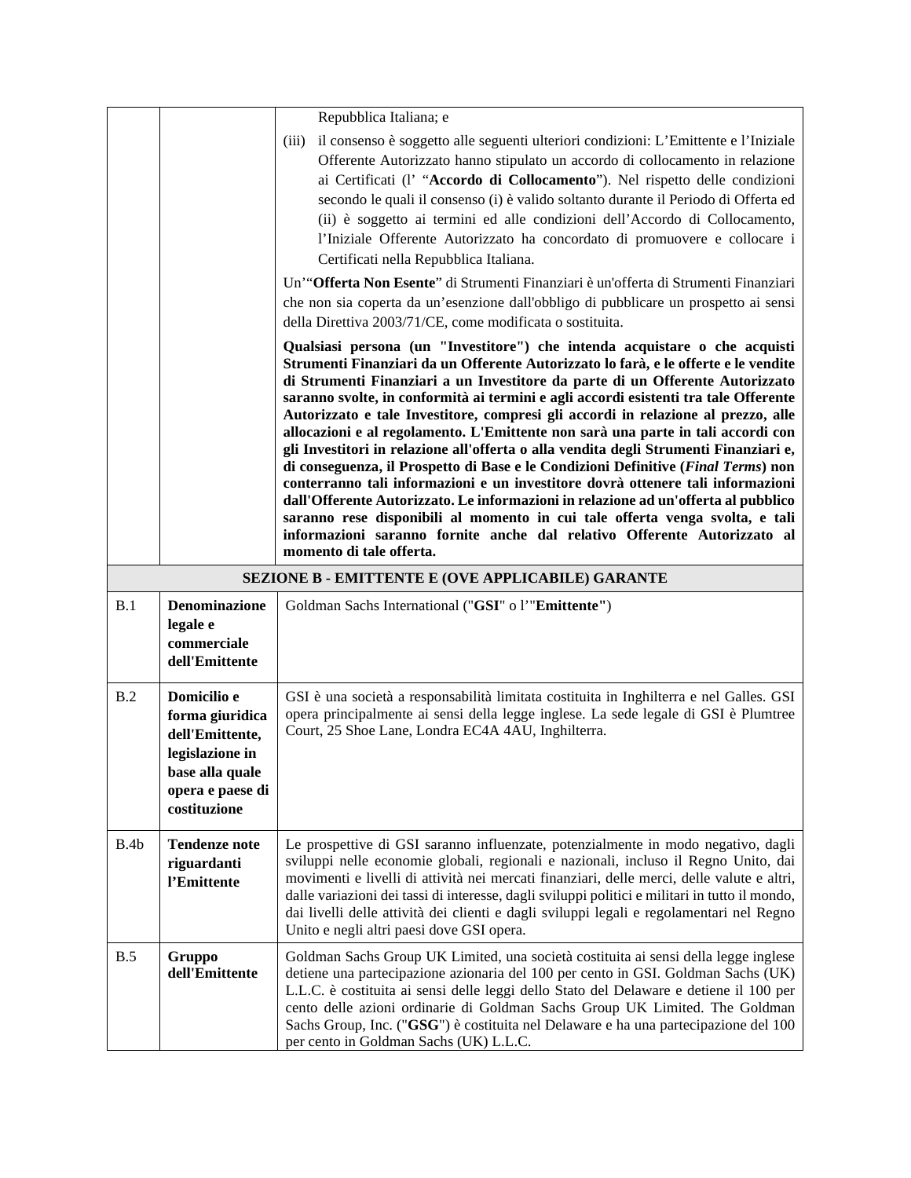| | | |
|---|---|---|
| | | Repubblica Italiana; e<br><br>(iii) il consenso è soggetto alle seguenti ulteriori condizioni: L'Emittente e l'Iniziale Offerente Autorizzato hanno stipulato un accordo di collocamento in relazione ai Certificati (l' "**Accordo di Collocamento**"). Nel rispetto delle condizioni secondo le quali il consenso (i) è valido soltanto durante il Periodo di Offerta ed (ii) è soggetto ai termini ed alle condizioni dell'Accordo di Collocamento, l'Iniziale Offerente Autorizzato ha concordato di promuovere e collocare i Certificati nella Repubblica Italiana.<br><br>Un'"**Offerta Non Esente**" di Strumenti Finanziari è un'offerta di Strumenti Finanziari che non sia coperta da un'esenzione dall'obbligo di pubblicare un prospetto ai sensi della Direttiva 2003/71/CE, come modificata o sostituita.<br><br>**Qualsiasi persona (un "Investitore") che intenda acquistare o che acquisti Strumenti Finanziari da un Offerente Autorizzato lo farà, e le offerte e le vendite di Strumenti Finanziari a un Investitore da parte di un Offerente Autorizzato saranno svolte, in conformità ai termini e agli accordi esistenti tra tale Offerente Autorizzato e tale Investitore, compresi gli accordi in relazione al prezzo, alle allocazioni e al regolamento. L'Emittente non sarà una parte in tali accordi con gli Investitori in relazione all'offerta o alla vendita degli Strumenti Finanziari e, di conseguenza, il Prospetto di Base e le Condizioni Definitive (*Final Terms*) non conterranno tali informazioni e un investitore dovrà ottenere tali informazioni dall'Offerente Autorizzato. Le informazioni in relazione ad un'offerta al pubblico saranno rese disponibili al momento in cui tale offerta venga svolta, e tali informazioni saranno fornite anche dal relativo Offerente Autorizzato al momento di tale offerta.** |
| **SEZIONE B - EMITTENTE E (OVE APPLICABILE) GARANTE** | | |
| B.1 | **Denominazione legale e commerciale dell'Emittente** | Goldman Sachs International ("**GSI**" o l'"**Emittente**") |
| B.2 | **Domicilio e forma giuridica dell'Emittente, legislazione in base alla quale opera e paese di costituzione** | GSI è una società a responsabilità limitata costituita in Inghilterra e nel Galles. GSI opera principalmente ai sensi della legge inglese. La sede legale di GSI è Plumtree Court, 25 Shoe Lane, Londra EC4A 4AU, Inghilterra. |
| B.4b | **Tendenze note riguardanti l'Emittente** | Le prospettive di GSI saranno influenzate, potenzialmente in modo negativo, dagli sviluppi nelle economie globali, regionali e nazionali, incluso il Regno Unito, dai movimenti e livelli di attività nei mercati finanziari, delle merci, delle valute e altri, dalle variazioni dei tassi di interesse, dagli sviluppi politici e militari in tutto il mondo, dai livelli delle attività dei clienti e dagli sviluppi legali e regolamentari nel Regno Unito e negli altri paesi dove GSI opera. |
| B.5 | **Gruppo dell'Emittente** | Goldman Sachs Group UK Limited, una società costituita ai sensi della legge inglese detiene una partecipazione azionaria del 100 per cento in GSI. Goldman Sachs (UK) L.L.C. è costituita ai sensi delle leggi dello Stato del Delaware e detiene il 100 per cento delle azioni ordinarie di Goldman Sachs Group UK Limited. The Goldman Sachs Group, Inc. ("**GSG**") è costituita nel Delaware e ha una partecipazione del 100 per cento in Goldman Sachs (UK) L.L.C. |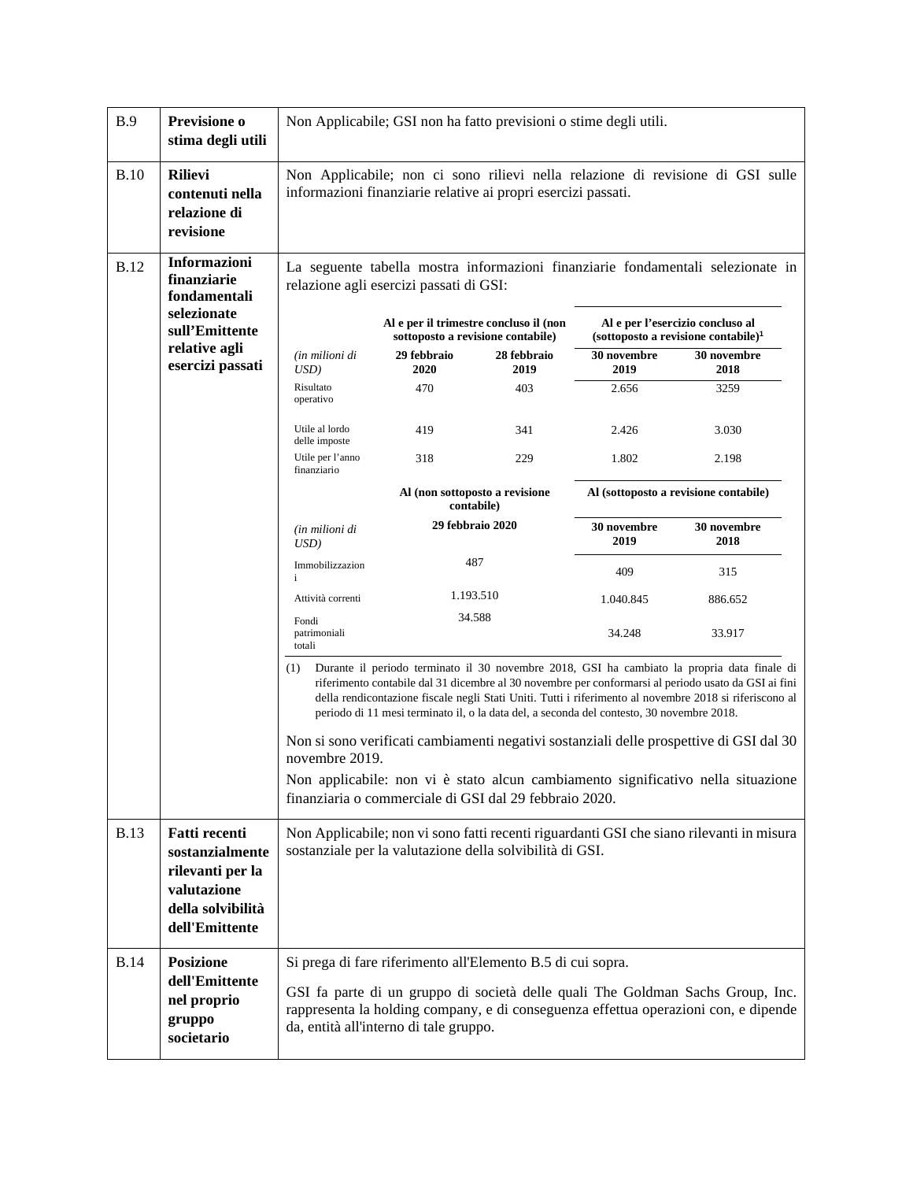| | | |
|---|---|---|
| B.9 | **Previsione o stima degli utili** | Non Applicabile; GSI non ha fatto previsioni o stime degli utili. |
| B.10 | **Rilievi contenuti nella relazione di revisione** | Non Applicabile; non ci sono rilievi nella relazione di revisione di GSI sulle informazioni finanziarie relative ai propri esercizi passati. |
| B.12 | **Informazioni finanziarie fondamentali selezionate sull'Emittente relative agli esercizi passati** | La seguente tabella mostra informazioni finanziarie fondamentali selezionate in relazione agli esercizi passati di GSI: (vedi tabella sotto) |

| | **Al e per il trimestre concluso il (non sottoposto a revisione contabile)** | | **Al e per l'esercizio concluso al (sottoposto a revisione contabile)[1]** | |
|---|---|---|---|---|
| *(in milioni di USD)* | **29 febbraio 2020** | **28 febbraio 2019** | **30 novembre 2019** | **30 novembre 2018** |
| Risultato operativo | 470 | 403 | 2.656 | 3259 |
| Utile al lordo delle imposte | 419 | 341 | 2.426 | 3.030 |
| Utile per l'anno finanziario | 318 | 229 | 1.802 | 2.198 |
| | **Al (non sottoposto a revisione contabile)** | | **Al (sottoposto a revisione contabile)** | |
| *(in milioni di USD)* | **29 febbraio 2020** | | **30 novembre 2019** | **30 novembre 2018** |
| Immobilizzazioni | 487 | | 409 | 315 |
| Attività correnti | 1.193.510 | | 1.040.845 | 886.652 |
| Fondi patrimoniali totali | 34.588 | | 34.248 | 33.917 |

(1) Durante il periodo terminato il 30 novembre 2018, GSI ha cambiato la propria data finale di riferimento contabile dal 31 dicembre al 30 novembre per conformarsi al periodo usato da GSI ai fini della rendicontazione fiscale negli Stati Uniti. Tutti i riferimento al novembre 2018 si riferiscono al periodo di 11 mesi terminato il, o la data del, a seconda del contesto, 30 novembre 2018.

Non si sono verificati cambiamenti negativi sostanziali delle prospettive di GSI dal 30 novembre 2019.

Non applicabile: non vi è stato alcun cambiamento significativo nella situazione finanziaria o commerciale di GSI dal 29 febbraio 2020.

| | | |
|---|---|---|
| B.13 | **Fatti recenti sostanzialmente rilevanti per la valutazione della solvibilità dell'Emittente** | Non Applicabile; non vi sono fatti recenti riguardanti GSI che siano rilevanti in misura sostanziale per la valutazione della solvibilità di GSI. |
| B.14 | **Posizione dell'Emittente nel proprio gruppo societario** | Si prega di fare riferimento all'Elemento B.5 di cui sopra. GSI fa parte di un gruppo di società delle quali The Goldman Sachs Group, Inc. rappresenta la holding company, e di conseguenza effettua operazioni con, e dipende da, entità all'interno di tale gruppo. |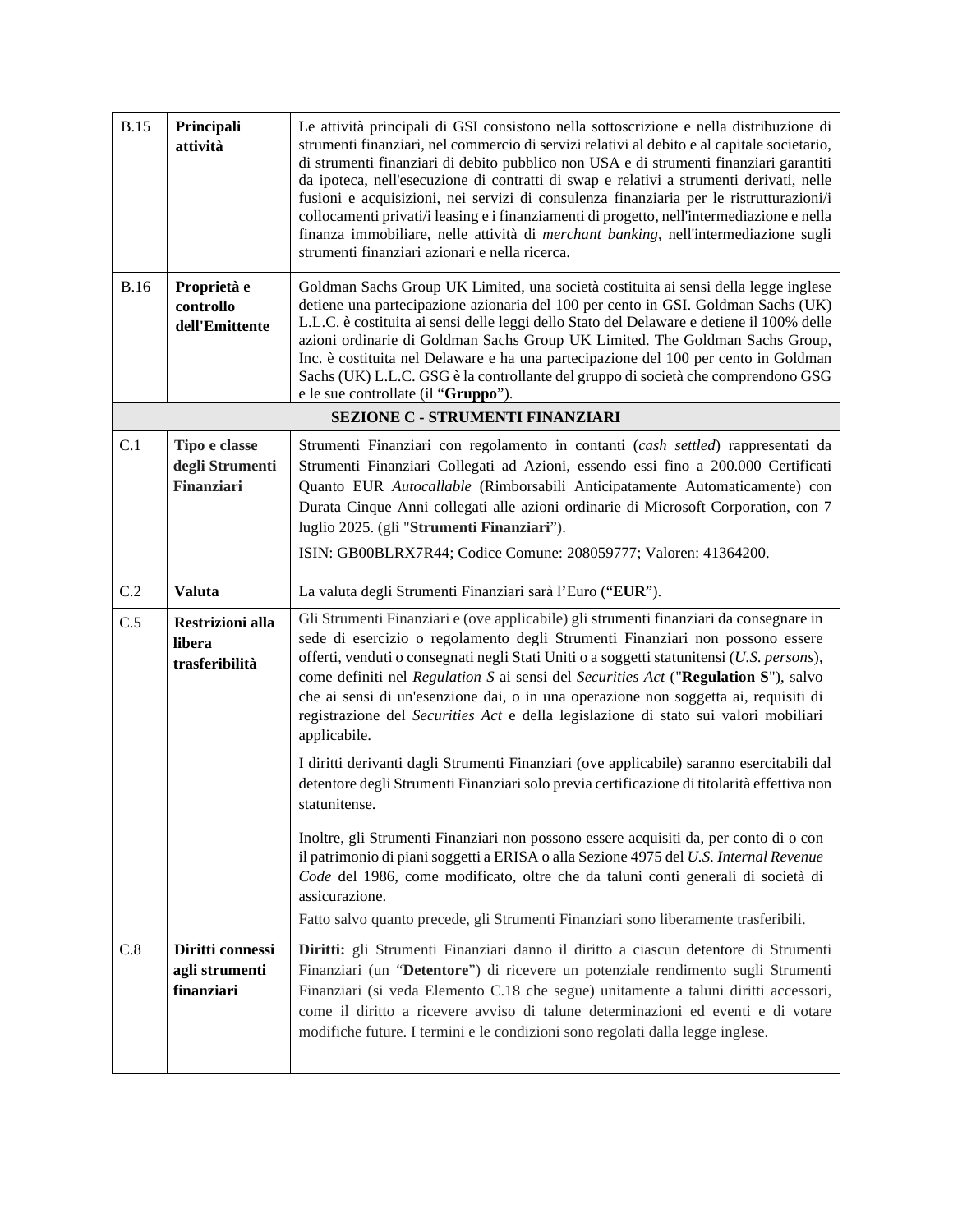| | | |
|---|---|---|
| B.15 | **Principali attività** | Le attività principali di GSI consistono nella sottoscrizione e nella distribuzione di strumenti finanziari, nel commercio di servizi relativi al debito e al capitale societario, di strumenti finanziari di debito pubblico non USA e di strumenti finanziari garantiti da ipoteca, nell'esecuzione di contratti di swap e relativi a strumenti derivati, nelle fusioni e acquisizioni, nei servizi di consulenza finanziaria per le ristrutturazioni/i collocamenti privati/i leasing e i finanziamenti di progetto, nell'intermediazione e nella finanza immobiliare, nelle attività di *merchant banking*, nell'intermediazione sugli strumenti finanziari azionari e nella ricerca. |
| B.16 | **Proprietà e controllo dell'Emittente** | Goldman Sachs Group UK Limited, una società costituita ai sensi della legge inglese detiene una partecipazione azionaria del 100 per cento in GSI. Goldman Sachs (UK) L.L.C. è costituita ai sensi delle leggi dello Stato del Delaware e detiene il 100% delle azioni ordinarie di Goldman Sachs Group UK Limited. The Goldman Sachs Group, Inc. è costituita nel Delaware e ha una partecipazione del 100 per cento in Goldman Sachs (UK) L.L.C. GSG è la controllante del gruppo di società che comprendono GSG e le sue controllate (il "**Gruppo**"). |
| **SEZIONE C - STRUMENTI FINANZIARI** | | |
| C.1 | **Tipo e classe degli Strumenti Finanziari** | Strumenti Finanziari con regolamento in contanti (*cash settled*) rappresentati da Strumenti Finanziari Collegati ad Azioni, essendo essi fino a 200.000 Certificati Quanto EUR *Autocallable* (Rimborsabili Anticipatamente Automaticamente) con Durata Cinque Anni collegati alle azioni ordinarie di Microsoft Corporation, con 7 luglio 2025. (gli "**Strumenti Finanziari**").<br><br>ISIN: GB00BLRX7R44; Codice Comune: 208059777; Valoren: 41364200. |
| C.2 | **Valuta** | La valuta degli Strumenti Finanziari sarà l'Euro ("**EUR**"). |
| C.5 | **Restrizioni alla libera trasferibilità** | Gli Strumenti Finanziari e (ove applicabile) gli strumenti finanziari da consegnare in sede di esercizio o regolamento degli Strumenti Finanziari non possono essere offerti, venduti o consegnati negli Stati Uniti o a soggetti statunitensi (*U.S. persons*), come definiti nel *Regulation S* ai sensi del *Securities Act* ("**Regulation S**"), salvo che ai sensi di un'esenzione dai, o in una operazione non soggetta ai, requisiti di registrazione del *Securities Act* e della legislazione di stato sui valori mobiliari applicabile.<br><br>I diritti derivanti dagli Strumenti Finanziari (ove applicabile) saranno esercitabili dal detentore degli Strumenti Finanziari solo previa certificazione di titolarità effettiva non statunitense.<br><br>Inoltre, gli Strumenti Finanziari non possono essere acquisiti da, per conto di o con il patrimonio di piani soggetti a ERISA o alla Sezione 4975 del *U.S. Internal Revenue Code* del 1986, come modificato, oltre che da taluni conti generali di società di assicurazione.<br><br>Fatto salvo quanto precede, gli Strumenti Finanziari sono liberamente trasferibili. |
| C.8 | **Diritti connessi agli strumenti finanziari** | **Diritti:** gli Strumenti Finanziari danno il diritto a ciascun detentore di Strumenti Finanziari (un "**Detentore**") di ricevere un potenziale rendimento sugli Strumenti Finanziari (si veda Elemento C.18 che segue) unitamente a taluni diritti accessori, come il diritto a ricevere avviso di talune determinazioni ed eventi e di votare modifiche future. I termini e le condizioni sono regolati dalla legge inglese. |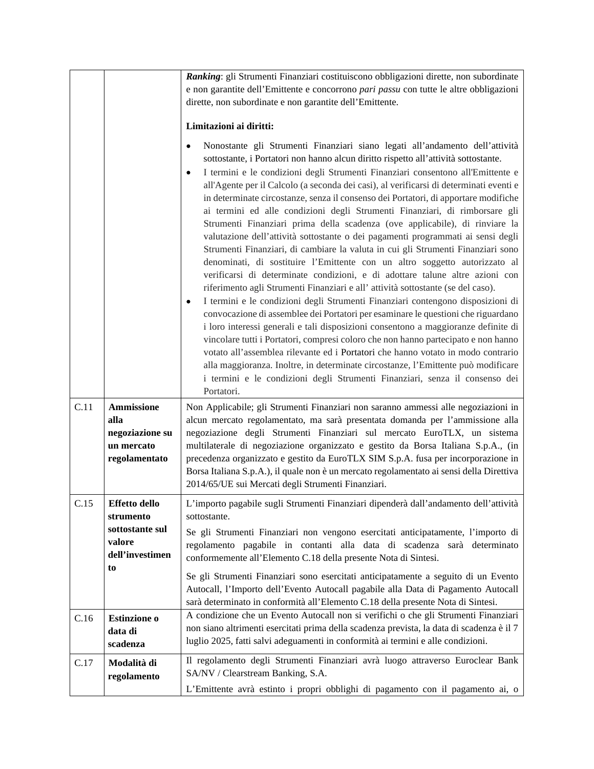| | | |
|---|---|---|
| | | ***Ranking***: gli Strumenti Finanziari costituiscono obbligazioni dirette, non subordinate e non garantite dell'Emittente e concorrono *pari passu* con tutte le altre obbligazioni dirette, non subordinate e non garantite dell'Emittente.<br><br>**Limitazioni ai diritti:**<br><br>• Nonostante gli Strumenti Finanziari siano legati all'andamento dell'attività sottostante, i Portatori non hanno alcun diritto rispetto all'attività sottostante.<br>• I termini e le condizioni degli Strumenti Finanziari consentono all'Emittente e all'Agente per il Calcolo (a seconda dei casi), al verificarsi di determinati eventi e in determinate circostanze, senza il consenso dei Portatori, di apportare modifiche ai termini ed alle condizioni degli Strumenti Finanziari, di rimborsare gli Strumenti Finanziari prima della scadenza (ove applicabile), di rinviare la valutazione dell'attività sottostante o dei pagamenti programmati ai sensi degli Strumenti Finanziari, di cambiare la valuta in cui gli Strumenti Finanziari sono denominati, di sostituire l'Emittente con un altro soggetto autorizzato al verificarsi di determinate condizioni, e di adottare talune altre azioni con riferimento agli Strumenti Finanziari e all' attività sottostante (se del caso).<br>• I termini e le condizioni degli Strumenti Finanziari contengono disposizioni di convocazione di assemblee dei Portatori per esaminare le questioni che riguardano i loro interessi generali e tali disposizioni consentono a maggioranze definite di vincolare tutti i Portatori, compresi coloro che non hanno partecipato e non hanno votato all'assemblea rilevante ed i Portatori che hanno votato in modo contrario alla maggioranza. Inoltre, in determinate circostanze, l'Emittente può modificare i termini e le condizioni degli Strumenti Finanziari, senza il consenso dei Portatori. |
| C.11 | **Ammissione alla negoziazione su un mercato regolamentato** | Non Applicabile; gli Strumenti Finanziari non saranno ammessi alle negoziazioni in alcun mercato regolamentato, ma sarà presentata domanda per l'ammissione alla negoziazione degli Strumenti Finanziari sul mercato EuroTLX, un sistema multilaterale di negoziazione organizzato e gestito da Borsa Italiana S.p.A., (in precedenza organizzato e gestito da EuroTLX SIM S.p.A. fusa per incorporazione in Borsa Italiana S.p.A.), il quale non è un mercato regolamentato ai sensi della Direttiva 2014/65/UE sui Mercati degli Strumenti Finanziari. |
| C.15 | **Effetto dello strumento sottostante sul valore dell'investimento** | L'importo pagabile sugli Strumenti Finanziari dipenderà dall'andamento dell'attività sottostante.<br><br>Se gli Strumenti Finanziari non vengono esercitati anticipatamente, l'importo di regolamento pagabile in contanti alla data di scadenza sarà determinato conformemente all'Elemento C.18 della presente Nota di Sintesi.<br><br>Se gli Strumenti Finanziari sono esercitati anticipatamente a seguito di un Evento Autocall, l'Importo dell'Evento Autocall pagabile alla Data di Pagamento Autocall sarà determinato in conformità all'Elemento C.18 della presente Nota di Sintesi. |
| C.16 | **Estinzione o data di scadenza** | A condizione che un Evento Autocall non si verifichi o che gli Strumenti Finanziari non siano altrimenti esercitati prima della scadenza prevista, la data di scadenza è il 7 luglio 2025, fatti salvi adeguamenti in conformità ai termini e alle condizioni. |
| C.17 | **Modalità di regolamento** | Il regolamento degli Strumenti Finanziari avrà luogo attraverso Euroclear Bank SA/NV / Clearstream Banking, S.A.<br><br>L'Emittente avrà estinto i propri obblighi di pagamento con il pagamento ai, o |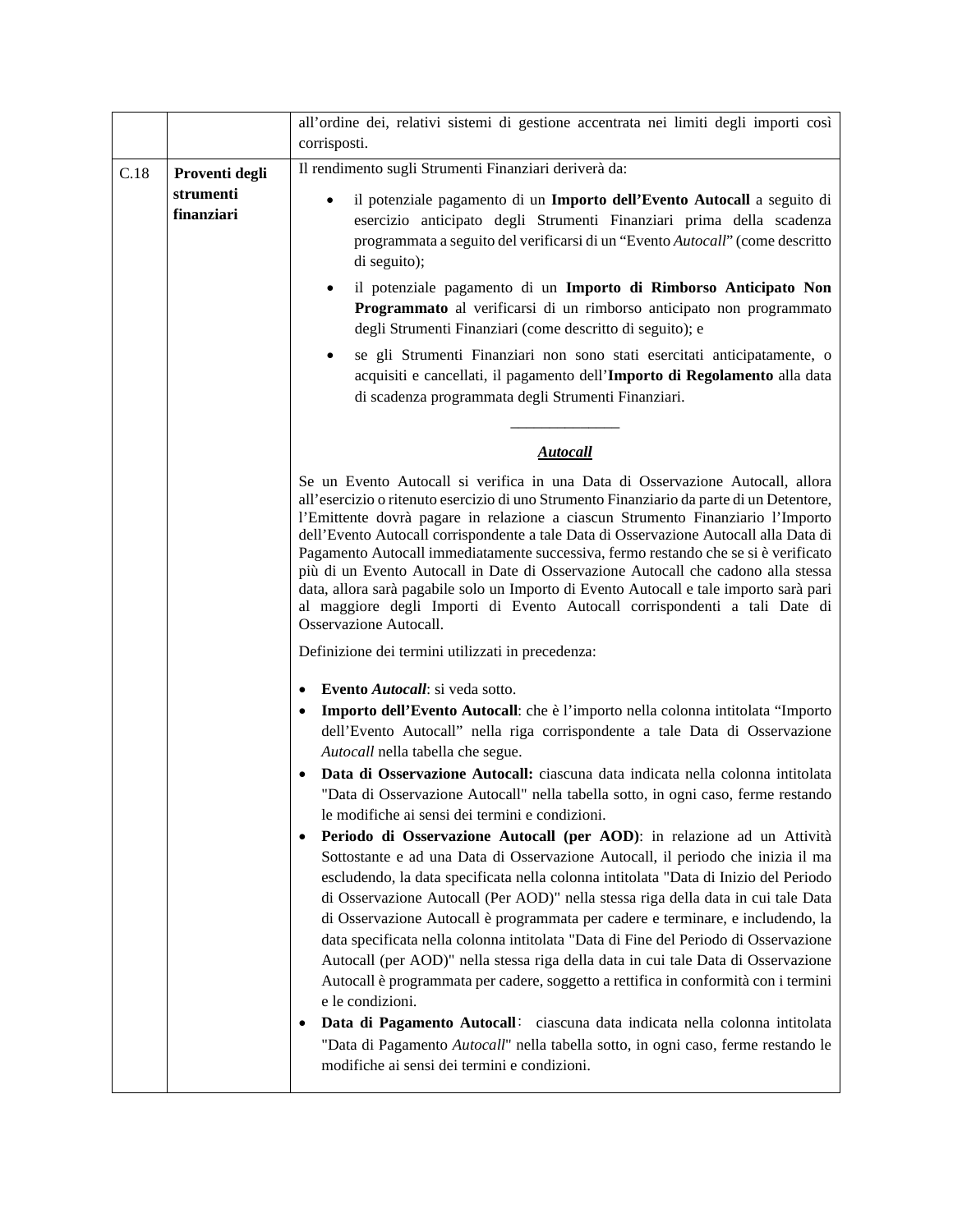| | | all'ordine dei, relativi sistemi di gestione accentrata nei limiti degli importi così corrisposti. |
|---|---|---|
| C.18 | **Proventi degli strumenti finanziari** | Il rendimento sugli Strumenti Finanziari deriverà da:<br><br>• il potenziale pagamento di un **Importo dell'Evento Autocall** a seguito di esercizio anticipato degli Strumenti Finanziari prima della scadenza programmata a seguito del verificarsi di un "Evento *Autocall*" (come descritto di seguito);<br>• il potenziale pagamento di un **Importo di Rimborso Anticipato Non Programmato** al verificarsi di un rimborso anticipato non programmato degli Strumenti Finanziari (come descritto di seguito); e<br>• se gli Strumenti Finanziari non sono stati esercitati anticipatamente, o acquisiti e cancellati, il pagamento dell'**Importo di Regolamento** alla data di scadenza programmata degli Strumenti Finanziari.<br><br>\_\_\_\_\_\_\_\_\_\_\_\_\_\_<br><br>***Autocall***<br><br>Se un Evento Autocall si verifica in una Data di Osservazione Autocall, allora all'esercizio o ritenuto esercizio di uno Strumento Finanziario da parte di un Detentore, l'Emittente dovrà pagare in relazione a ciascun Strumento Finanziario l'Importo dell'Evento Autocall corrispondente a tale Data di Osservazione Autocall alla Data di Pagamento Autocall immediatamente successiva, fermo restando che se si è verificato più di un Evento Autocall in Date di Osservazione Autocall che cadono alla stessa data, allora sarà pagabile solo un Importo di Evento Autocall e tale importo sarà pari al maggiore degli Importi di Evento Autocall corrispondenti a tali Date di Osservazione Autocall.<br><br>Definizione dei termini utilizzati in precedenza:<br><br>• **Evento *Autocall***: si veda sotto.<br>• **Importo dell'Evento Autocall**: che è l'importo nella colonna intitolata "Importo dell'Evento Autocall" nella riga corrispondente a tale Data di Osservazione *Autocall* nella tabella che segue.<br>• **Data di Osservazione Autocall:** ciascuna data indicata nella colonna intitolata "Data di Osservazione Autocall" nella tabella sotto, in ogni caso, ferme restando le modifiche ai sensi dei termini e condizioni.<br>• **Periodo di Osservazione Autocall (per AOD)**: in relazione ad un Attività Sottostante e ad una Data di Osservazione Autocall, il periodo che inizia il ma escludendo, la data specificata nella colonna intitolata "Data di Inizio del Periodo di Osservazione Autocall (Per AOD)" nella stessa riga della data in cui tale Data di Osservazione Autocall è programmata per cadere e terminare, e includendo, la data specificata nella colonna intitolata "Data di Fine del Periodo di Osservazione Autocall (per AOD)" nella stessa riga della data in cui tale Data di Osservazione Autocall è programmata per cadere, soggetto a rettifica in conformità con i termini e le condizioni.<br>• **Data di Pagamento Autocall**: ciascuna data indicata nella colonna intitolata "Data di Pagamento *Autocall*" nella tabella sotto, in ogni caso, ferme restando le modifiche ai sensi dei termini e condizioni. |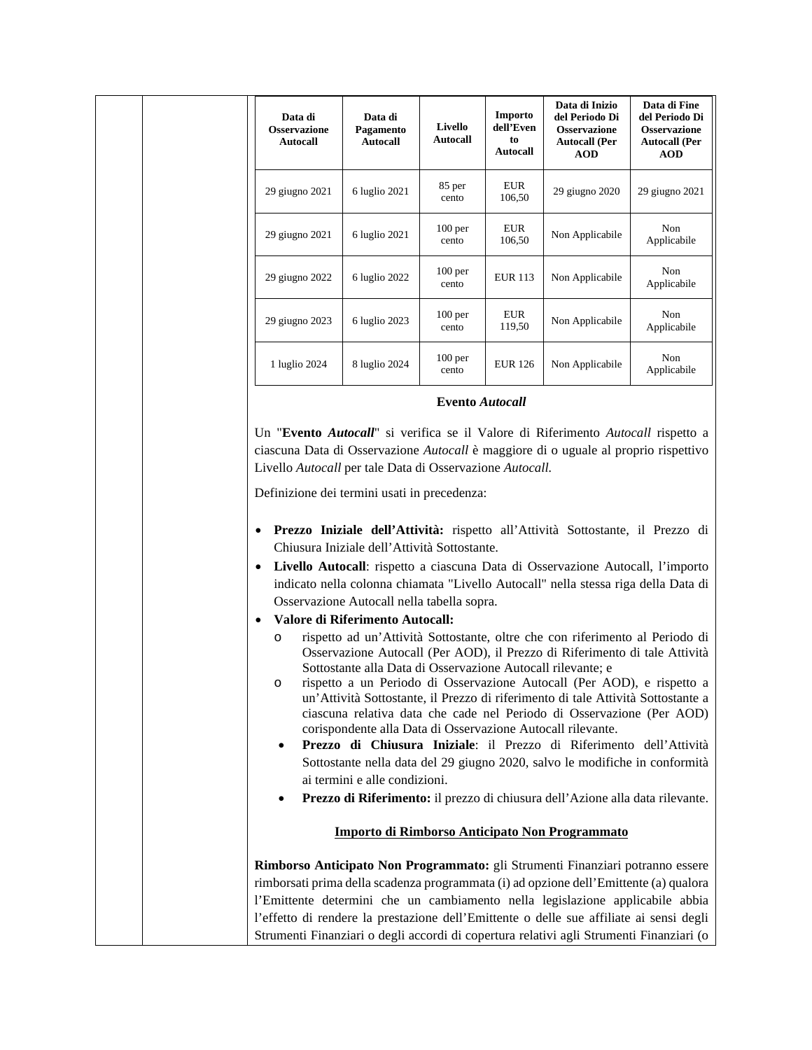| Data di Osservazione Autocall | Data di Pagamento Autocall | Livello Autocall | Importo dell'Evento Autocall | Data di Inizio del Periodo Di Osservazione Autocall (Per AOD | Data di Fine del Periodo Di Osservazione Autocall (Per AOD |
|---|---|---|---|---|---|
| 29 giugno 2021 | 6 luglio 2021 | 85 per cento | EUR 106,50 | 29 giugno 2020 | 29 giugno 2021 |
| 29 giugno 2021 | 6 luglio 2021 | 100 per cento | EUR 106,50 | Non Applicabile | Non Applicabile |
| 29 giugno 2022 | 6 luglio 2022 | 100 per cento | EUR 113 | Non Applicabile | Non Applicabile |
| 29 giugno 2023 | 6 luglio 2023 | 100 per cento | EUR 119,50 | Non Applicabile | Non Applicabile |
| 1 luglio 2024 | 8 luglio 2024 | 100 per cento | EUR 126 | Non Applicabile | Non Applicabile |

**Evento *Autocall***

Un "**Evento *Autocall***" si verifica se il Valore di Riferimento *Autocall* rispetto a ciascuna Data di Osservazione *Autocall* è maggiore di o uguale al proprio rispettivo Livello *Autocall* per tale Data di Osservazione *Autocall.*

Definizione dei termini usati in precedenza:

- **Prezzo Iniziale dell'Attività:** rispetto all'Attività Sottostante, il Prezzo di Chiusura Iniziale dell'Attività Sottostante.
- **Livello Autocall**: rispetto a ciascuna Data di Osservazione Autocall, l'importo indicato nella colonna chiamata "Livello Autocall" nella stessa riga della Data di Osservazione Autocall nella tabella sopra.
- **Valore di Riferimento Autocall:**
  - o rispetto ad un'Attività Sottostante, oltre che con riferimento al Periodo di Osservazione Autocall (Per AOD), il Prezzo di Riferimento di tale Attività Sottostante alla Data di Osservazione Autocall rilevante; e
  - o rispetto a un Periodo di Osservazione Autocall (Per AOD), e rispetto a un'Attività Sottostante, il Prezzo di riferimento di tale Attività Sottostante a ciascuna relativa data che cade nel Periodo di Osservazione (Per AOD) corispondente alla Data di Osservazione Autocall rilevante.
  - **Prezzo di Chiusura Iniziale**: il Prezzo di Riferimento dell'Attività Sottostante nella data del 29 giugno 2020, salvo le modifiche in conformità ai termini e alle condizioni.
  - **Prezzo di Riferimento:** il prezzo di chiusura dell'Azione alla data rilevante.

**<u>Importo di Rimborso Anticipato Non Programmato</u>**

**Rimborso Anticipato Non Programmato:** gli Strumenti Finanziari potranno essere rimborsati prima della scadenza programmata (i) ad opzione dell'Emittente (a) qualora l'Emittente determini che un cambiamento nella legislazione applicabile abbia l'effetto di rendere la prestazione dell'Emittente o delle sue affiliate ai sensi degli Strumenti Finanziari o degli accordi di copertura relativi agli Strumenti Finanziari (o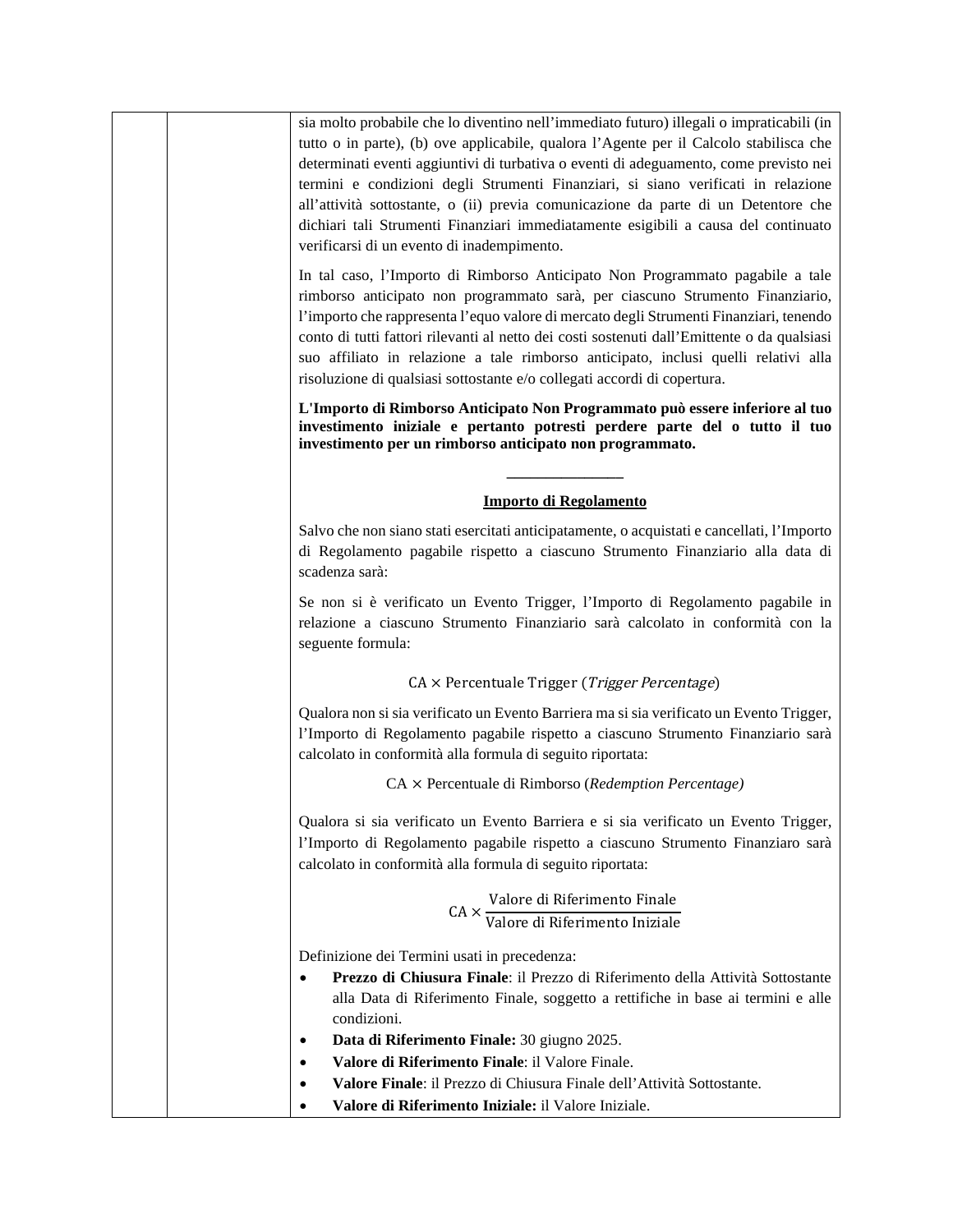sia molto probabile che lo diventino nell'immediato futuro) illegali o impraticabili (in tutto o in parte), (b) ove applicabile, qualora l'Agente per il Calcolo stabilisca che determinati eventi aggiuntivi di turbativa o eventi di adeguamento, come previsto nei termini e condizioni degli Strumenti Finanziari, si siano verificati in relazione all'attività sottostante, o (ii) previa comunicazione da parte di un Detentore che dichiari tali Strumenti Finanziari immediatamente esigibili a causa del continuato verificarsi di un evento di inadempimento.

In tal caso, l'Importo di Rimborso Anticipato Non Programmato pagabile a tale rimborso anticipato non programmato sarà, per ciascuno Strumento Finanziario, l'importo che rappresenta l'equo valore di mercato degli Strumenti Finanziari, tenendo conto di tutti fattori rilevanti al netto dei costi sostenuti dall'Emittente o da qualsiasi suo affiliato in relazione a tale rimborso anticipato, inclusi quelli relativi alla risoluzione di qualsiasi sottostante e/o collegati accordi di copertura.

**L'Importo di Rimborso Anticipato Non Programmato può essere inferiore al tuo investimento iniziale e pertanto potresti perdere parte del o tutto il tuo investimento per un rimborso anticipato non programmato.**

---

**Importo di Regolamento**

Salvo che non siano stati esercitati anticipatamente, o acquistati e cancellati, l'Importo di Regolamento pagabile rispetto a ciascuno Strumento Finanziario alla data di scadenza sarà:

Se non si è verificato un Evento Trigger, l'Importo di Regolamento pagabile in relazione a ciascuno Strumento Finanziario sarà calcolato in conformità con la seguente formula:

$$\text{CA} \times \text{Percentuale Trigger } (\textit{Trigger Percentage})$$

Qualora non si sia verificato un Evento Barriera ma si sia verificato un Evento Trigger, l'Importo di Regolamento pagabile rispetto a ciascuno Strumento Finanziario sarà calcolato in conformità alla formula di seguito riportata:

$$\text{CA} \times \text{Percentuale di Rimborso } (\textit{Redemption Percentage})$$

Qualora si sia verificato un Evento Barriera e si sia verificato un Evento Trigger, l'Importo di Regolamento pagabile rispetto a ciascuno Strumento Finanziaro sarà calcolato in conformità alla formula di seguito riportata:

$$\text{CA} \times \frac{\text{Valore di Riferimento Finale}}{\text{Valore di Riferimento Iniziale}}$$

Definizione dei Termini usati in precedenza:

- **Prezzo di Chiusura Finale**: il Prezzo di Riferimento della Attività Sottostante alla Data di Riferimento Finale, soggetto a rettifiche in base ai termini e alle condizioni.
- **Data di Riferimento Finale:** 30 giugno 2025.
- **Valore di Riferimento Finale**: il Valore Finale.
- **Valore Finale**: il Prezzo di Chiusura Finale dell'Attività Sottostante.
- **Valore di Riferimento Iniziale:** il Valore Iniziale.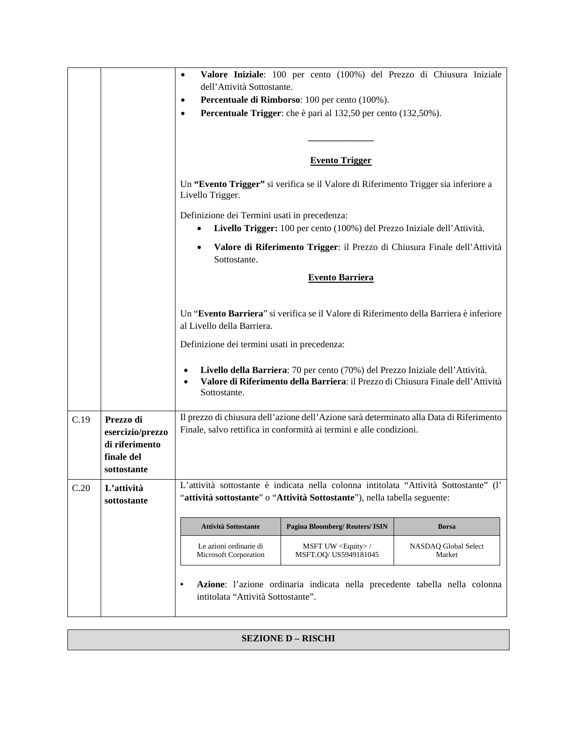| | | • **Valore Iniziale**: 100 per cento (100%) del Prezzo di Chiusura Iniziale dell'Attività Sottostante.<br>• **Percentuale di Rimborso**: 100 per cento (100%).<br>• **Percentuale Trigger**: che è pari al 132,50 per cento (132,50%).<br><br>_____________<br><br>**Evento Trigger**<br><br>Un **"Evento Trigger"** si verifica se il Valore di Riferimento Trigger sia inferiore a Livello Trigger.<br><br>Definizione dei Termini usati in precedenza:<br>• **Livello Trigger:** 100 per cento (100%) del Prezzo Iniziale dell'Attività.<br>• **Valore di Riferimento Trigger**: il Prezzo di Chiusura Finale dell'Attività Sottostante.<br><br>**Evento Barriera**<br><br>Un "**Evento Barriera**" si verifica se il Valore di Riferimento della Barriera è inferiore al Livello della Barriera.<br><br>Definizione dei termini usati in precedenza:<br><br>• **Livello della Barriera**: 70 per cento (70%) del Prezzo Iniziale dell'Attività.<br>• **Valore di Riferimento della Barriera**: il Prezzo di Chiusura Finale dell'Attività Sottostante. |
|---|---|---|
| C.19 | **Prezzo di esercizio/prezzo di riferimento finale del sottostante** | Il prezzo di chiusura dell'azione dell'Azione sarà determinato alla Data di Riferimento Finale, salvo rettifica in conformità ai termini e alle condizioni. |
| C.20 | **L'attività sottostante** | L'attività sottostante è indicata nella colonna intitolata "Attività Sottostante" (l' "**attività sottostante**" o "**Attività Sottostante**"), nella tabella seguente:<br><br>**Attività Sottostante** / **Pagina Bloomberg/ Reuters/ ISIN** / **Borsa**<br>Le azioni ordinarie di Microsoft Corporation / MSFT UW <Equity> / MSFT.OQ/ US5949181045 / NASDAQ Global Select Market<br><br>• **Azione**: l'azione ordinaria indicata nella precedente tabella nella colonna intitolata "Attività Sottostante". |

| Attività Sottostante | Pagina Bloomberg/ Reuters/ ISIN | Borsa |
|---|---|---|
| Le azioni ordinarie di Microsoft Corporation | MSFT UW <Equity> / MSFT.OQ/ US5949181045 | NASDAQ Global Select Market |

## SEZIONE D – RISCHI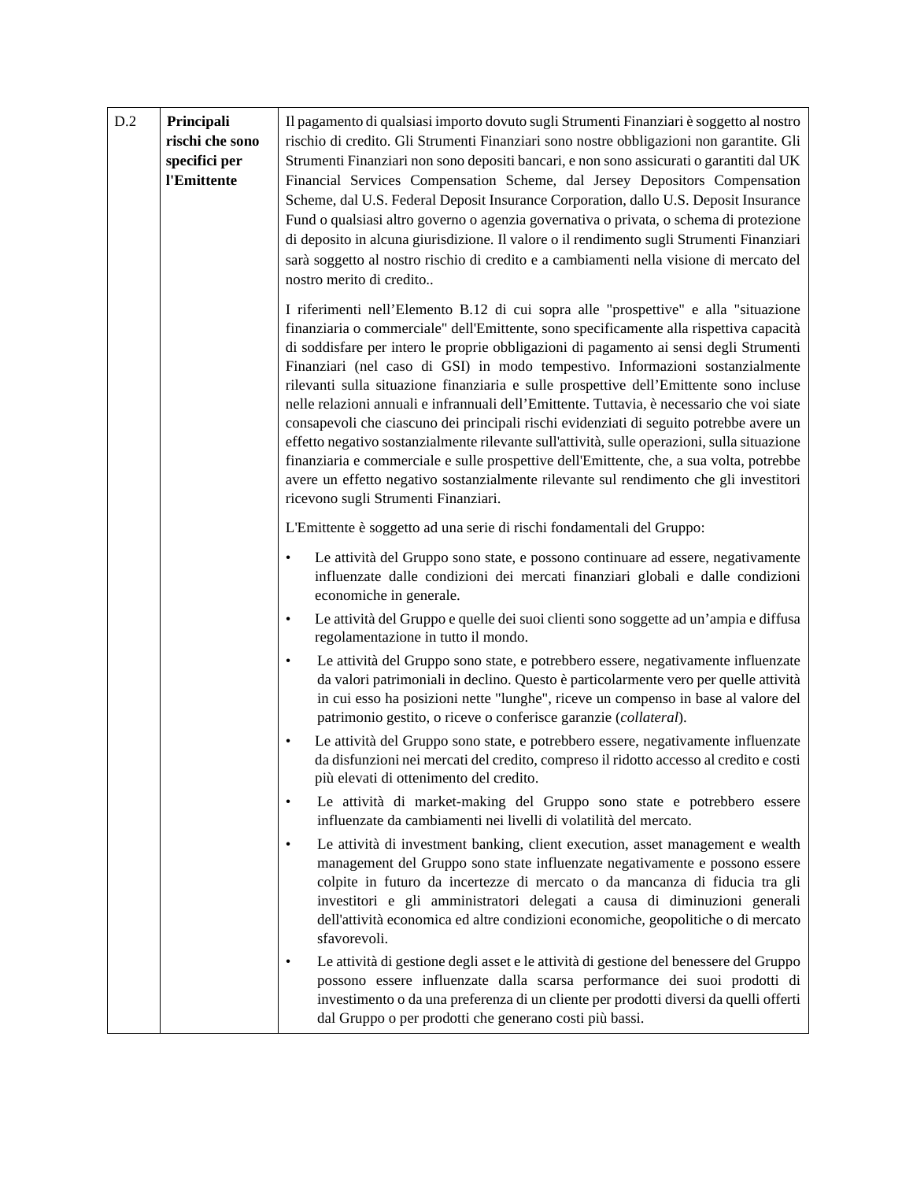| | | |
|---|---|---|
| D.2 | **Principali rischi che sono specifici per l'Emittente** | Il pagamento di qualsiasi importo dovuto sugli Strumenti Finanziari è soggetto al nostro rischio di credito. Gli Strumenti Finanziari sono nostre obbligazioni non garantite. Gli Strumenti Finanziari non sono depositi bancari, e non sono assicurati o garantiti dal UK Financial Services Compensation Scheme, dal Jersey Depositors Compensation Scheme, dal U.S. Federal Deposit Insurance Corporation, dallo U.S. Deposit Insurance Fund o qualsiasi altro governo o agenzia governativa o privata, o schema di protezione di deposito in alcuna giurisdizione. Il valore o il rendimento sugli Strumenti Finanziari sarà soggetto al nostro rischio di credito e a cambiamenti nella visione di mercato del nostro merito di credito..<br><br>I riferimenti nell'Elemento B.12 di cui sopra alle "prospettive" e alla "situazione finanziaria o commerciale" dell'Emittente, sono specificamente alla rispettiva capacità di soddisfare per intero le proprie obbligazioni di pagamento ai sensi degli Strumenti Finanziari (nel caso di GSI) in modo tempestivo. Informazioni sostanzialmente rilevanti sulla situazione finanziaria e sulle prospettive dell'Emittente sono incluse nelle relazioni annuali e infrannuali dell'Emittente. Tuttavia, è necessario che voi siate consapevoli che ciascuno dei principali rischi evidenziati di seguito potrebbe avere un effetto negativo sostanzialmente rilevante sull'attività, sulle operazioni, sulla situazione finanziaria e commerciale e sulle prospettive dell'Emittente, che, a sua volta, potrebbe avere un effetto negativo sostanzialmente rilevante sul rendimento che gli investitori ricevono sugli Strumenti Finanziari.<br><br>L'Emittente è soggetto ad una serie di rischi fondamentali del Gruppo:<br><br>• Le attività del Gruppo sono state, e possono continuare ad essere, negativamente influenzate dalle condizioni dei mercati finanziari globali e dalle condizioni economiche in generale.<br>• Le attività del Gruppo e quelle dei suoi clienti sono soggette ad un'ampia e diffusa regolamentazione in tutto il mondo.<br>• Le attività del Gruppo sono state, e potrebbero essere, negativamente influenzate da valori patrimoniali in declino. Questo è particolarmente vero per quelle attività in cui esso ha posizioni nette "lunghe", riceve un compenso in base al valore del patrimonio gestito, o riceve o conferisce garanzie (*collateral*).<br>• Le attività del Gruppo sono state, e potrebbero essere, negativamente influenzate da disfunzioni nei mercati del credito, compreso il ridotto accesso al credito e costi più elevati di ottenimento del credito.<br>• Le attività di market-making del Gruppo sono state e potrebbero essere influenzate da cambiamenti nei livelli di volatilità del mercato.<br>• Le attività di investment banking, client execution, asset management e wealth management del Gruppo sono state influenzate negativamente e possono essere colpite in futuro da incertezze di mercato o da mancanza di fiducia tra gli investitori e gli amministratori delegati a causa di diminuzioni generali dell'attività economica ed altre condizioni economiche, geopolitiche o di mercato sfavorevoli.<br>• Le attività di gestione degli asset e le attività di gestione del benessere del Gruppo possono essere influenzate dalla scarsa performance dei suoi prodotti di investimento o da una preferenza di un cliente per prodotti diversi da quelli offerti dal Gruppo o per prodotti che generano costi più bassi. |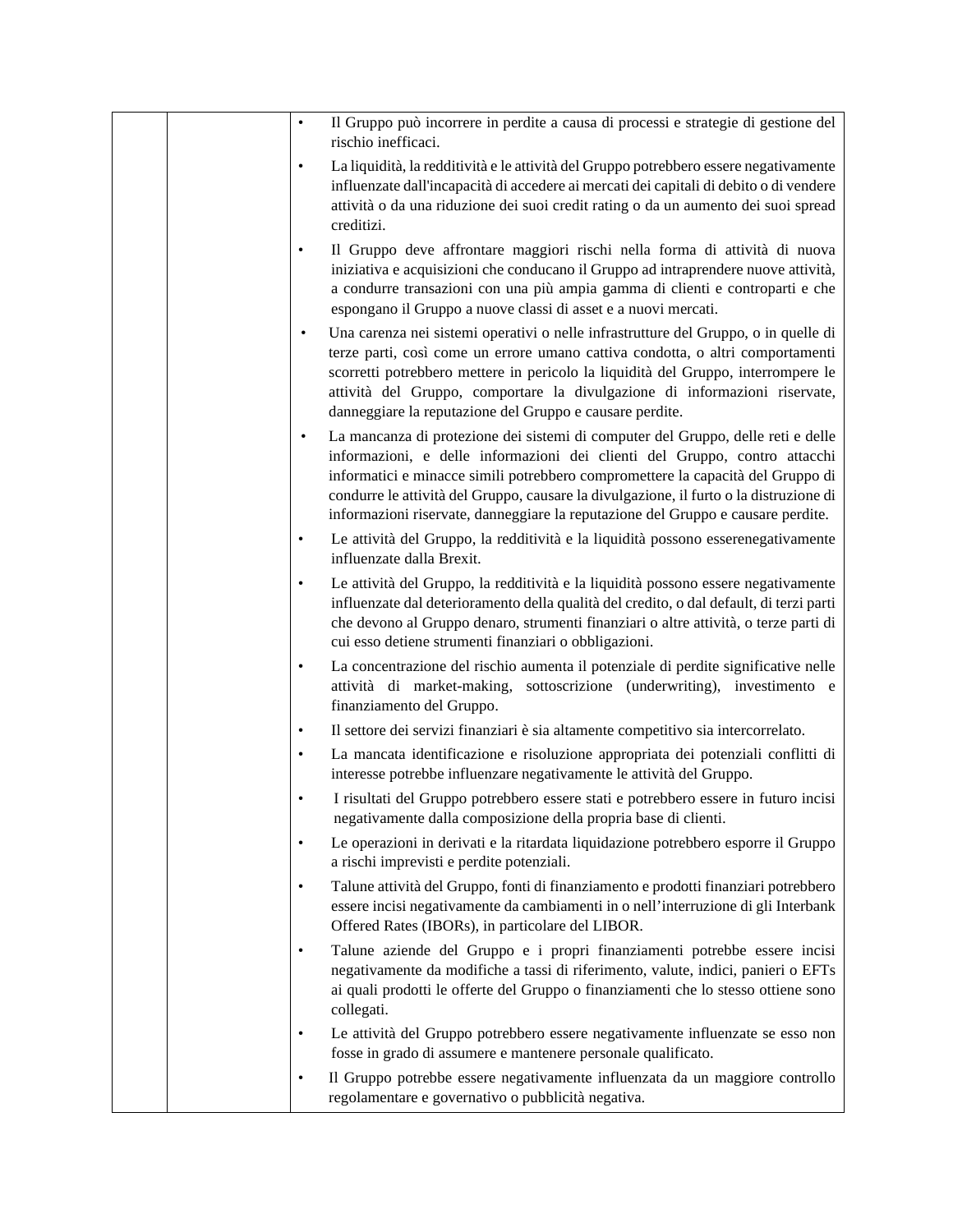| | | • Il Gruppo può incorrere in perdite a causa di processi e strategie di gestione del rischio inefficaci.<br>• La liquidità, la redditività e le attività del Gruppo potrebbero essere negativamente influenzate dall'incapacità di accedere ai mercati dei capitali di debito o di vendere attività o da una riduzione dei suoi credit rating o da un aumento dei suoi spread creditizi.<br>• Il Gruppo deve affrontare maggiori rischi nella forma di attività di nuova iniziativa e acquisizioni che conducano il Gruppo ad intraprendere nuove attività, a condurre transazioni con una più ampia gamma di clienti e controparti e che espongano il Gruppo a nuove classi di asset e a nuovi mercati.<br>• Una carenza nei sistemi operativi o nelle infrastrutture del Gruppo, o in quelle di terze parti, così come un errore umano cattiva condotta, o altri comportamenti scorretti potrebbero mettere in pericolo la liquidità del Gruppo, interrompere le attività del Gruppo, comportare la divulgazione di informazioni riservate, danneggiare la reputazione del Gruppo e causare perdite.<br>• La mancanza di protezione dei sistemi di computer del Gruppo, delle reti e delle informazioni, e delle informazioni dei clienti del Gruppo, contro attacchi informatici e minacce simili potrebbero compromettere la capacità del Gruppo di condurre le attività del Gruppo, causare la divulgazione, il furto o la distruzione di informazioni riservate, danneggiare la reputazione del Gruppo e causare perdite.<br>• Le attività del Gruppo, la redditività e la liquidità possono esserenegativamente influenzate dalla Brexit.<br>• Le attività del Gruppo, la redditività e la liquidità possono essere negativamente influenzate dal deterioramento della qualità del credito, o dal default, di terzi parti che devono al Gruppo denaro, strumenti finanziari o altre attività, o terze parti di cui esso detiene strumenti finanziari o obbligazioni.<br>• La concentrazione del rischio aumenta il potenziale di perdite significative nelle attività di market-making, sottoscrizione (underwriting), investimento e finanziamento del Gruppo.<br>• Il settore dei servizi finanziari è sia altamente competitivo sia intercorrelato.<br>• La mancata identificazione e risoluzione appropriata dei potenziali conflitti di interesse potrebbe influenzare negativamente le attività del Gruppo.<br>• I risultati del Gruppo potrebbero essere stati e potrebbero essere in futuro incisi negativamente dalla composizione della propria base di clienti.<br>• Le operazioni in derivati e la ritardata liquidazione potrebbero esporre il Gruppo a rischi imprevisti e perdite potenziali.<br>• Talune attività del Gruppo, fonti di finanziamento e prodotti finanziari potrebbero essere incisi negativamente da cambiamenti in o nell'interruzione di gli Interbank Offered Rates (IBORs), in particolare del LIBOR.<br>• Talune aziende del Gruppo e i propri finanziamenti potrebbe essere incisi negativamente da modifiche a tassi di riferimento, valute, indici, panieri o EFTs ai quali prodotti le offerte del Gruppo o finanziamenti che lo stesso ottiene sono collegati.<br>• Le attività del Gruppo potrebbero essere negativamente influenzate se esso non fosse in grado di assumere e mantenere personale qualificato.<br>• Il Gruppo potrebbe essere negativamente influenzata da un maggiore controllo regolamentare e governativo o pubblicità negativa. |
|---|---|---|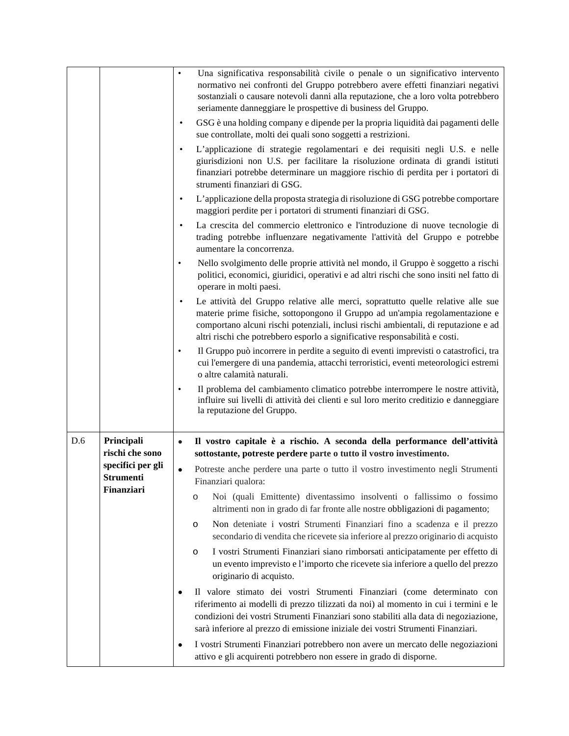| | | |
|---|---|---|
| | | • Una significativa responsabilità civile o penale o un significativo intervento normativo nei confronti del Gruppo potrebbero avere effetti finanziari negativi sostanziali o causare notevoli danni alla reputazione, che a loro volta potrebbero seriamente danneggiare le prospettive di business del Gruppo.<br>• GSG è una holding company e dipende per la propria liquidità dai pagamenti delle sue controllate, molti dei quali sono soggetti a restrizioni.<br>• L'applicazione di strategie regolamentari e dei requisiti negli U.S. e nelle giurisdizioni non U.S. per facilitare la risoluzione ordinata di grandi istituti finanziari potrebbe determinare un maggiore rischio di perdita per i portatori di strumenti finanziari di GSG.<br>• L'applicazione della proposta strategia di risoluzione di GSG potrebbe comportare maggiori perdite per i portatori di strumenti finanziari di GSG.<br>• La crescita del commercio elettronico e l'introduzione di nuove tecnologie di trading potrebbe influenzare negativamente l'attività del Gruppo e potrebbe aumentare la concorrenza.<br>• Nello svolgimento delle proprie attività nel mondo, il Gruppo è soggetto a rischi politici, economici, giuridici, operativi e ad altri rischi che sono insiti nel fatto di operare in molti paesi.<br>• Le attività del Gruppo relative alle merci, soprattutto quelle relative alle sue materie prime fisiche, sottopongono il Gruppo ad un'ampia regolamentazione e comportano alcuni rischi potenziali, inclusi rischi ambientali, di reputazione e ad altri rischi che potrebbero esporlo a significative responsabilità e costi.<br>• Il Gruppo può incorrere in perdite a seguito di eventi imprevisti o catastrofici, tra cui l'emergere di una pandemia, attacchi terroristici, eventi meteorologici estremi o altre calamità naturali.<br>• Il problema del cambiamento climatico potrebbe interrompere le nostre attività, influire sui livelli di attività dei clienti e sul loro merito creditizio e danneggiare la reputazione del Gruppo. |
| D.6 | **Principali rischi che sono specifici per gli Strumenti Finanziari** | • **Il vostro capitale è a rischio. A seconda della performance dell'attività sottostante, potreste perdere parte o tutto il vostro investimento.**<br>• Potreste anche perdere una parte o tutto il vostro investimento negli Strumenti Finanziari qualora:<br>&nbsp;&nbsp;o Noi (quali Emittente) diventassimo insolventi o fallissimo o fossimo altrimenti non in grado di far fronte alle nostre obbligazioni di pagamento;<br>&nbsp;&nbsp;o Non deteniate i vostri Strumenti Finanziari fino a scadenza e il prezzo secondario di vendita che ricevete sia inferiore al prezzo originario di acquisto<br>&nbsp;&nbsp;o I vostri Strumenti Finanziari siano rimborsati anticipatamente per effetto di un evento imprevisto e l'importo che ricevete sia inferiore a quello del prezzo originario di acquisto.<br>• Il valore stimato dei vostri Strumenti Finanziari (come determinato con riferimento ai modelli di prezzo tilizzati da noi) al momento in cui i termini e le condizioni dei vostri Strumenti Finanziari sono stabiliti alla data di negoziazione, sarà inferiore al prezzo di emissione iniziale dei vostri Strumenti Finanziari.<br>• I vostri Strumenti Finanziari potrebbero non avere un mercato delle negoziazioni attivo e gli acquirenti potrebbero non essere in grado di disporne. |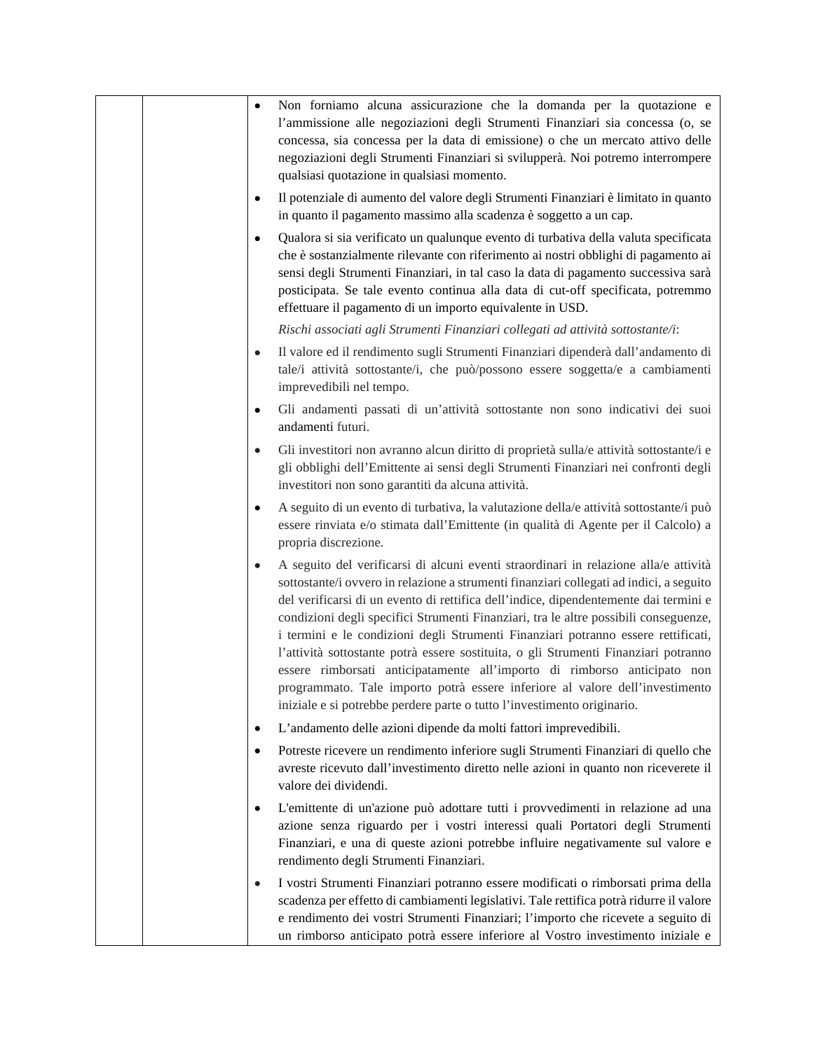| | | • Non forniamo alcuna assicurazione che la domanda per la quotazione e l'ammissione alle negoziazioni degli Strumenti Finanziari sia concessa (o, se concessa, sia concessa per la data di emissione) o che un mercato attivo delle negoziazioni degli Strumenti Finanziari si svilupperà. Noi potremo interrompere qualsiasi quotazione in qualsiasi momento.<br>• Il potenziale di aumento del valore degli Strumenti Finanziari è limitato in quanto in quanto il pagamento massimo alla scadenza è soggetto a un cap.<br>• Qualora si sia verificato un qualunque evento di turbativa della valuta specificata che è sostanzialmente rilevante con riferimento ai nostri obblighi di pagamento ai sensi degli Strumenti Finanziari, in tal caso la data di pagamento successiva sarà posticipata. Se tale evento continua alla data di cut-off specificata, potremmo effettuare il pagamento di un importo equivalente in USD.<br>*Rischi associati agli Strumenti Finanziari collegati ad attività sottostante/i*:<br>• Il valore ed il rendimento sugli Strumenti Finanziari dipenderà dall'andamento di tale/i attività sottostante/i, che può/possono essere soggetta/e a cambiamenti imprevedibili nel tempo.<br>• Gli andamenti passati di un'attività sottostante non sono indicativi dei suoi andamenti futuri.<br>• Gli investitori non avranno alcun diritto di proprietà sulla/e attività sottostante/i e gli obblighi dell'Emittente ai sensi degli Strumenti Finanziari nei confronti degli investitori non sono garantiti da alcuna attività.<br>• A seguito di un evento di turbativa, la valutazione della/e attività sottostante/i può essere rinviata e/o stimata dall'Emittente (in qualità di Agente per il Calcolo) a propria discrezione.<br>• A seguito del verificarsi di alcuni eventi straordinari in relazione alla/e attività sottostante/i ovvero in relazione a strumenti finanziari collegati ad indici, a seguito del verificarsi di un evento di rettifica dell'indice, dipendentemente dai termini e condizioni degli specifici Strumenti Finanziari, tra le altre possibili conseguenze, i termini e le condizioni degli Strumenti Finanziari potranno essere rettificati, l'attività sottostante potrà essere sostituita, o gli Strumenti Finanziari potranno essere rimborsati anticipatamente all'importo di rimborso anticipato non programmato. Tale importo potrà essere inferiore al valore dell'investimento iniziale e si potrebbe perdere parte o tutto l'investimento originario.<br>• L'andamento delle azioni dipende da molti fattori imprevedibili.<br>• Potreste ricevere un rendimento inferiore sugli Strumenti Finanziari di quello che avreste ricevuto dall'investimento diretto nelle azioni in quanto non riceverete il valore dei dividendi.<br>• L'emittente di un'azione può adottare tutti i provvedimenti in relazione ad una azione senza riguardo per i vostri interessi quali Portatori degli Strumenti Finanziari, e una di queste azioni potrebbe influire negativamente sul valore e rendimento degli Strumenti Finanziari.<br>• I vostri Strumenti Finanziari potranno essere modificati o rimborsati prima della scadenza per effetto di cambiamenti legislativi. Tale rettifica potrà ridurre il valore e rendimento dei vostri Strumenti Finanziari; l'importo che ricevete a seguito di un rimborso anticipato potrà essere inferiore al Vostro investimento iniziale e |
|---|---|---|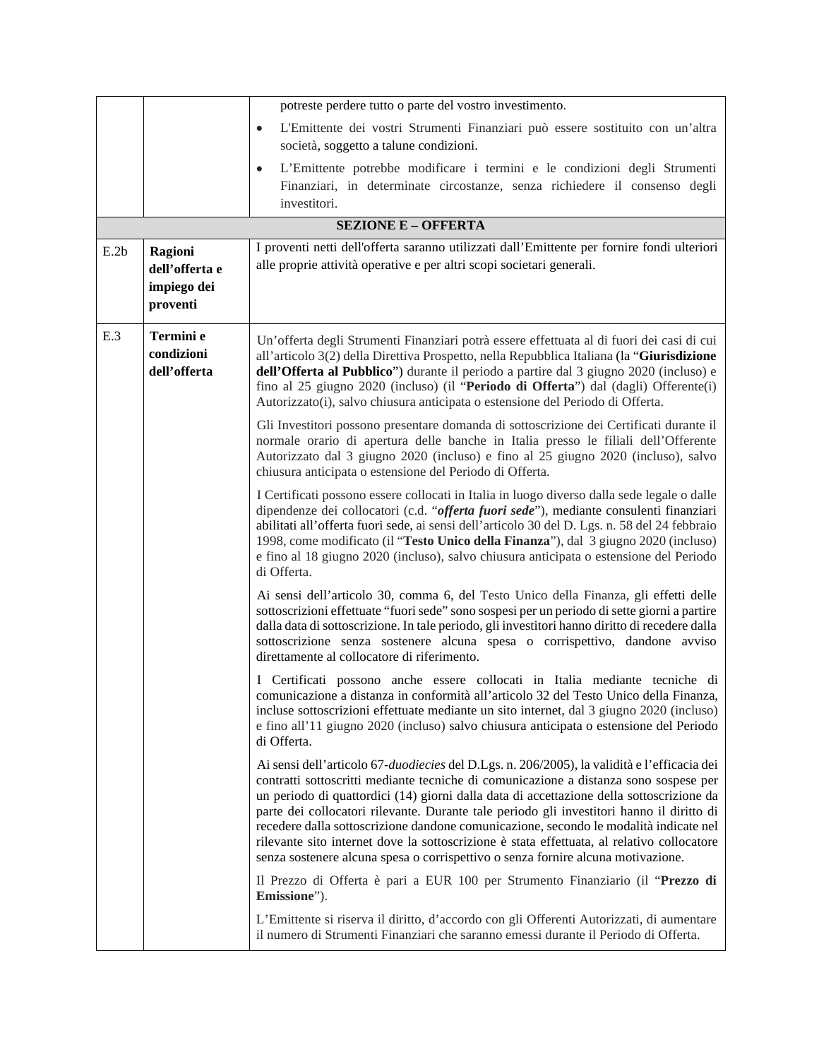| | | |
|---|---|---|
| | | potreste perdere tutto o parte del vostro investimento.<br>• L'Emittente dei vostri Strumenti Finanziari può essere sostituito con un'altra società, soggetto a talune condizioni.<br>• L'Emittente potrebbe modificare i termini e le condizioni degli Strumenti Finanziari, in determinate circostanze, senza richiedere il consenso degli investitori. |
| **SEZIONE E – OFFERTA** | | |
| E.2b | **Ragioni dell'offerta e impiego dei proventi** | I proventi netti dell'offerta saranno utilizzati dall'Emittente per fornire fondi ulteriori alle proprie attività operative e per altri scopi societari generali. |
| E.3 | **Termini e condizioni dell'offerta** | Un'offerta degli Strumenti Finanziari potrà essere effettuata al di fuori dei casi di cui all'articolo 3(2) della Direttiva Prospetto, nella Repubblica Italiana (la "**Giurisdizione dell'Offerta al Pubblico**") durante il periodo a partire dal 3 giugno 2020 (incluso) e fino al 25 giugno 2020 (incluso) (il "**Periodo di Offerta**") dal (dagli) Offerente(i) Autorizzato(i), salvo chiusura anticipata o estensione del Periodo di Offerta.<br><br>Gli Investitori possono presentare domanda di sottoscrizione dei Certificati durante il normale orario di apertura delle banche in Italia presso le filiali dell'Offerente Autorizzato dal 3 giugno 2020 (incluso) e fino al 25 giugno 2020 (incluso), salvo chiusura anticipata o estensione del Periodo di Offerta.<br><br>I Certificati possono essere collocati in Italia in luogo diverso dalla sede legale o dalle dipendenze dei collocatori (c.d. "***offerta fuori sede***"), mediante consulenti finanziari abilitati all'offerta fuori sede, ai sensi dell'articolo 30 del D. Lgs. n. 58 del 24 febbraio 1998, come modificato (il "**Testo Unico della Finanza**"), dal 3 giugno 2020 (incluso) e fino al 18 giugno 2020 (incluso), salvo chiusura anticipata o estensione del Periodo di Offerta.<br><br>Ai sensi dell'articolo 30, comma 6, del Testo Unico della Finanza, gli effetti delle sottoscrizioni effettuate "fuori sede" sono sospesi per un periodo di sette giorni a partire dalla data di sottoscrizione. In tale periodo, gli investitori hanno diritto di recedere dalla sottoscrizione senza sostenere alcuna spesa o corrispettivo, dandone avviso direttamente al collocatore di riferimento.<br><br>I Certificati possono anche essere collocati in Italia mediante tecniche di comunicazione a distanza in conformità all'articolo 32 del Testo Unico della Finanza, incluse sottoscrizioni effettuate mediante un sito internet, dal 3 giugno 2020 (incluso) e fino all'11 giugno 2020 (incluso) salvo chiusura anticipata o estensione del Periodo di Offerta.<br><br>Ai sensi dell'articolo 67-*duodiecies* del D.Lgs. n. 206/2005), la validità e l'efficacia dei contratti sottoscritti mediante tecniche di comunicazione a distanza sono sospese per un periodo di quattordici (14) giorni dalla data di accettazione della sottoscrizione da parte dei collocatori rilevante. Durante tale periodo gli investitori hanno il diritto di recedere dalla sottoscrizione dandone comunicazione, secondo le modalità indicate nel rilevante sito internet dove la sottoscrizione è stata effettuata, al relativo collocatore senza sostenere alcuna spesa o corrispettivo o senza fornire alcuna motivazione.<br><br>Il Prezzo di Offerta è pari a EUR 100 per Strumento Finanziario (il "**Prezzo di Emissione**").<br><br>L'Emittente si riserva il diritto, d'accordo con gli Offerenti Autorizzati, di aumentare il numero di Strumenti Finanziari che saranno emessi durante il Periodo di Offerta. |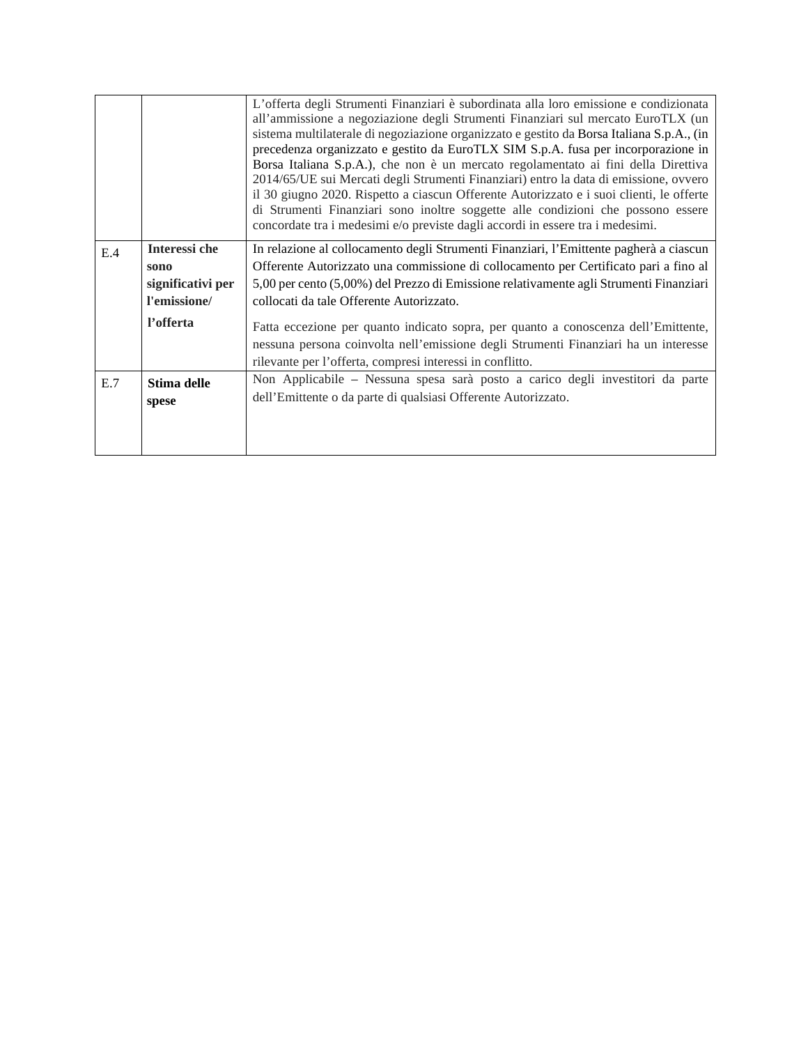| | | |
|---|---|---|
| | | L'offerta degli Strumenti Finanziari è subordinata alla loro emissione e condizionata all'ammissione a negoziazione degli Strumenti Finanziari sul mercato EuroTLX (un sistema multilaterale di negoziazione organizzato e gestito da Borsa Italiana S.p.A., (in precedenza organizzato e gestito da EuroTLX SIM S.p.A. fusa per incorporazione in Borsa Italiana S.p.A.), che non è un mercato regolamentato ai fini della Direttiva 2014/65/UE sui Mercati degli Strumenti Finanziari) entro la data di emissione, ovvero il 30 giugno 2020. Rispetto a ciascun Offerente Autorizzato e i suoi clienti, le offerte di Strumenti Finanziari sono inoltre soggette alle condizioni che possono essere concordate tra i medesimi e/o previste dagli accordi in essere tra i medesimi. |
| E.4 | **Interessi che sono significativi per l'emissione/ l'offerta** | In relazione al collocamento degli Strumenti Finanziari, l'Emittente pagherà a ciascun Offerente Autorizzato una commissione di collocamento per Certificato pari a fino al 5,00 per cento (5,00%) del Prezzo di Emissione relativamente agli Strumenti Finanziari collocati da tale Offerente Autorizzato.<br><br>Fatta eccezione per quanto indicato sopra, per quanto a conoscenza dell'Emittente, nessuna persona coinvolta nell'emissione degli Strumenti Finanziari ha un interesse rilevante per l'offerta, compresi interessi in conflitto. |
| E.7 | **Stima delle spese** | Non Applicabile – Nessuna spesa sarà posto a carico degli investitori da parte dell'Emittente o da parte di qualsiasi Offerente Autorizzato. |